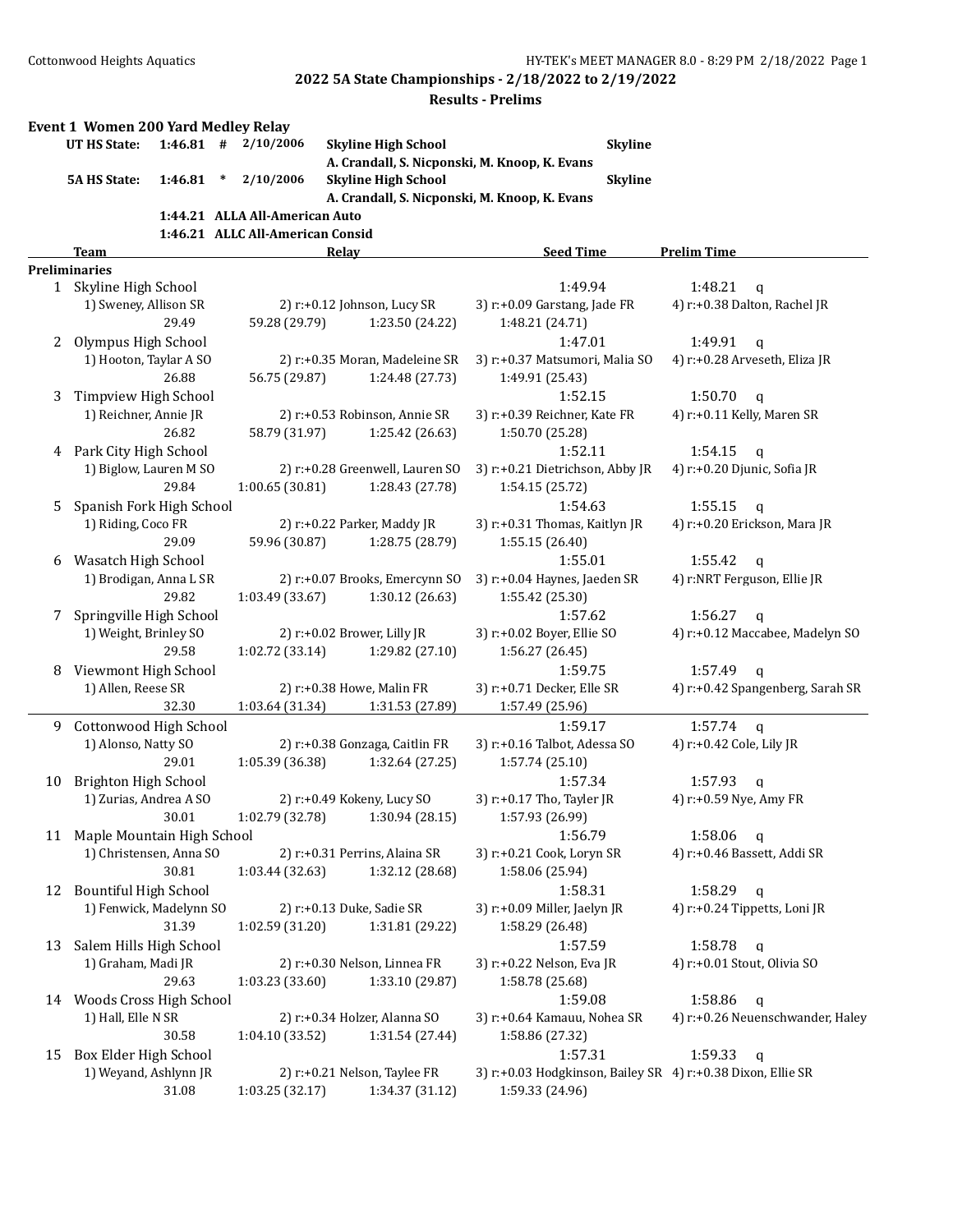## 2022 5A State Championships - 2/18/2022 to 2/19/2022

### Results - Prelims

### Event 1 Women 200 Yard Medley Relay

| | | | | | |
|---|---|---|---|---|---|
| UT HS State: | 1:46.81 | # | 2/10/2006 | Skyline High School | Skyline |
| | | | | A. Crandall, S. Nicponski, M. Knoop, K. Evans | |
| 5A HS State: | 1:46.81 | * | 2/10/2006 | Skyline High School | Skyline |
| | | | | A. Crandall, S. Nicponski, M. Knoop, K. Evans | |
| | 1:44.21 | | ALLA All-American Auto | | |
| | 1:46.21 | | ALLC All-American Consid | | |

| | Team | Relay | | Seed Time | Prelim Time |
|---|---|---|---|---|---|
| **Preliminaries** | | | | | |
| 1 | Skyline High School | | | 1:49.94 | 1:48.21 q |
| | 1) Sweney, Allison SR | 2) r:+0.12 Johnson, Lucy SR | 3) r:+0.09 Garstang, Jade FR | 4) r:+0.38 Dalton, Rachel JR | |
| | 29.49 | 59.28 (29.79) | 1:23.50 (24.22) | 1:48.21 (24.71) | |
| 2 | Olympus High School | | | 1:47.01 | 1:49.91 q |
| | 1) Hooton, Taylar A SO | 2) r:+0.35 Moran, Madeleine SR | 3) r:+0.37 Matsumori, Malia SO | 4) r:+0.28 Arveseth, Eliza JR | |
| | 26.88 | 56.75 (29.87) | 1:24.48 (27.73) | 1:49.91 (25.43) | |
| 3 | Timpview High School | | | 1:52.15 | 1:50.70 q |
| | 1) Reichner, Annie JR | 2) r:+0.53 Robinson, Annie SR | 3) r:+0.39 Reichner, Kate FR | 4) r:+0.11 Kelly, Maren SR | |
| | 26.82 | 58.79 (31.97) | 1:25.42 (26.63) | 1:50.70 (25.28) | |
| 4 | Park City High School | | | 1:52.11 | 1:54.15 q |
| | 1) Biglow, Lauren M SO | 2) r:+0.28 Greenwell, Lauren SO | 3) r:+0.21 Dietrichson, Abby JR | 4) r:+0.20 Djunic, Sofia JR | |
| | 29.84 | 1:00.65 (30.81) | 1:28.43 (27.78) | 1:54.15 (25.72) | |
| 5 | Spanish Fork High School | | | 1:54.63 | 1:55.15 q |
| | 1) Riding, Coco FR | 2) r:+0.22 Parker, Maddy JR | 3) r:+0.31 Thomas, Kaitlyn JR | 4) r:+0.20 Erickson, Mara JR | |
| | 29.09 | 59.96 (30.87) | 1:28.75 (28.79) | 1:55.15 (26.40) | |
| 6 | Wasatch High School | | | 1:55.01 | 1:55.42 q |
| | 1) Brodigan, Anna L SR | 2) r:+0.07 Brooks, Emercynn SO | 3) r:+0.04 Haynes, Jaeden SR | 4) r:NRT Ferguson, Ellie JR | |
| | 29.82 | 1:03.49 (33.67) | 1:30.12 (26.63) | 1:55.42 (25.30) | |
| 7 | Springville High School | | | 1:57.62 | 1:56.27 q |
| | 1) Weight, Brinley SO | 2) r:+0.02 Brower, Lilly JR | 3) r:+0.02 Boyer, Ellie SO | 4) r:+0.12 Maccabee, Madelyn SO | |
| | 29.58 | 1:02.72 (33.14) | 1:29.82 (27.10) | 1:56.27 (26.45) | |
| 8 | Viewmont High School | | | 1:59.75 | 1:57.49 q |
| | 1) Allen, Reese SR | 2) r:+0.38 Howe, Malin FR | 3) r:+0.71 Decker, Elle SR | 4) r:+0.42 Spangenberg, Sarah SR | |
| | 32.30 | 1:03.64 (31.34) | 1:31.53 (27.89) | 1:57.49 (25.96) | |
| 9 | Cottonwood High School | | | 1:59.17 | 1:57.74 q |
| | 1) Alonso, Natty SO | 2) r:+0.38 Gonzaga, Caitlin FR | 3) r:+0.16 Talbot, Adessa SO | 4) r:+0.42 Cole, Lily JR | |
| | 29.01 | 1:05.39 (36.38) | 1:32.64 (27.25) | 1:57.74 (25.10) | |
| 10 | Brighton High School | | | 1:57.34 | 1:57.93 q |
| | 1) Zurias, Andrea A SO | 2) r:+0.49 Kokeny, Lucy SO | 3) r:+0.17 Tho, Tayler JR | 4) r:+0.59 Nye, Amy FR | |
| | 30.01 | 1:02.79 (32.78) | 1:30.94 (28.15) | 1:57.93 (26.99) | |
| 11 | Maple Mountain High School | | | 1:56.79 | 1:58.06 q |
| | 1) Christensen, Anna SO | 2) r:+0.31 Perrins, Alaina SR | 3) r:+0.21 Cook, Loryn SR | 4) r:+0.46 Bassett, Addi SR | |
| | 30.81 | 1:03.44 (32.63) | 1:32.12 (28.68) | 1:58.06 (25.94) | |
| 12 | Bountiful High School | | | 1:58.31 | 1:58.29 q |
| | 1) Fenwick, Madelynn SO | 2) r:+0.13 Duke, Sadie SR | 3) r:+0.09 Miller, Jaelyn JR | 4) r:+0.24 Tippetts, Loni JR | |
| | 31.39 | 1:02.59 (31.20) | 1:31.81 (29.22) | 1:58.29 (26.48) | |
| 13 | Salem Hills High School | | | 1:57.59 | 1:58.78 q |
| | 1) Graham, Madi JR | 2) r:+0.30 Nelson, Linnea FR | 3) r:+0.22 Nelson, Eva JR | 4) r:+0.01 Stout, Olivia SO | |
| | 29.63 | 1:03.23 (33.60) | 1:33.10 (29.87) | 1:58.78 (25.68) | |
| 14 | Woods Cross High School | | | 1:59.08 | 1:58.86 q |
| | 1) Hall, Elle N SR | 2) r:+0.34 Holzer, Alanna SO | 3) r:+0.64 Kamauu, Nohea SR | 4) r:+0.26 Neuenschwander, Haley | |
| | 30.58 | 1:04.10 (33.52) | 1:31.54 (27.44) | 1:58.86 (27.32) | |
| 15 | Box Elder High School | | | 1:57.31 | 1:59.33 q |
| | 1) Weyand, Ashlynn JR | 2) r:+0.21 Nelson, Taylee FR | 3) r:+0.03 Hodgkinson, Bailey SR | 4) r:+0.38 Dixon, Ellie SR | |
| | 31.08 | 1:03.25 (32.17) | 1:34.37 (31.12) | 1:59.33 (24.96) | |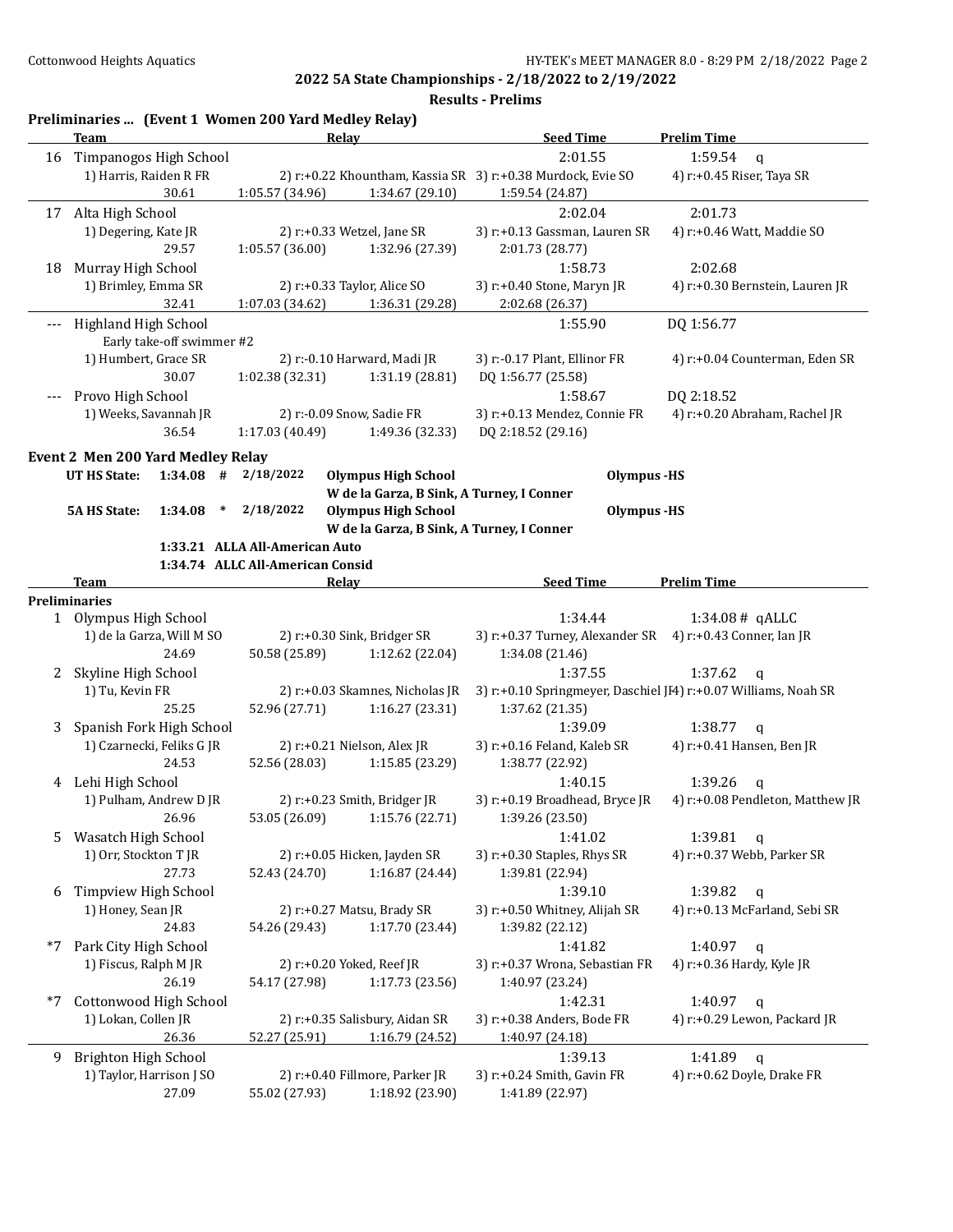**2022 5A State Championships - 2/18/2022 to 2/19/2022**

**Results - Prelims**

## Preliminaries ... (Event 1 Women 200 Yard Medley Relay)

| | Team | Relay | | Seed Time | Prelim Time |
|---|---|---|---|---|---|
| 16 | Timpanogos High School | | | 2:01.55 | 1:59.54 q |
| | 1) Harris, Raiden R FR | 2) r:+0.22 Khountham, Kassia SR | 3) r:+0.38 Murdock, Evie SO | 4) r:+0.45 Riser, Taya SR | |
| | 30.61 | 1:05.57 (34.96) | 1:34.67 (29.10) | 1:59.54 (24.87) | |
| 17 | Alta High School | | | 2:02.04 | 2:01.73 |
| | 1) Degering, Kate JR | 2) r:+0.33 Wetzel, Jane SR | 3) r:+0.13 Gassman, Lauren SR | 4) r:+0.46 Watt, Maddie SO | |
| | 29.57 | 1:05.57 (36.00) | 1:32.96 (27.39) | 2:01.73 (28.77) | |
| 18 | Murray High School | | | 1:58.73 | 2:02.68 |
| | 1) Brimley, Emma SR | 2) r:+0.33 Taylor, Alice SO | 3) r:+0.40 Stone, Maryn JR | 4) r:+0.30 Bernstein, Lauren JR | |
| | 32.41 | 1:07.03 (34.62) | 1:36.31 (29.28) | 2:02.68 (26.37) | |
| --- | Highland High School | | | 1:55.90 | DQ 1:56.77 |
| | Early take-off swimmer #2 | | | | |
| | 1) Humbert, Grace SR | 2) r:-0.10 Harward, Madi JR | 3) r:-0.17 Plant, Ellinor FR | 4) r:+0.04 Counterman, Eden SR | |
| | 30.07 | 1:02.38 (32.31) | 1:31.19 (28.81) | DQ 1:56.77 (25.58) | |
| --- | Provo High School | | | 1:58.67 | DQ 2:18.52 |
| | 1) Weeks, Savannah JR | 2) r:-0.09 Snow, Sadie FR | 3) r:+0.13 Mendez, Connie FR | 4) r:+0.20 Abraham, Rachel JR | |
| | 36.54 | 1:17.03 (40.49) | 1:49.36 (32.33) | DQ 2:18.52 (29.16) | |

## Event 2 Men 200 Yard Medley Relay

| | | | | | |
|---|---|---|---|---|---|
| UT HS State: | 1:34.08 # | 2/18/2022 | Olympus High School | Olympus -HS | |
| | | | W de la Garza, B Sink, A Turney, I Conner | | |
| 5A HS State: | 1:34.08 * | 2/18/2022 | Olympus High School | Olympus -HS | |
| | | | W de la Garza, B Sink, A Turney, I Conner | | |
| | 1:33.21 | ALLA All-American Auto | | | |
| | 1:34.74 | ALLC All-American Consid | | | |

| | Team | Relay | | Seed Time | Prelim Time |
|---|---|---|---|---|---|
| **Preliminaries** | | | | | |
| 1 | Olympus High School | | | 1:34.44 | 1:34.08 # qALLC |
| | 1) de la Garza, Will M SO | 2) r:+0.30 Sink, Bridger SR | 3) r:+0.37 Turney, Alexander SR | 4) r:+0.43 Conner, Ian JR | |
| | 24.69 | 50.58 (25.89) | 1:12.62 (22.04) | 1:34.08 (21.46) | |
| 2 | Skyline High School | | | 1:37.55 | 1:37.62 q |
| | 1) Tu, Kevin FR | 2) r:+0.03 Skamnes, Nicholas JR | 3) r:+0.10 Springmeyer, Daschiel JR | 4) r:+0.07 Williams, Noah SR | |
| | 25.25 | 52.96 (27.71) | 1:16.27 (23.31) | 1:37.62 (21.35) | |
| 3 | Spanish Fork High School | | | 1:39.09 | 1:38.77 q |
| | 1) Czarnecki, Feliks G JR | 2) r:+0.21 Nielson, Alex JR | 3) r:+0.16 Feland, Kaleb SR | 4) r:+0.41 Hansen, Ben JR | |
| | 24.53 | 52.56 (28.03) | 1:15.85 (23.29) | 1:38.77 (22.92) | |
| 4 | Lehi High School | | | 1:40.15 | 1:39.26 q |
| | 1) Pulham, Andrew D JR | 2) r:+0.23 Smith, Bridger JR | 3) r:+0.19 Broadhead, Bryce JR | 4) r:+0.08 Pendleton, Matthew JR | |
| | 26.96 | 53.05 (26.09) | 1:15.76 (22.71) | 1:39.26 (23.50) | |
| 5 | Wasatch High School | | | 1:41.02 | 1:39.81 q |
| | 1) Orr, Stockton T JR | 2) r:+0.05 Hicken, Jayden SR | 3) r:+0.30 Staples, Rhys SR | 4) r:+0.37 Webb, Parker SR | |
| | 27.73 | 52.43 (24.70) | 1:16.87 (24.44) | 1:39.81 (22.94) | |
| 6 | Timpview High School | | | 1:39.10 | 1:39.82 q |
| | 1) Honey, Sean JR | 2) r:+0.27 Matsu, Brady SR | 3) r:+0.50 Whitney, Alijah SR | 4) r:+0.13 McFarland, Sebi SR | |
| | 24.83 | 54.26 (29.43) | 1:17.70 (23.44) | 1:39.82 (22.12) | |
| *7 | Park City High School | | | 1:41.82 | 1:40.97 q |
| | 1) Fiscus, Ralph M JR | 2) r:+0.20 Yoked, Reef JR | 3) r:+0.37 Wrona, Sebastian FR | 4) r:+0.36 Hardy, Kyle JR | |
| | 26.19 | 54.17 (27.98) | 1:17.73 (23.56) | 1:40.97 (23.24) | |
| *7 | Cottonwood High School | | | 1:42.31 | 1:40.97 q |
| | 1) Lokan, Collen JR | 2) r:+0.35 Salisbury, Aidan SR | 3) r:+0.38 Anders, Bode FR | 4) r:+0.29 Lewon, Packard JR | |
| | 26.36 | 52.27 (25.91) | 1:16.79 (24.52) | 1:40.97 (24.18) | |
| 9 | Brighton High School | | | 1:39.13 | 1:41.89 q |
| | 1) Taylor, Harrison J SO | 2) r:+0.40 Fillmore, Parker JR | 3) r:+0.24 Smith, Gavin FR | 4) r:+0.62 Doyle, Drake FR | |
| | 27.09 | 55.02 (27.93) | 1:18.92 (23.90) | 1:41.89 (22.97) | |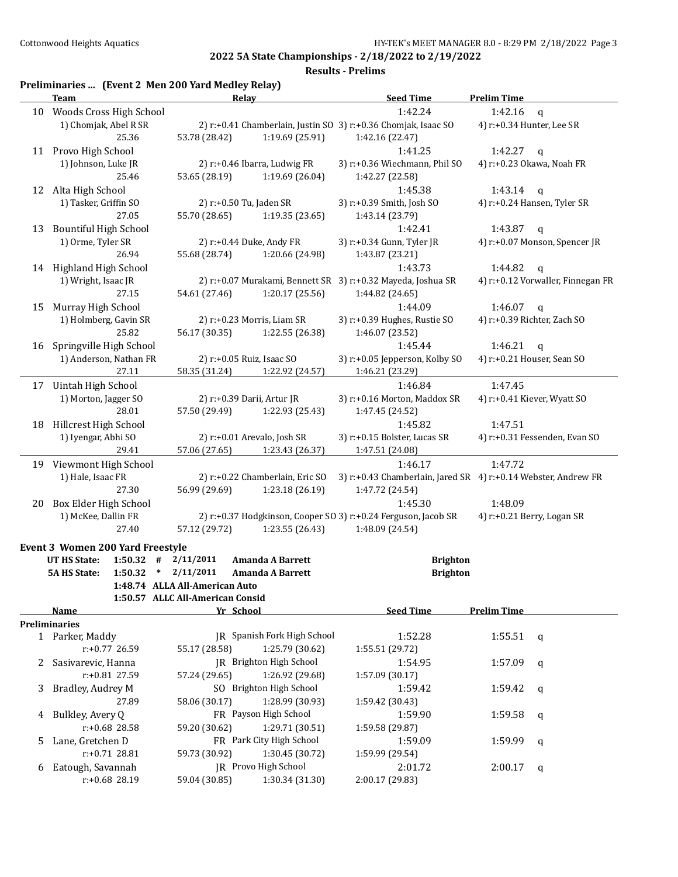**2022 5A State Championships - 2/18/2022 to 2/19/2022**

**Results - Prelims**

## Preliminaries ... (Event 2 Men 200 Yard Medley Relay)

| | Team | Relay | | Seed Time | Prelim Time | |
|---|---|---|---|---|---|---|
| 10 | Woods Cross High School | | | 1:42.24 | 1:42.16 | q |
| | 1) Chomjak, Abel R SR | 2) r:+0.41 Chamberlain, Justin SO | 3) r:+0.36 Chomjak, Isaac SO | 4) r:+0.34 Hunter, Lee SR | | |
| | 25.36 | 53.78 (28.42) | 1:19.69 (25.91) | 1:42.16 (22.47) | | |
| 11 | Provo High School | | | 1:41.25 | 1:42.27 | q |
| | 1) Johnson, Luke JR | 2) r:+0.46 Ibarra, Ludwig FR | 3) r:+0.36 Wiechmann, Phil SO | 4) r:+0.23 Okawa, Noah FR | | |
| | 25.46 | 53.65 (28.19) | 1:19.69 (26.04) | 1:42.27 (22.58) | | |
| 12 | Alta High School | | | 1:45.38 | 1:43.14 | q |
| | 1) Tasker, Griffin SO | 2) r:+0.50 Tu, Jaden SR | 3) r:+0.39 Smith, Josh SO | 4) r:+0.24 Hansen, Tyler SR | | |
| | 27.05 | 55.70 (28.65) | 1:19.35 (23.65) | 1:43.14 (23.79) | | |
| 13 | Bountiful High School | | | 1:42.41 | 1:43.87 | q |
| | 1) Orme, Tyler SR | 2) r:+0.44 Duke, Andy FR | 3) r:+0.34 Gunn, Tyler JR | 4) r:+0.07 Monson, Spencer JR | | |
| | 26.94 | 55.68 (28.74) | 1:20.66 (24.98) | 1:43.87 (23.21) | | |
| 14 | Highland High School | | | 1:43.73 | 1:44.82 | q |
| | 1) Wright, Isaac JR | 2) r:+0.07 Murakami, Bennett SR | 3) r:+0.32 Mayeda, Joshua SR | 4) r:+0.12 Vorwaller, Finnegan FR | | |
| | 27.15 | 54.61 (27.46) | 1:20.17 (25.56) | 1:44.82 (24.65) | | |
| 15 | Murray High School | | | 1:44.09 | 1:46.07 | q |
| | 1) Holmberg, Gavin SR | 2) r:+0.23 Morris, Liam SR | 3) r:+0.39 Hughes, Rustie SO | 4) r:+0.39 Richter, Zach SO | | |
| | 25.82 | 56.17 (30.35) | 1:22.55 (26.38) | 1:46.07 (23.52) | | |
| 16 | Springville High School | | | 1:45.44 | 1:46.21 | q |
| | 1) Anderson, Nathan FR | 2) r:+0.05 Ruiz, Isaac SO | 3) r:+0.05 Jepperson, Kolby SO | 4) r:+0.21 Houser, Sean SO | | |
| | 27.11 | 58.35 (31.24) | 1:22.92 (24.57) | 1:46.21 (23.29) | | |
| 17 | Uintah High School | | | 1:46.84 | 1:47.45 | |
| | 1) Morton, Jagger SO | 2) r:+0.39 Darii, Artur JR | 3) r:+0.16 Morton, Maddox SR | 4) r:+0.41 Kiever, Wyatt SO | | |
| | 28.01 | 57.50 (29.49) | 1:22.93 (25.43) | 1:47.45 (24.52) | | |
| 18 | Hillcrest High School | | | 1:45.82 | 1:47.51 | |
| | 1) Iyengar, Abhi SO | 2) r:+0.01 Arevalo, Josh SR | 3) r:+0.15 Bolster, Lucas SR | 4) r:+0.31 Fessenden, Evan SO | | |
| | 29.41 | 57.06 (27.65) | 1:23.43 (26.37) | 1:47.51 (24.08) | | |
| 19 | Viewmont High School | | | 1:46.17 | 1:47.72 | |
| | 1) Hale, Isaac FR | 2) r:+0.22 Chamberlain, Eric SO | 3) r:+0.43 Chamberlain, Jared SR | 4) r:+0.14 Webster, Andrew FR | | |
| | 27.30 | 56.99 (29.69) | 1:23.18 (26.19) | 1:47.72 (24.54) | | |
| 20 | Box Elder High School | | | 1:45.30 | 1:48.09 | |
| | 1) McKee, Dallin FR | 2) r:+0.37 Hodgkinson, Cooper SO | 3) r:+0.24 Ferguson, Jacob SR | 4) r:+0.21 Berry, Logan SR | | |
| | 27.40 | 57.12 (29.72) | 1:23.55 (26.43) | 1:48.09 (24.54) | | |

## Event 3 Women 200 Yard Freestyle

| | | | | | |
|---|---|---|---|---|---|
| UT HS State: | 1:50.32 | # | 2/11/2011 | Amanda A Barrett | Brighton |
| 5A HS State: | 1:50.32 | * | 2/11/2011 | Amanda A Barrett | Brighton |
| | 1:48.74 | | ALLA All-American Auto | | |
| | 1:50.57 | | ALLC All-American Consid | | |

**Preliminaries**

| | Name | Yr | School | Seed Time | Prelim Time | |
|---|---|---|---|---|---|---|
| 1 | Parker, Maddy | JR | Spanish Fork High School | 1:52.28 | 1:55.51 | q |
| | r:+0.77 26.59 | 55.17 (28.58) | 1:25.79 (30.62) | 1:55.51 (29.72) | | |
| 2 | Sasivarevic, Hanna | JR | Brighton High School | 1:54.95 | 1:57.09 | q |
| | r:+0.81 27.59 | 57.24 (29.65) | 1:26.92 (29.68) | 1:57.09 (30.17) | | |
| 3 | Bradley, Audrey M | SO | Brighton High School | 1:59.42 | 1:59.42 | q |
| | 27.89 | 58.06 (30.17) | 1:28.99 (30.93) | 1:59.42 (30.43) | | |
| 4 | Bulkley, Avery Q | FR | Payson High School | 1:59.90 | 1:59.58 | q |
| | r:+0.68 28.58 | 59.20 (30.62) | 1:29.71 (30.51) | 1:59.58 (29.87) | | |
| 5 | Lane, Gretchen D | FR | Park City High School | 1:59.09 | 1:59.99 | q |
| | r:+0.71 28.81 | 59.73 (30.92) | 1:30.45 (30.72) | 1:59.99 (29.54) | | |
| 6 | Eatough, Savannah | JR | Provo High School | 2:01.72 | 2:00.17 | q |
| | r:+0.68 28.19 | 59.04 (30.85) | 1:30.34 (31.30) | 2:00.17 (29.83) | | |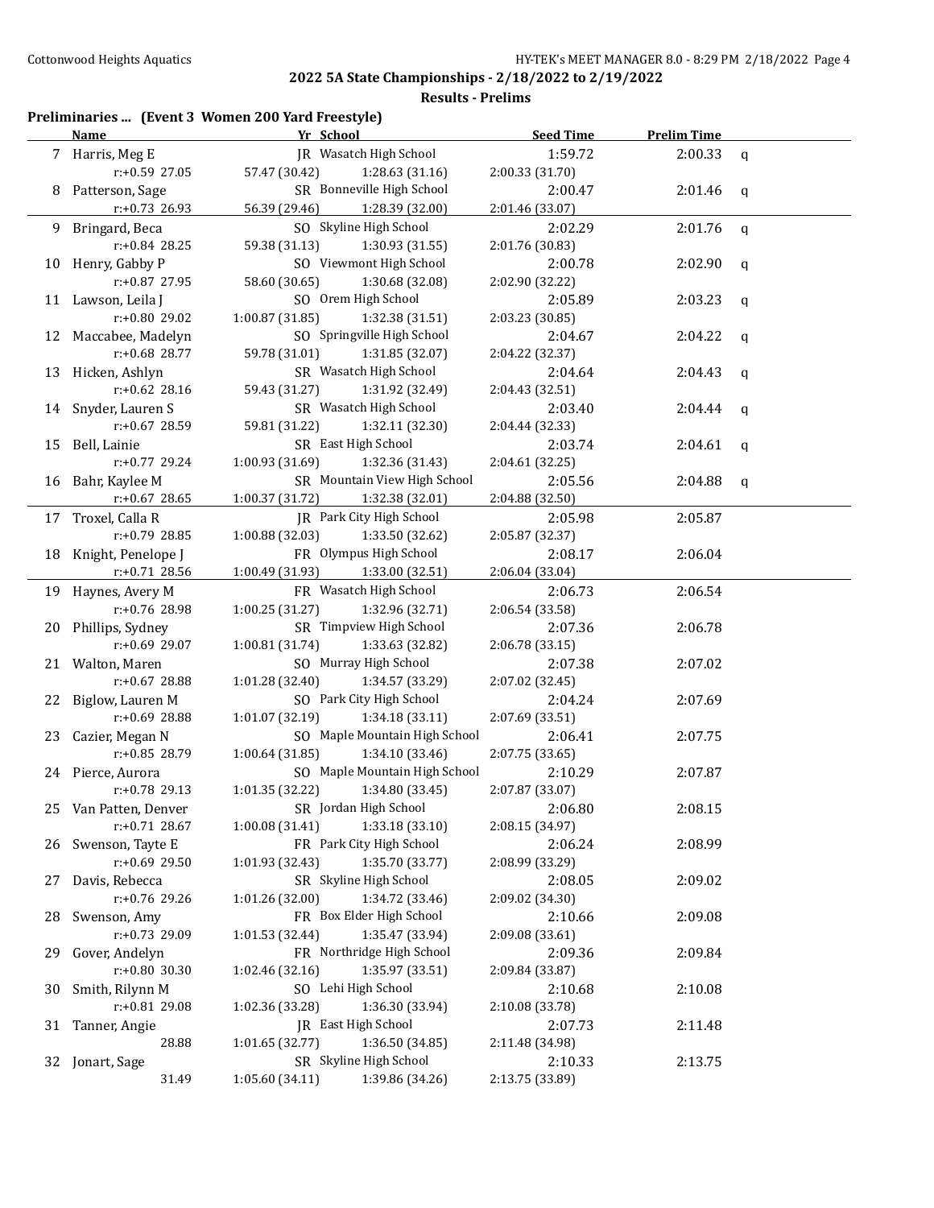## 2022 5A State Championships - 2/18/2022 to 2/19/2022

### Results - Prelims

**Preliminaries ... (Event 3 Women 200 Yard Freestyle)**

| | Name | Yr | School | Seed Time | Prelim Time | |
|---|---|---|---|---|---|---|
| 7 | Harris, Meg E | JR | Wasatch High School | 1:59.72 | 2:00.33 | q |
| | r:+0.59 27.05 | 57.47 (30.42) | 1:28.63 (31.16) | 2:00.33 (31.70) | | |
| 8 | Patterson, Sage | SR | Bonneville High School | 2:00.47 | 2:01.46 | q |
| | r:+0.73 26.93 | 56.39 (29.46) | 1:28.39 (32.00) | 2:01.46 (33.07) | | |
| 9 | Bringard, Beca | SO | Skyline High School | 2:02.29 | 2:01.76 | q |
| | r:+0.84 28.25 | 59.38 (31.13) | 1:30.93 (31.55) | 2:01.76 (30.83) | | |
| 10 | Henry, Gabby P | SO | Viewmont High School | 2:00.78 | 2:02.90 | q |
| | r:+0.87 27.95 | 58.60 (30.65) | 1:30.68 (32.08) | 2:02.90 (32.22) | | |
| 11 | Lawson, Leila J | SO | Orem High School | 2:05.89 | 2:03.23 | q |
| | r:+0.80 29.02 | 1:00.87 (31.85) | 1:32.38 (31.51) | 2:03.23 (30.85) | | |
| 12 | Maccabee, Madelyn | SO | Springville High School | 2:04.67 | 2:04.22 | q |
| | r:+0.68 28.77 | 59.78 (31.01) | 1:31.85 (32.07) | 2:04.22 (32.37) | | |
| 13 | Hicken, Ashlyn | SR | Wasatch High School | 2:04.64 | 2:04.43 | q |
| | r:+0.62 28.16 | 59.43 (31.27) | 1:31.92 (32.49) | 2:04.43 (32.51) | | |
| 14 | Snyder, Lauren S | SR | Wasatch High School | 2:03.40 | 2:04.44 | q |
| | r:+0.67 28.59 | 59.81 (31.22) | 1:32.11 (32.30) | 2:04.44 (32.33) | | |
| 15 | Bell, Lainie | SR | East High School | 2:03.74 | 2:04.61 | q |
| | r:+0.77 29.24 | 1:00.93 (31.69) | 1:32.36 (31.43) | 2:04.61 (32.25) | | |
| 16 | Bahr, Kaylee M | SR | Mountain View High School | 2:05.56 | 2:04.88 | q |
| | r:+0.67 28.65 | 1:00.37 (31.72) | 1:32.38 (32.01) | 2:04.88 (32.50) | | |
| 17 | Troxel, Calla R | JR | Park City High School | 2:05.98 | 2:05.87 | |
| | r:+0.79 28.85 | 1:00.88 (32.03) | 1:33.50 (32.62) | 2:05.87 (32.37) | | |
| 18 | Knight, Penelope J | FR | Olympus High School | 2:08.17 | 2:06.04 | |
| | r:+0.71 28.56 | 1:00.49 (31.93) | 1:33.00 (32.51) | 2:06.04 (33.04) | | |
| 19 | Haynes, Avery M | FR | Wasatch High School | 2:06.73 | 2:06.54 | |
| | r:+0.76 28.98 | 1:00.25 (31.27) | 1:32.96 (32.71) | 2:06.54 (33.58) | | |
| 20 | Phillips, Sydney | SR | Timpview High School | 2:07.36 | 2:06.78 | |
| | r:+0.69 29.07 | 1:00.81 (31.74) | 1:33.63 (32.82) | 2:06.78 (33.15) | | |
| 21 | Walton, Maren | SO | Murray High School | 2:07.38 | 2:07.02 | |
| | r:+0.67 28.88 | 1:01.28 (32.40) | 1:34.57 (33.29) | 2:07.02 (32.45) | | |
| 22 | Biglow, Lauren M | SO | Park City High School | 2:04.24 | 2:07.69 | |
| | r:+0.69 28.88 | 1:01.07 (32.19) | 1:34.18 (33.11) | 2:07.69 (33.51) | | |
| 23 | Cazier, Megan N | SO | Maple Mountain High School | 2:06.41 | 2:07.75 | |
| | r:+0.85 28.79 | 1:00.64 (31.85) | 1:34.10 (33.46) | 2:07.75 (33.65) | | |
| 24 | Pierce, Aurora | SO | Maple Mountain High School | 2:10.29 | 2:07.87 | |
| | r:+0.78 29.13 | 1:01.35 (32.22) | 1:34.80 (33.45) | 2:07.87 (33.07) | | |
| 25 | Van Patten, Denver | SR | Jordan High School | 2:06.80 | 2:08.15 | |
| | r:+0.71 28.67 | 1:00.08 (31.41) | 1:33.18 (33.10) | 2:08.15 (34.97) | | |
| 26 | Swenson, Tayte E | FR | Park City High School | 2:06.24 | 2:08.99 | |
| | r:+0.69 29.50 | 1:01.93 (32.43) | 1:35.70 (33.77) | 2:08.99 (33.29) | | |
| 27 | Davis, Rebecca | SR | Skyline High School | 2:08.05 | 2:09.02 | |
| | r:+0.76 29.26 | 1:01.26 (32.00) | 1:34.72 (33.46) | 2:09.02 (34.30) | | |
| 28 | Swenson, Amy | FR | Box Elder High School | 2:10.66 | 2:09.08 | |
| | r:+0.73 29.09 | 1:01.53 (32.44) | 1:35.47 (33.94) | 2:09.08 (33.61) | | |
| 29 | Gover, Andelyn | FR | Northridge High School | 2:09.36 | 2:09.84 | |
| | r:+0.80 30.30 | 1:02.46 (32.16) | 1:35.97 (33.51) | 2:09.84 (33.87) | | |
| 30 | Smith, Rilynn M | SO | Lehi High School | 2:10.68 | 2:10.08 | |
| | r:+0.81 29.08 | 1:02.36 (33.28) | 1:36.30 (33.94) | 2:10.08 (33.78) | | |
| 31 | Tanner, Angie | JR | East High School | 2:07.73 | 2:11.48 | |
| | 28.88 | 1:01.65 (32.77) | 1:36.50 (34.85) | 2:11.48 (34.98) | | |
| 32 | Jonart, Sage | SR | Skyline High School | 2:10.33 | 2:13.75 | |
| | 31.49 | 1:05.60 (34.11) | 1:39.86 (34.26) | 2:13.75 (33.89) | | |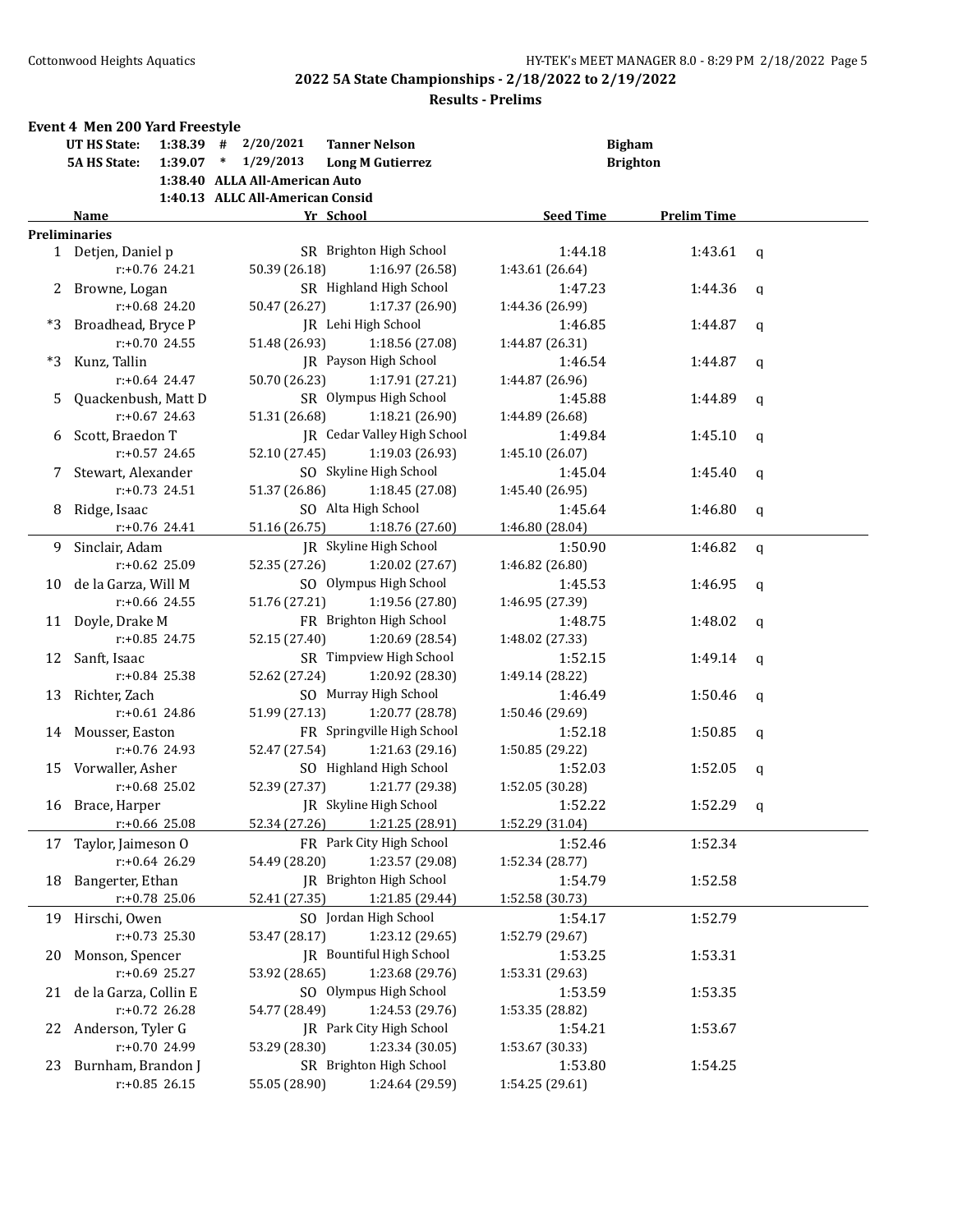## 2022 5A State Championships - 2/18/2022 to 2/19/2022

### Results - Prelims

**Event 4 Men 200 Yard Freestyle**

| | | | | | |
|---|---|---|---|---|---|
| **UT HS State:** | **1:38.39** | **#** | **2/20/2021** | **Tanner Nelson** | **Bigham** |
| **5A HS State:** | **1:39.07** | ***** | **1/29/2013** | **Long M Gutierrez** | **Brighton** |
| | **1:38.40** | | **ALLA All-American Auto** | | |
| | **1:40.13** | | **ALLC All-American Consid** | | |

| | Name | Yr | School | Seed Time | Prelim Time | |
|---|---|---|---|---|---|---|
| **Preliminaries** | | | | | | |
| 1 | Detjen, Daniel p | SR | Brighton High School | 1:44.18 | 1:43.61 | q |
| | r:+0.76 24.21 | 50.39 (26.18) | 1:16.97 (26.58) | 1:43.61 (26.64) | | |
| 2 | Browne, Logan | SR | Highland High School | 1:47.23 | 1:44.36 | q |
| | r:+0.68 24.20 | 50.47 (26.27) | 1:17.37 (26.90) | 1:44.36 (26.99) | | |
| *3 | Broadhead, Bryce P | JR | Lehi High School | 1:46.85 | 1:44.87 | q |
| | r:+0.70 24.55 | 51.48 (26.93) | 1:18.56 (27.08) | 1:44.87 (26.31) | | |
| *3 | Kunz, Tallin | JR | Payson High School | 1:46.54 | 1:44.87 | q |
| | r:+0.64 24.47 | 50.70 (26.23) | 1:17.91 (27.21) | 1:44.87 (26.96) | | |
| 5 | Quackenbush, Matt D | SR | Olympus High School | 1:45.88 | 1:44.89 | q |
| | r:+0.67 24.63 | 51.31 (26.68) | 1:18.21 (26.90) | 1:44.89 (26.68) | | |
| 6 | Scott, Braedon T | JR | Cedar Valley High School | 1:49.84 | 1:45.10 | q |
| | r:+0.57 24.65 | 52.10 (27.45) | 1:19.03 (26.93) | 1:45.10 (26.07) | | |
| 7 | Stewart, Alexander | SO | Skyline High School | 1:45.04 | 1:45.40 | q |
| | r:+0.73 24.51 | 51.37 (26.86) | 1:18.45 (27.08) | 1:45.40 (26.95) | | |
| 8 | Ridge, Isaac | SO | Alta High School | 1:45.64 | 1:46.80 | q |
| | r:+0.76 24.41 | 51.16 (26.75) | 1:18.76 (27.60) | 1:46.80 (28.04) | | |
| 9 | Sinclair, Adam | JR | Skyline High School | 1:50.90 | 1:46.82 | q |
| | r:+0.62 25.09 | 52.35 (27.26) | 1:20.02 (27.67) | 1:46.82 (26.80) | | |
| 10 | de la Garza, Will M | SO | Olympus High School | 1:45.53 | 1:46.95 | q |
| | r:+0.66 24.55 | 51.76 (27.21) | 1:19.56 (27.80) | 1:46.95 (27.39) | | |
| 11 | Doyle, Drake M | FR | Brighton High School | 1:48.75 | 1:48.02 | q |
| | r:+0.85 24.75 | 52.15 (27.40) | 1:20.69 (28.54) | 1:48.02 (27.33) | | |
| 12 | Sanft, Isaac | SR | Timpview High School | 1:52.15 | 1:49.14 | q |
| | r:+0.84 25.38 | 52.62 (27.24) | 1:20.92 (28.30) | 1:49.14 (28.22) | | |
| 13 | Richter, Zach | SO | Murray High School | 1:46.49 | 1:50.46 | q |
| | r:+0.61 24.86 | 51.99 (27.13) | 1:20.77 (28.78) | 1:50.46 (29.69) | | |
| 14 | Mousser, Easton | FR | Springville High School | 1:52.18 | 1:50.85 | q |
| | r:+0.76 24.93 | 52.47 (27.54) | 1:21.63 (29.16) | 1:50.85 (29.22) | | |
| 15 | Vorwaller, Asher | SO | Highland High School | 1:52.03 | 1:52.05 | q |
| | r:+0.68 25.02 | 52.39 (27.37) | 1:21.77 (29.38) | 1:52.05 (30.28) | | |
| 16 | Brace, Harper | JR | Skyline High School | 1:52.22 | 1:52.29 | q |
| | r:+0.66 25.08 | 52.34 (27.26) | 1:21.25 (28.91) | 1:52.29 (31.04) | | |
| 17 | Taylor, Jaimeson O | FR | Park City High School | 1:52.46 | 1:52.34 | |
| | r:+0.64 26.29 | 54.49 (28.20) | 1:23.57 (29.08) | 1:52.34 (28.77) | | |
| 18 | Bangerter, Ethan | JR | Brighton High School | 1:54.79 | 1:52.58 | |
| | r:+0.78 25.06 | 52.41 (27.35) | 1:21.85 (29.44) | 1:52.58 (30.73) | | |
| 19 | Hirschi, Owen | SO | Jordan High School | 1:54.17 | 1:52.79 | |
| | r:+0.73 25.30 | 53.47 (28.17) | 1:23.12 (29.65) | 1:52.79 (29.67) | | |
| 20 | Monson, Spencer | JR | Bountiful High School | 1:53.25 | 1:53.31 | |
| | r:+0.69 25.27 | 53.92 (28.65) | 1:23.68 (29.76) | 1:53.31 (29.63) | | |
| 21 | de la Garza, Collin E | SO | Olympus High School | 1:53.59 | 1:53.35 | |
| | r:+0.72 26.28 | 54.77 (28.49) | 1:24.53 (29.76) | 1:53.35 (28.82) | | |
| 22 | Anderson, Tyler G | JR | Park City High School | 1:54.21 | 1:53.67 | |
| | r:+0.70 24.99 | 53.29 (28.30) | 1:23.34 (30.05) | 1:53.67 (30.33) | | |
| 23 | Burnham, Brandon J | SR | Brighton High School | 1:53.80 | 1:54.25 | |
| | r:+0.85 26.15 | 55.05 (28.90) | 1:24.64 (29.59) | 1:54.25 (29.61) | | |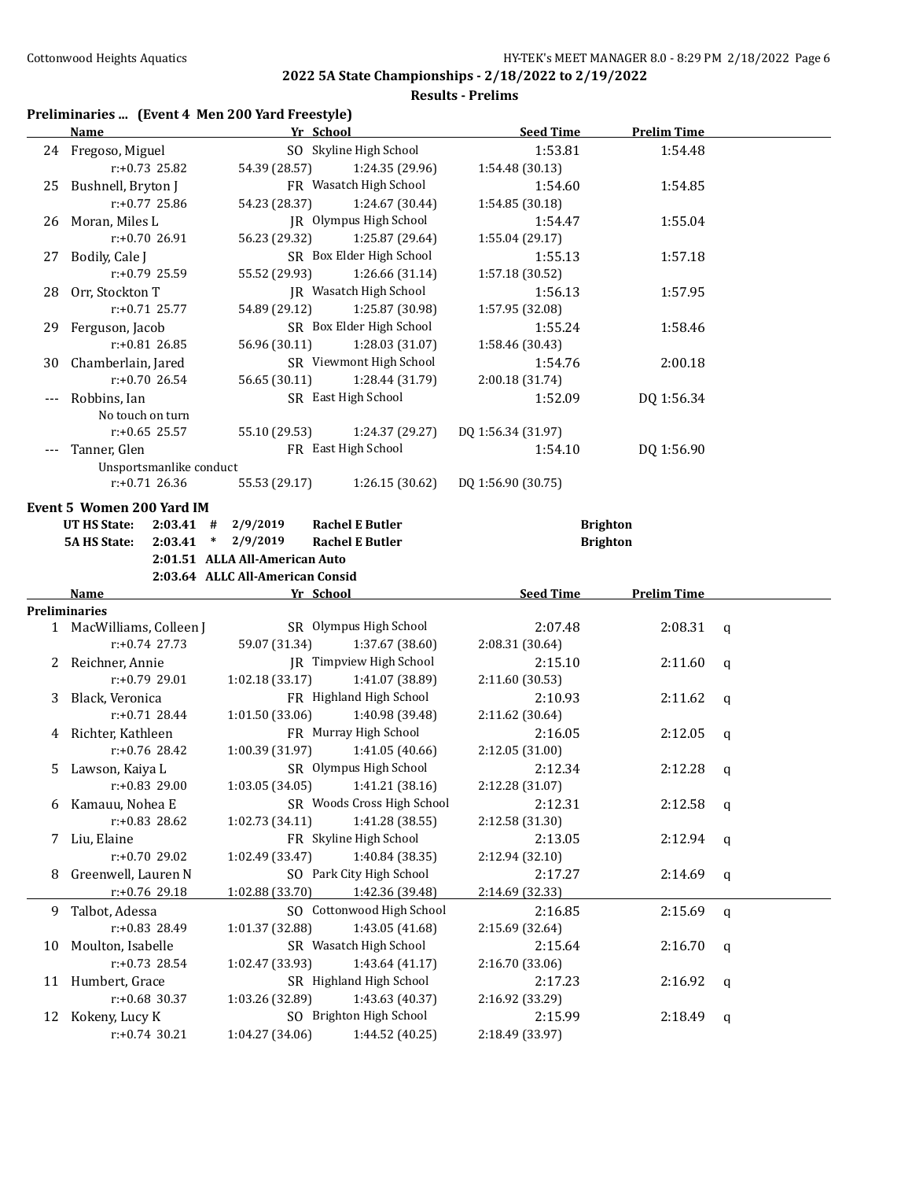## 2022 5A State Championships - 2/18/2022 to 2/19/2022

### Results - Prelims

**Preliminaries ... (Event 4 Men 200 Yard Freestyle)**

| | Name | Yr | School | Seed Time | Prelim Time | |
|---|---|---|---|---|---|---|
| 24 | Fregoso, Miguel | SO | Skyline High School | 1:53.81 | 1:54.48 | |
| | r:+0.73 25.82 | 54.39 (28.57) | 1:24.35 (29.96) | 1:54.48 (30.13) | | |
| 25 | Bushnell, Bryton J | FR | Wasatch High School | 1:54.60 | 1:54.85 | |
| | r:+0.77 25.86 | 54.23 (28.37) | 1:24.67 (30.44) | 1:54.85 (30.18) | | |
| 26 | Moran, Miles L | JR | Olympus High School | 1:54.47 | 1:55.04 | |
| | r:+0.70 26.91 | 56.23 (29.32) | 1:25.87 (29.64) | 1:55.04 (29.17) | | |
| 27 | Bodily, Cale J | SR | Box Elder High School | 1:55.13 | 1:57.18 | |
| | r:+0.79 25.59 | 55.52 (29.93) | 1:26.66 (31.14) | 1:57.18 (30.52) | | |
| 28 | Orr, Stockton T | JR | Wasatch High School | 1:56.13 | 1:57.95 | |
| | r:+0.71 25.77 | 54.89 (29.12) | 1:25.87 (30.98) | 1:57.95 (32.08) | | |
| 29 | Ferguson, Jacob | SR | Box Elder High School | 1:55.24 | 1:58.46 | |
| | r:+0.81 26.85 | 56.96 (30.11) | 1:28.03 (31.07) | 1:58.46 (30.43) | | |
| 30 | Chamberlain, Jared | SR | Viewmont High School | 1:54.76 | 2:00.18 | |
| | r:+0.70 26.54 | 56.65 (30.11) | 1:28.44 (31.79) | 2:00.18 (31.74) | | |
| --- | Robbins, Ian | SR | East High School | 1:52.09 | DQ 1:56.34 | |
| | No touch on turn | | | | | |
| | r:+0.65 25.57 | 55.10 (29.53) | 1:24.37 (29.27) | DQ 1:56.34 (31.97) | | |
| --- | Tanner, Glen | FR | East High School | 1:54.10 | DQ 1:56.90 | |
| | Unsportsmanlike conduct | | | | | |
| | r:+0.71 26.36 | 55.53 (29.17) | 1:26.15 (30.62) | DQ 1:56.90 (30.75) | | |

**Event 5 Women 200 Yard IM**

| | | | | | |
|---|---|---|---|---|---|
| UT HS State: | 2:03.41 | # | 2/9/2019 | Rachel E Butler | Brighton |
| 5A HS State: | 2:03.41 | * | 2/9/2019 | Rachel E Butler | Brighton |
| | 2:01.51 | ALLA | All-American Auto | | |
| | 2:03.64 | ALLC | All-American Consid | | |

**Preliminaries**

| | Name | Yr | School | Seed Time | Prelim Time | |
|---|---|---|---|---|---|---|
| 1 | MacWilliams, Colleen J | SR | Olympus High School | 2:07.48 | 2:08.31 | q |
| | r:+0.74 27.73 | 59.07 (31.34) | 1:37.67 (38.60) | 2:08.31 (30.64) | | |
| 2 | Reichner, Annie | JR | Timpview High School | 2:15.10 | 2:11.60 | q |
| | r:+0.79 29.01 | 1:02.18 (33.17) | 1:41.07 (38.89) | 2:11.60 (30.53) | | |
| 3 | Black, Veronica | FR | Highland High School | 2:10.93 | 2:11.62 | q |
| | r:+0.71 28.44 | 1:01.50 (33.06) | 1:40.98 (39.48) | 2:11.62 (30.64) | | |
| 4 | Richter, Kathleen | FR | Murray High School | 2:16.05 | 2:12.05 | q |
| | r:+0.76 28.42 | 1:00.39 (31.97) | 1:41.05 (40.66) | 2:12.05 (31.00) | | |
| 5 | Lawson, Kaiya L | SR | Olympus High School | 2:12.34 | 2:12.28 | q |
| | r:+0.83 29.00 | 1:03.05 (34.05) | 1:41.21 (38.16) | 2:12.28 (31.07) | | |
| 6 | Kamauu, Nohea E | SR | Woods Cross High School | 2:12.31 | 2:12.58 | q |
| | r:+0.83 28.62 | 1:02.73 (34.11) | 1:41.28 (38.55) | 2:12.58 (31.30) | | |
| 7 | Liu, Elaine | FR | Skyline High School | 2:13.05 | 2:12.94 | q |
| | r:+0.70 29.02 | 1:02.49 (33.47) | 1:40.84 (38.35) | 2:12.94 (32.10) | | |
| 8 | Greenwell, Lauren N | SO | Park City High School | 2:17.27 | 2:14.69 | q |
| | r:+0.76 29.18 | 1:02.88 (33.70) | 1:42.36 (39.48) | 2:14.69 (32.33) | | |
| 9 | Talbot, Adessa | SO | Cottonwood High School | 2:16.85 | 2:15.69 | q |
| | r:+0.83 28.49 | 1:01.37 (32.88) | 1:43.05 (41.68) | 2:15.69 (32.64) | | |
| 10 | Moulton, Isabelle | SR | Wasatch High School | 2:15.64 | 2:16.70 | q |
| | r:+0.73 28.54 | 1:02.47 (33.93) | 1:43.64 (41.17) | 2:16.70 (33.06) | | |
| 11 | Humbert, Grace | SR | Highland High School | 2:17.23 | 2:16.92 | q |
| | r:+0.68 30.37 | 1:03.26 (32.89) | 1:43.63 (40.37) | 2:16.92 (33.29) | | |
| 12 | Kokeny, Lucy K | SO | Brighton High School | 2:15.99 | 2:18.49 | q |
| | r:+0.74 30.21 | 1:04.27 (34.06) | 1:44.52 (40.25) | 2:18.49 (33.97) | | |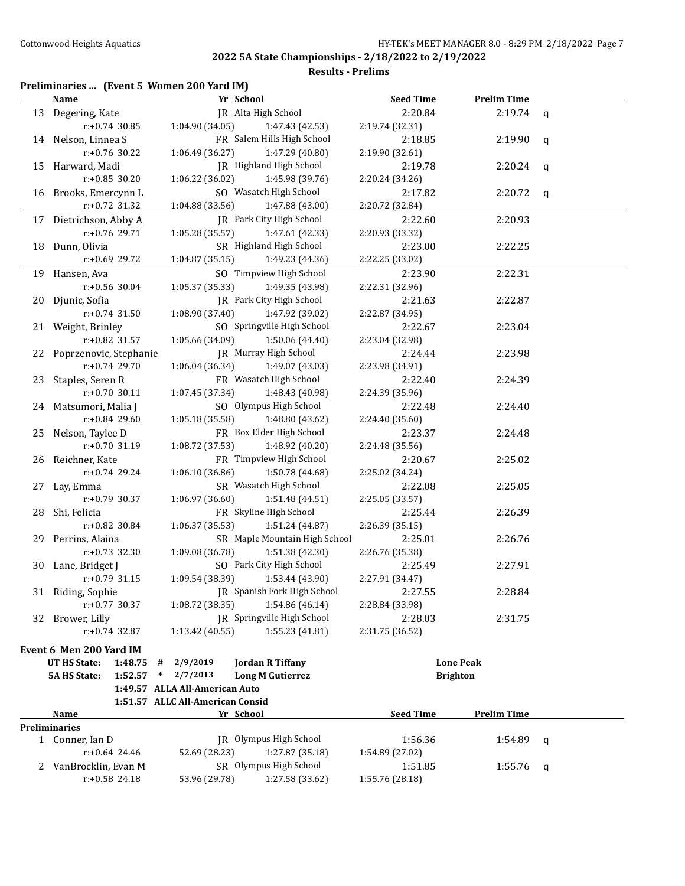## 2022 5A State Championships - 2/18/2022 to 2/19/2022

### Results - Prelims

**Preliminaries ... (Event 5 Women 200 Yard IM)**

| | Name | Yr | School | Seed Time | Prelim Time | |
|---|---|---|---|---|---|---|
| 13 | Degering, Kate | JR | Alta High School | 2:20.84 | 2:19.74 | q |
| | r:+0.74 30.85 | 1:04.90 (34.05) | 1:47.43 (42.53) | 2:19.74 (32.31) | | |
| 14 | Nelson, Linnea S | FR | Salem Hills High School | 2:18.85 | 2:19.90 | q |
| | r:+0.76 30.22 | 1:06.49 (36.27) | 1:47.29 (40.80) | 2:19.90 (32.61) | | |
| 15 | Harward, Madi | JR | Highland High School | 2:19.78 | 2:20.24 | q |
| | r:+0.85 30.20 | 1:06.22 (36.02) | 1:45.98 (39.76) | 2:20.24 (34.26) | | |
| 16 | Brooks, Emercynn L | SO | Wasatch High School | 2:17.82 | 2:20.72 | q |
| | r:+0.72 31.32 | 1:04.88 (33.56) | 1:47.88 (43.00) | 2:20.72 (32.84) | | |
| 17 | Dietrichson, Abby A | JR | Park City High School | 2:22.60 | 2:20.93 | |
| | r:+0.76 29.71 | 1:05.28 (35.57) | 1:47.61 (42.33) | 2:20.93 (33.32) | | |
| 18 | Dunn, Olivia | SR | Highland High School | 2:23.00 | 2:22.25 | |
| | r:+0.69 29.72 | 1:04.87 (35.15) | 1:49.23 (44.36) | 2:22.25 (33.02) | | |
| 19 | Hansen, Ava | SO | Timpview High School | 2:23.90 | 2:22.31 | |
| | r:+0.56 30.04 | 1:05.37 (35.33) | 1:49.35 (43.98) | 2:22.31 (32.96) | | |
| 20 | Djunic, Sofia | JR | Park City High School | 2:21.63 | 2:22.87 | |
| | r:+0.74 31.50 | 1:08.90 (37.40) | 1:47.92 (39.02) | 2:22.87 (34.95) | | |
| 21 | Weight, Brinley | SO | Springville High School | 2:22.67 | 2:23.04 | |
| | r:+0.82 31.57 | 1:05.66 (34.09) | 1:50.06 (44.40) | 2:23.04 (32.98) | | |
| 22 | Poprzenovic, Stephanie | JR | Murray High School | 2:24.44 | 2:23.98 | |
| | r:+0.74 29.70 | 1:06.04 (36.34) | 1:49.07 (43.03) | 2:23.98 (34.91) | | |
| 23 | Staples, Seren R | FR | Wasatch High School | 2:22.40 | 2:24.39 | |
| | r:+0.70 30.11 | 1:07.45 (37.34) | 1:48.43 (40.98) | 2:24.39 (35.96) | | |
| 24 | Matsumori, Malia J | SO | Olympus High School | 2:22.48 | 2:24.40 | |
| | r:+0.84 29.60 | 1:05.18 (35.58) | 1:48.80 (43.62) | 2:24.40 (35.60) | | |
| 25 | Nelson, Taylee D | FR | Box Elder High School | 2:23.37 | 2:24.48 | |
| | r:+0.70 31.19 | 1:08.72 (37.53) | 1:48.92 (40.20) | 2:24.48 (35.56) | | |
| 26 | Reichner, Kate | FR | Timpview High School | 2:20.67 | 2:25.02 | |
| | r:+0.74 29.24 | 1:06.10 (36.86) | 1:50.78 (44.68) | 2:25.02 (34.24) | | |
| 27 | Lay, Emma | SR | Wasatch High School | 2:22.08 | 2:25.05 | |
| | r:+0.79 30.37 | 1:06.97 (36.60) | 1:51.48 (44.51) | 2:25.05 (33.57) | | |
| 28 | Shi, Felicia | FR | Skyline High School | 2:25.44 | 2:26.39 | |
| | r:+0.82 30.84 | 1:06.37 (35.53) | 1:51.24 (44.87) | 2:26.39 (35.15) | | |
| 29 | Perrins, Alaina | SR | Maple Mountain High School | 2:25.01 | 2:26.76 | |
| | r:+0.73 32.30 | 1:09.08 (36.78) | 1:51.38 (42.30) | 2:26.76 (35.38) | | |
| 30 | Lane, Bridget J | SO | Park City High School | 2:25.49 | 2:27.91 | |
| | r:+0.79 31.15 | 1:09.54 (38.39) | 1:53.44 (43.90) | 2:27.91 (34.47) | | |
| 31 | Riding, Sophie | JR | Spanish Fork High School | 2:27.55 | 2:28.84 | |
| | r:+0.77 30.37 | 1:08.72 (38.35) | 1:54.86 (46.14) | 2:28.84 (33.98) | | |
| 32 | Brower, Lilly | JR | Springville High School | 2:28.03 | 2:31.75 | |
| | r:+0.74 32.87 | 1:13.42 (40.55) | 1:55.23 (41.81) | 2:31.75 (36.52) | | |

**Event 6 Men 200 Yard IM**

| | | | | | |
|---|---|---|---|---|---|
| UT HS State: | 1:48.75 | # | 2/9/2019 | Jordan R Tiffany | Lone Peak |
| 5A HS State: | 1:52.57 | * | 2/7/2013 | Long M Gutierrez | Brighton |
| | 1:49.57 | ALLA | All-American Auto | | |
| | 1:51.57 | ALLC | All-American Consid | | |

| | Name | Yr | School | Seed Time | Prelim Time | |
|---|---|---|---|---|---|---|
| **Preliminaries** | | | | | | |
| 1 | Conner, Ian D | JR | Olympus High School | 1:56.36 | 1:54.89 | q |
| | r:+0.64 24.46 | 52.69 (28.23) | 1:27.87 (35.18) | 1:54.89 (27.02) | | |
| 2 | VanBrocklin, Evan M | SR | Olympus High School | 1:51.85 | 1:55.76 | q |
| | r:+0.58 24.18 | 53.96 (29.78) | 1:27.58 (33.62) | 1:55.76 (28.18) | | |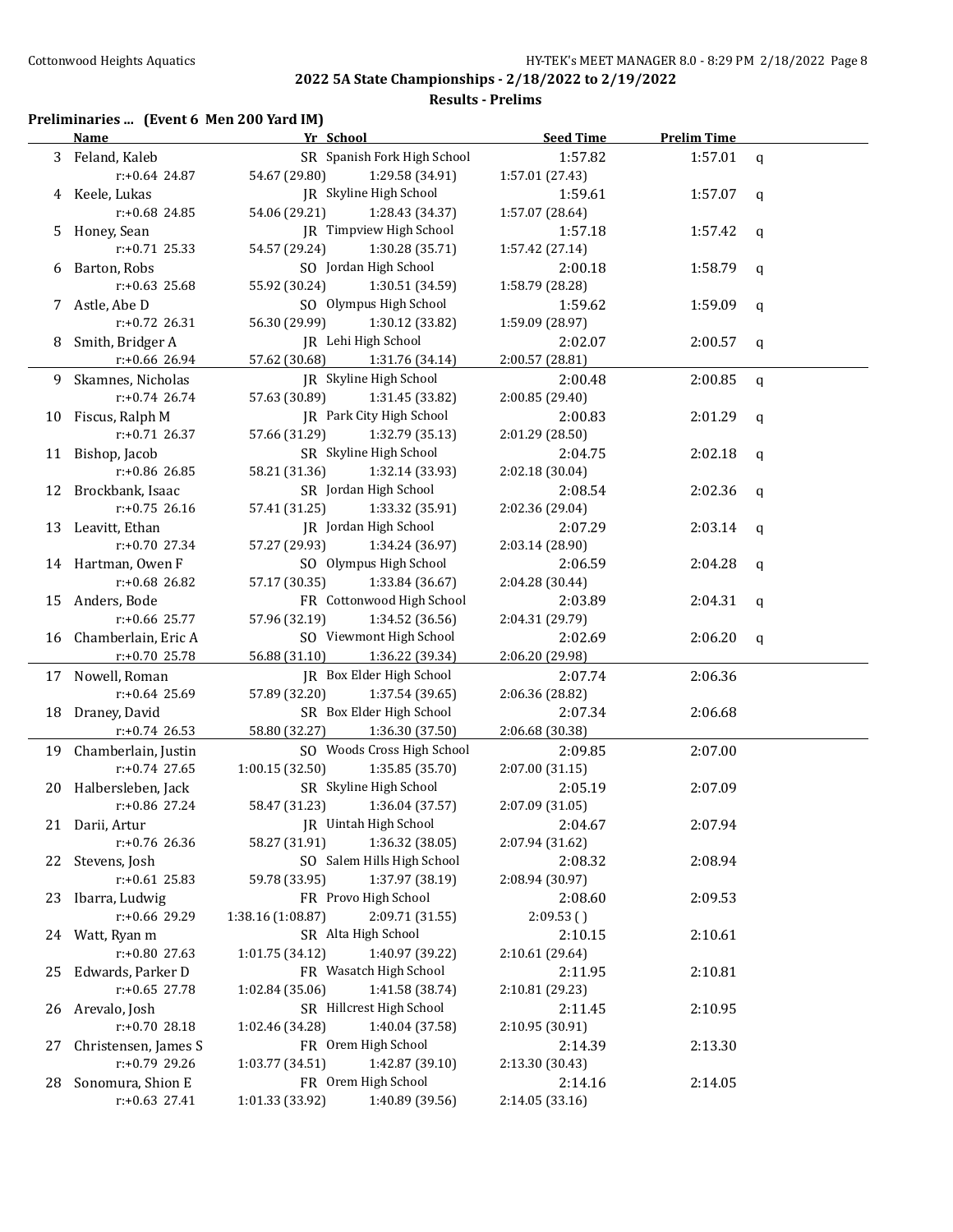## 2022 5A State Championships - 2/18/2022 to 2/19/2022

### Results - Prelims

**Preliminaries ... (Event 6 Men 200 Yard IM)**

| | Name | Yr | School | Seed Time | Prelim Time | |
|---|---|---|---|---|---|---|
| 3 | Feland, Kaleb | SR | Spanish Fork High School | 1:57.82 | 1:57.01 | q |
| | r:+0.64 24.87 | 54.67 (29.80) | 1:29.58 (34.91) | 1:57.01 (27.43) | | |
| 4 | Keele, Lukas | JR | Skyline High School | 1:59.61 | 1:57.07 | q |
| | r:+0.68 24.85 | 54.06 (29.21) | 1:28.43 (34.37) | 1:57.07 (28.64) | | |
| 5 | Honey, Sean | JR | Timpview High School | 1:57.18 | 1:57.42 | q |
| | r:+0.71 25.33 | 54.57 (29.24) | 1:30.28 (35.71) | 1:57.42 (27.14) | | |
| 6 | Barton, Robs | SO | Jordan High School | 2:00.18 | 1:58.79 | q |
| | r:+0.63 25.68 | 55.92 (30.24) | 1:30.51 (34.59) | 1:58.79 (28.28) | | |
| 7 | Astle, Abe D | SO | Olympus High School | 1:59.62 | 1:59.09 | q |
| | r:+0.72 26.31 | 56.30 (29.99) | 1:30.12 (33.82) | 1:59.09 (28.97) | | |
| 8 | Smith, Bridger A | JR | Lehi High School | 2:02.07 | 2:00.57 | q |
| | r:+0.66 26.94 | 57.62 (30.68) | 1:31.76 (34.14) | 2:00.57 (28.81) | | |
| 9 | Skamnes, Nicholas | JR | Skyline High School | 2:00.48 | 2:00.85 | q |
| | r:+0.74 26.74 | 57.63 (30.89) | 1:31.45 (33.82) | 2:00.85 (29.40) | | |
| 10 | Fiscus, Ralph M | JR | Park City High School | 2:00.83 | 2:01.29 | q |
| | r:+0.71 26.37 | 57.66 (31.29) | 1:32.79 (35.13) | 2:01.29 (28.50) | | |
| 11 | Bishop, Jacob | SR | Skyline High School | 2:04.75 | 2:02.18 | q |
| | r:+0.86 26.85 | 58.21 (31.36) | 1:32.14 (33.93) | 2:02.18 (30.04) | | |
| 12 | Brockbank, Isaac | SR | Jordan High School | 2:08.54 | 2:02.36 | q |
| | r:+0.75 26.16 | 57.41 (31.25) | 1:33.32 (35.91) | 2:02.36 (29.04) | | |
| 13 | Leavitt, Ethan | JR | Jordan High School | 2:07.29 | 2:03.14 | q |
| | r:+0.70 27.34 | 57.27 (29.93) | 1:34.24 (36.97) | 2:03.14 (28.90) | | |
| 14 | Hartman, Owen F | SO | Olympus High School | 2:06.59 | 2:04.28 | q |
| | r:+0.68 26.82 | 57.17 (30.35) | 1:33.84 (36.67) | 2:04.28 (30.44) | | |
| 15 | Anders, Bode | FR | Cottonwood High School | 2:03.89 | 2:04.31 | q |
| | r:+0.66 25.77 | 57.96 (32.19) | 1:34.52 (36.56) | 2:04.31 (29.79) | | |
| 16 | Chamberlain, Eric A | SO | Viewmont High School | 2:02.69 | 2:06.20 | q |
| | r:+0.70 25.78 | 56.88 (31.10) | 1:36.22 (39.34) | 2:06.20 (29.98) | | |
| 17 | Nowell, Roman | JR | Box Elder High School | 2:07.74 | 2:06.36 | |
| | r:+0.64 25.69 | 57.89 (32.20) | 1:37.54 (39.65) | 2:06.36 (28.82) | | |
| 18 | Draney, David | SR | Box Elder High School | 2:07.34 | 2:06.68 | |
| | r:+0.74 26.53 | 58.80 (32.27) | 1:36.30 (37.50) | 2:06.68 (30.38) | | |
| 19 | Chamberlain, Justin | SO | Woods Cross High School | 2:09.85 | 2:07.00 | |
| | r:+0.74 27.65 | 1:00.15 (32.50) | 1:35.85 (35.70) | 2:07.00 (31.15) | | |
| 20 | Halbersleben, Jack | SR | Skyline High School | 2:05.19 | 2:07.09 | |
| | r:+0.86 27.24 | 58.47 (31.23) | 1:36.04 (37.57) | 2:07.09 (31.05) | | |
| 21 | Darii, Artur | JR | Uintah High School | 2:04.67 | 2:07.94 | |
| | r:+0.76 26.36 | 58.27 (31.91) | 1:36.32 (38.05) | 2:07.94 (31.62) | | |
| 22 | Stevens, Josh | SO | Salem Hills High School | 2:08.32 | 2:08.94 | |
| | r:+0.61 25.83 | 59.78 (33.95) | 1:37.97 (38.19) | 2:08.94 (30.97) | | |
| 23 | Ibarra, Ludwig | FR | Provo High School | 2:08.60 | 2:09.53 | |
| | r:+0.66 29.29 | 1:38.16 (1:08.87) | 2:09.71 (31.55) | 2:09.53 ( ) | | |
| 24 | Watt, Ryan m | SR | Alta High School | 2:10.15 | 2:10.61 | |
| | r:+0.80 27.63 | 1:01.75 (34.12) | 1:40.97 (39.22) | 2:10.61 (29.64) | | |
| 25 | Edwards, Parker D | FR | Wasatch High School | 2:11.95 | 2:10.81 | |
| | r:+0.65 27.78 | 1:02.84 (35.06) | 1:41.58 (38.74) | 2:10.81 (29.23) | | |
| 26 | Arevalo, Josh | SR | Hillcrest High School | 2:11.45 | 2:10.95 | |
| | r:+0.70 28.18 | 1:02.46 (34.28) | 1:40.04 (37.58) | 2:10.95 (30.91) | | |
| 27 | Christensen, James S | FR | Orem High School | 2:14.39 | 2:13.30 | |
| | r:+0.79 29.26 | 1:03.77 (34.51) | 1:42.87 (39.10) | 2:13.30 (30.43) | | |
| 28 | Sonomura, Shion E | FR | Orem High School | 2:14.16 | 2:14.05 | |
| | r:+0.63 27.41 | 1:01.33 (33.92) | 1:40.89 (39.56) | 2:14.05 (33.16) | | |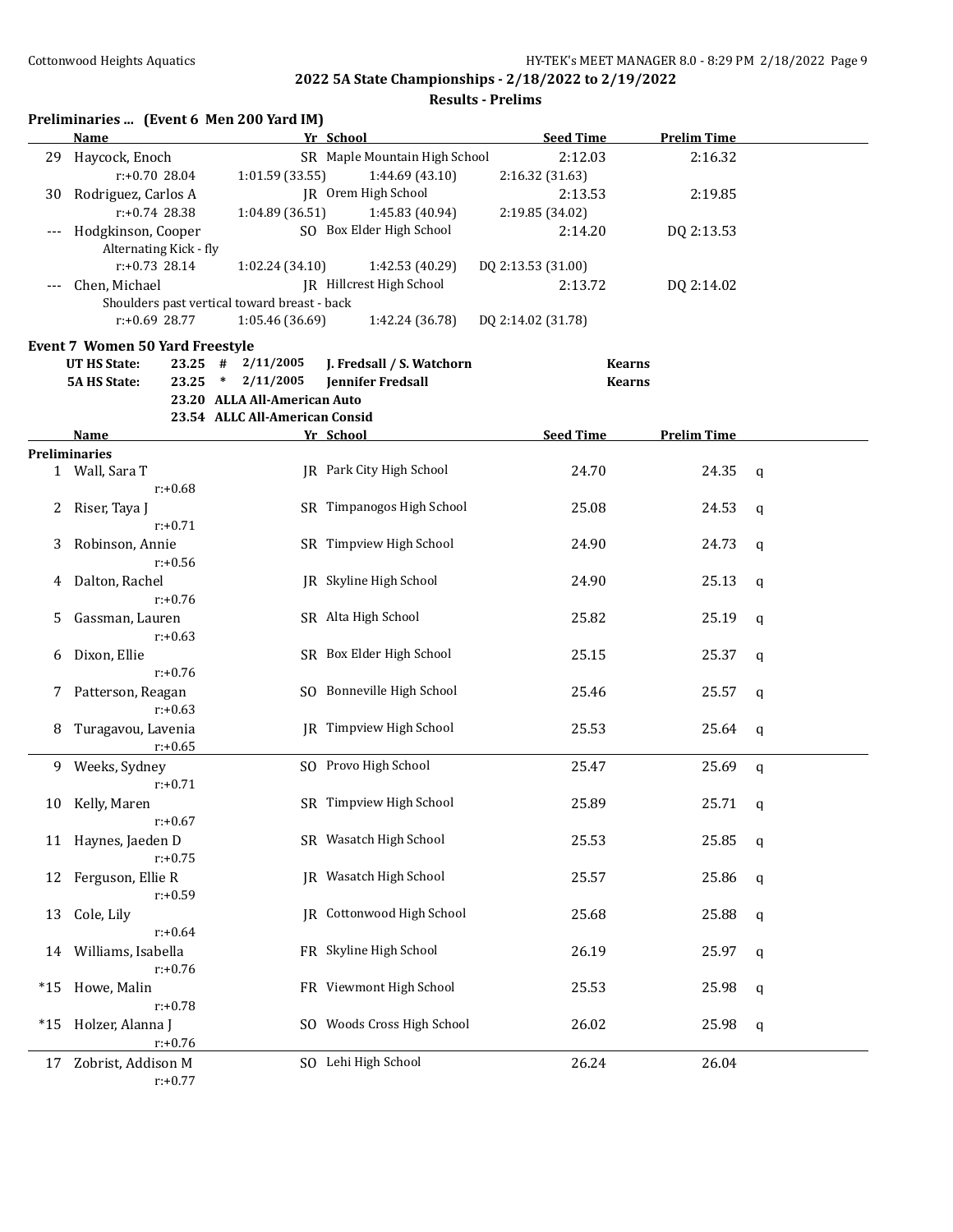## 2022 5A State Championships - 2/18/2022 to 2/19/2022

### Results - Prelims

### Preliminaries ... (Event 6 Men 200 Yard IM)

| | Name | Yr | School | Seed Time | Prelim Time |
|---|---|---|---|---|---|
| 29 | Haycock, Enoch | SR | Maple Mountain High School | 2:12.03 | 2:16.32 |
| | r:+0.70 28.04 | 1:01.59 (33.55) | 1:44.69 (43.10) | 2:16.32 (31.63) | |
| 30 | Rodriguez, Carlos A | JR | Orem High School | 2:13.53 | 2:19.85 |
| | r:+0.74 28.38 | 1:04.89 (36.51) | 1:45.83 (40.94) | 2:19.85 (34.02) | |
| --- | Hodgkinson, Cooper | SO | Box Elder High School | 2:14.20 | DQ 2:13.53 |
| | Alternating Kick - fly | | | | |
| | r:+0.73 28.14 | 1:02.24 (34.10) | 1:42.53 (40.29) | DQ 2:13.53 (31.00) | |
| --- | Chen, Michael | JR | Hillcrest High School | 2:13.72 | DQ 2:14.02 |
| | Shoulders past vertical toward breast - back | | | | |
| | r:+0.69 28.77 | 1:05.46 (36.69) | 1:42.24 (36.78) | DQ 2:14.02 (31.78) | |

### Event 7 Women 50 Yard Freestyle

| | | | | | |
|---|---|---|---|---|---|
| UT HS State: | 23.25 | # | 2/11/2005 | J. Fredsall / S. Watchorn | Kearns |
| 5A HS State: | 23.25 | * | 2/11/2005 | Jennifer Fredsall | Kearns |
| | 23.20 | | ALLA All-American Auto | | |
| | 23.54 | | ALLC All-American Consid | | |

| | Name | Yr | School | Seed Time | Prelim Time | |
|---|---|---|---|---|---|---|
| **Preliminaries** | | | | | | |
| 1 | Wall, Sara T | JR | Park City High School | 24.70 | 24.35 | q |
| | r:+0.68 | | | | | |
| 2 | Riser, Taya J | SR | Timpanogos High School | 25.08 | 24.53 | q |
| | r:+0.71 | | | | | |
| 3 | Robinson, Annie | SR | Timpview High School | 24.90 | 24.73 | q |
| | r:+0.56 | | | | | |
| 4 | Dalton, Rachel | JR | Skyline High School | 24.90 | 25.13 | q |
| | r:+0.76 | | | | | |
| 5 | Gassman, Lauren | SR | Alta High School | 25.82 | 25.19 | q |
| | r:+0.63 | | | | | |
| 6 | Dixon, Ellie | SR | Box Elder High School | 25.15 | 25.37 | q |
| | r:+0.76 | | | | | |
| 7 | Patterson, Reagan | SO | Bonneville High School | 25.46 | 25.57 | q |
| | r:+0.63 | | | | | |
| 8 | Turagavou, Lavenia | JR | Timpview High School | 25.53 | 25.64 | q |
| | r:+0.65 | | | | | |
| 9 | Weeks, Sydney | SO | Provo High School | 25.47 | 25.69 | q |
| | r:+0.71 | | | | | |
| 10 | Kelly, Maren | SR | Timpview High School | 25.89 | 25.71 | q |
| | r:+0.67 | | | | | |
| 11 | Haynes, Jaeden D | SR | Wasatch High School | 25.53 | 25.85 | q |
| | r:+0.75 | | | | | |
| 12 | Ferguson, Ellie R | JR | Wasatch High School | 25.57 | 25.86 | q |
| | r:+0.59 | | | | | |
| 13 | Cole, Lily | JR | Cottonwood High School | 25.68 | 25.88 | q |
| | r:+0.64 | | | | | |
| 14 | Williams, Isabella | FR | Skyline High School | 26.19 | 25.97 | q |
| | r:+0.76 | | | | | |
| *15 | Howe, Malin | FR | Viewmont High School | 25.53 | 25.98 | q |
| | r:+0.78 | | | | | |
| *15 | Holzer, Alanna J | SO | Woods Cross High School | 26.02 | 25.98 | q |
| | r:+0.76 | | | | | |
| 17 | Zobrist, Addison M | SO | Lehi High School | 26.24 | 26.04 | |
| | r:+0.77 | | | | | |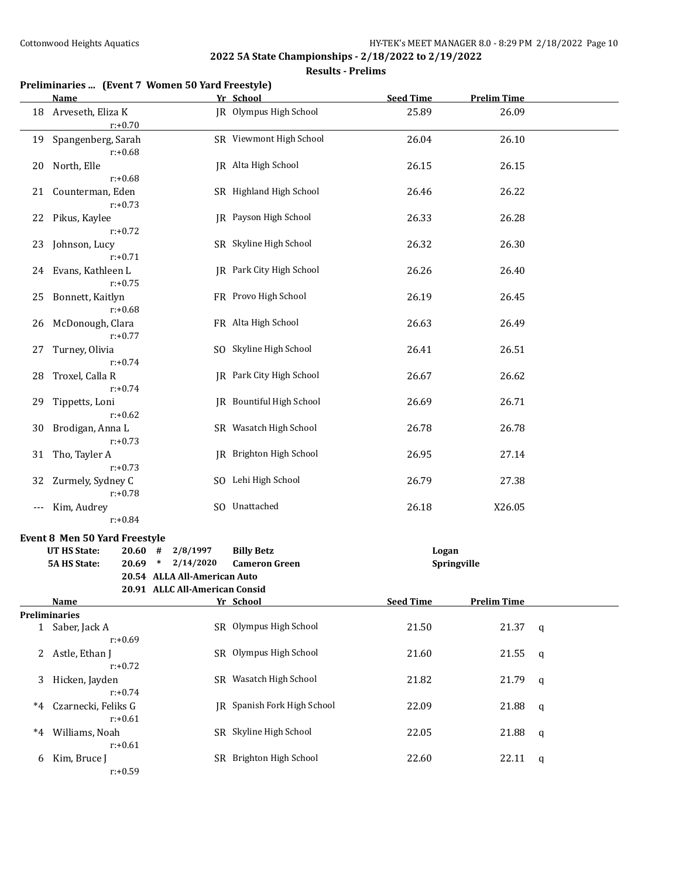## 2022 5A State Championships - 2/18/2022 to 2/19/2022

### Results - Prelims

**Preliminaries ... (Event 7 Women 50 Yard Freestyle)**

| | Name | Yr | School | Seed Time | Prelim Time | |
|---|---|---|---|---|---|---|
| 18 | Arveseth, Eliza K<br>r:+0.70 | JR | Olympus High School | 25.89 | 26.09 | |
| 19 | Spangenberg, Sarah<br>r:+0.68 | SR | Viewmont High School | 26.04 | 26.10 | |
| 20 | North, Elle<br>r:+0.68 | JR | Alta High School | 26.15 | 26.15 | |
| 21 | Counterman, Eden<br>r:+0.73 | SR | Highland High School | 26.46 | 26.22 | |
| 22 | Pikus, Kaylee<br>r:+0.72 | JR | Payson High School | 26.33 | 26.28 | |
| 23 | Johnson, Lucy<br>r:+0.71 | SR | Skyline High School | 26.32 | 26.30 | |
| 24 | Evans, Kathleen L<br>r:+0.75 | JR | Park City High School | 26.26 | 26.40 | |
| 25 | Bonnett, Kaitlyn<br>r:+0.68 | FR | Provo High School | 26.19 | 26.45 | |
| 26 | McDonough, Clara<br>r:+0.77 | FR | Alta High School | 26.63 | 26.49 | |
| 27 | Turney, Olivia<br>r:+0.74 | SO | Skyline High School | 26.41 | 26.51 | |
| 28 | Troxel, Calla R<br>r:+0.74 | JR | Park City High School | 26.67 | 26.62 | |
| 29 | Tippetts, Loni<br>r:+0.62 | JR | Bountiful High School | 26.69 | 26.71 | |
| 30 | Brodigan, Anna L<br>r:+0.73 | SR | Wasatch High School | 26.78 | 26.78 | |
| 31 | Tho, Tayler A<br>r:+0.73 | JR | Brighton High School | 26.95 | 27.14 | |
| 32 | Zurmely, Sydney C<br>r:+0.78 | SO | Lehi High School | 26.79 | 27.38 | |
| --- | Kim, Audrey<br>r:+0.84 | SO | Unattached | 26.18 | X26.05 | |

**Event 8 Men 50 Yard Freestyle**

| | | | | | |
|---|---|---|---|---|---|
| UT HS State: | 20.60 | # | 2/8/1997 | Billy Betz | Logan |
| 5A HS State: | 20.69 | * | 2/14/2020 | Cameron Green | Springville |
| | 20.54 | ALLA All-American Auto | | | |
| | 20.91 | ALLC All-American Consid | | | |

| | Name | Yr | School | Seed Time | Prelim Time | |
|---|---|---|---|---|---|---|
| **Preliminaries** | | | | | | |
| 1 | Saber, Jack A<br>r:+0.69 | SR | Olympus High School | 21.50 | 21.37 | q |
| 2 | Astle, Ethan J<br>r:+0.72 | SR | Olympus High School | 21.60 | 21.55 | q |
| 3 | Hicken, Jayden<br>r:+0.74 | SR | Wasatch High School | 21.82 | 21.79 | q |
| *4 | Czarnecki, Feliks G<br>r:+0.61 | JR | Spanish Fork High School | 22.09 | 21.88 | q |
| *4 | Williams, Noah<br>r:+0.61 | SR | Skyline High School | 22.05 | 21.88 | q |
| 6 | Kim, Bruce J<br>r:+0.59 | SR | Brighton High School | 22.60 | 22.11 | q |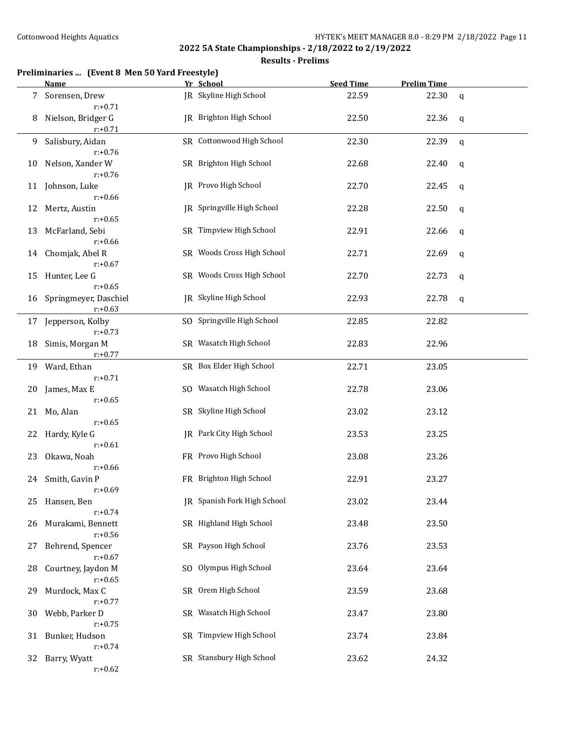## 2022 5A State Championships - 2/18/2022 to 2/19/2022

### Results - Prelims

**Preliminaries ... (Event 8 Men 50 Yard Freestyle)**

| | Name | Yr | School | Seed Time | Prelim Time | |
|---|---|---|---|---|---|---|
| 7 | Sorensen, Drew<br>r:+0.71 | JR | Skyline High School | 22.59 | 22.30 | q |
| 8 | Nielson, Bridger G<br>r:+0.71 | JR | Brighton High School | 22.50 | 22.36 | q |
| 9 | Salisbury, Aidan<br>r:+0.76 | SR | Cottonwood High School | 22.30 | 22.39 | q |
| 10 | Nelson, Xander W<br>r:+0.76 | SR | Brighton High School | 22.68 | 22.40 | q |
| 11 | Johnson, Luke<br>r:+0.66 | JR | Provo High School | 22.70 | 22.45 | q |
| 12 | Mertz, Austin<br>r:+0.65 | JR | Springville High School | 22.28 | 22.50 | q |
| 13 | McFarland, Sebi<br>r:+0.66 | SR | Timpview High School | 22.91 | 22.66 | q |
| 14 | Chomjak, Abel R<br>r:+0.67 | SR | Woods Cross High School | 22.71 | 22.69 | q |
| 15 | Hunter, Lee G<br>r:+0.65 | SR | Woods Cross High School | 22.70 | 22.73 | q |
| 16 | Springmeyer, Daschiel<br>r:+0.63 | JR | Skyline High School | 22.93 | 22.78 | q |
| 17 | Jepperson, Kolby<br>r:+0.73 | SO | Springville High School | 22.85 | 22.82 | |
| 18 | Simis, Morgan M<br>r:+0.77 | SR | Wasatch High School | 22.83 | 22.96 | |
| 19 | Ward, Ethan<br>r:+0.71 | SR | Box Elder High School | 22.71 | 23.05 | |
| 20 | James, Max E<br>r:+0.65 | SO | Wasatch High School | 22.78 | 23.06 | |
| 21 | Mo, Alan<br>r:+0.65 | SR | Skyline High School | 23.02 | 23.12 | |
| 22 | Hardy, Kyle G<br>r:+0.61 | JR | Park City High School | 23.53 | 23.25 | |
| 23 | Okawa, Noah<br>r:+0.66 | FR | Provo High School | 23.08 | 23.26 | |
| 24 | Smith, Gavin P<br>r:+0.69 | FR | Brighton High School | 22.91 | 23.27 | |
| 25 | Hansen, Ben<br>r:+0.74 | JR | Spanish Fork High School | 23.02 | 23.44 | |
| 26 | Murakami, Bennett<br>r:+0.56 | SR | Highland High School | 23.48 | 23.50 | |
| 27 | Behrend, Spencer<br>r:+0.67 | SR | Payson High School | 23.76 | 23.53 | |
| 28 | Courtney, Jaydon M<br>r:+0.65 | SO | Olympus High School | 23.64 | 23.64 | |
| 29 | Murdock, Max C<br>r:+0.77 | SR | Orem High School | 23.59 | 23.68 | |
| 30 | Webb, Parker D<br>r:+0.75 | SR | Wasatch High School | 23.47 | 23.80 | |
| 31 | Bunker, Hudson<br>r:+0.74 | SR | Timpview High School | 23.74 | 23.84 | |
| 32 | Barry, Wyatt<br>r:+0.62 | SR | Stansbury High School | 23.62 | 24.32 | |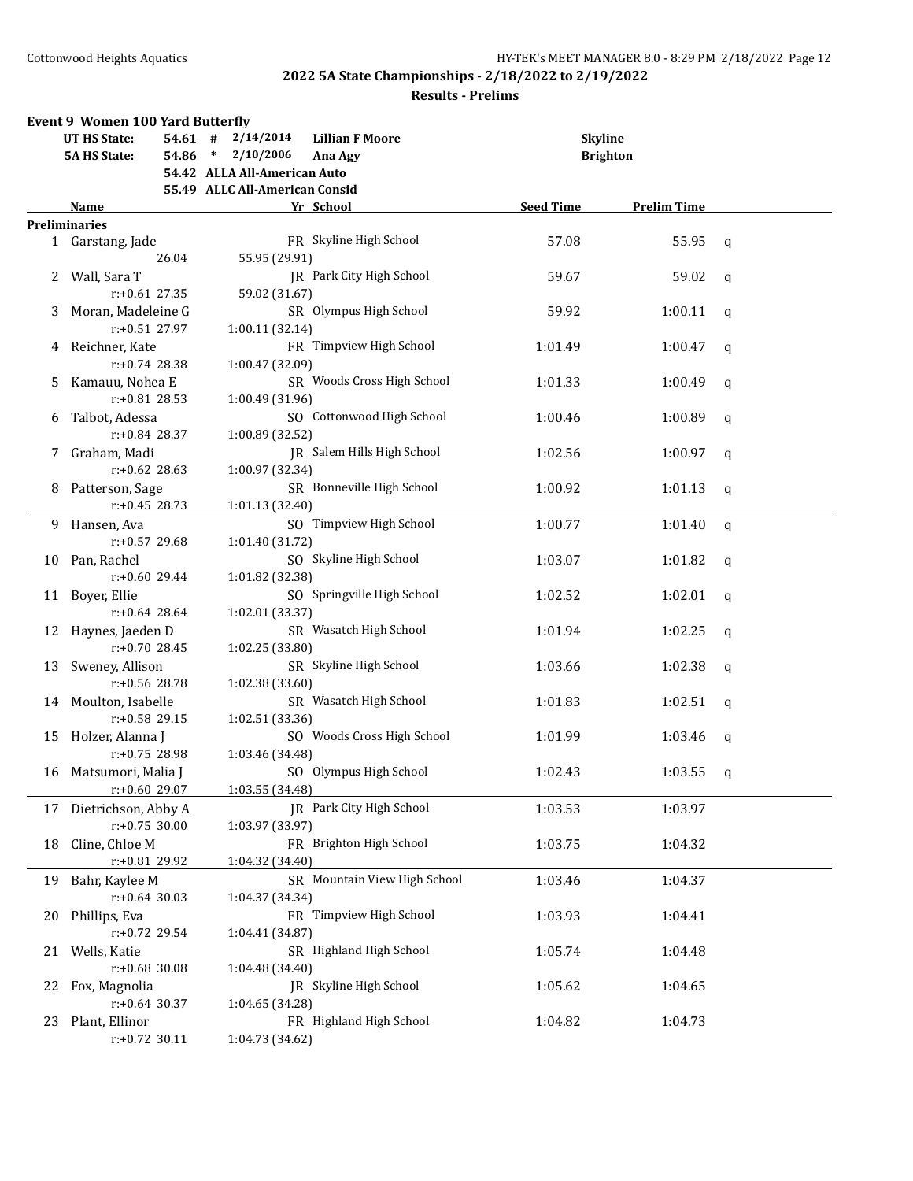## 2022 5A State Championships - 2/18/2022 to 2/19/2022

### Results - Prelims

#### Event 9 Women 100 Yard Butterfly

| | | | | | |
|---|---|---|---|---|---|
| UT HS State: | 54.61 | # | 2/14/2014 | Lillian F Moore | Skyline |
| 5A HS State: | 54.86 | * | 2/10/2006 | Ana Agy | Brighton |
| | 54.42 | ALLA All-American Auto | | | |
| | 55.49 | ALLC All-American Consid | | | |

| | Name | Yr | School | Seed Time | Prelim Time | |
|---|---|---|---|---|---|---|
| **Preliminaries** | | | | | | |
| 1 | Garstang, Jade | FR | Skyline High School | 57.08 | 55.95 | q |
| | 26.04 &nbsp; 55.95 (29.91) | | | | | |
| 2 | Wall, Sara T | JR | Park City High School | 59.67 | 59.02 | q |
| | r:+0.61 27.35 &nbsp; 59.02 (31.67) | | | | | |
| 3 | Moran, Madeleine G | SR | Olympus High School | 59.92 | 1:00.11 | q |
| | r:+0.51 27.97 &nbsp; 1:00.11 (32.14) | | | | | |
| 4 | Reichner, Kate | FR | Timpview High School | 1:01.49 | 1:00.47 | q |
| | r:+0.74 28.38 &nbsp; 1:00.47 (32.09) | | | | | |
| 5 | Kamauu, Nohea E | SR | Woods Cross High School | 1:01.33 | 1:00.49 | q |
| | r:+0.81 28.53 &nbsp; 1:00.49 (31.96) | | | | | |
| 6 | Talbot, Adessa | SO | Cottonwood High School | 1:00.46 | 1:00.89 | q |
| | r:+0.84 28.37 &nbsp; 1:00.89 (32.52) | | | | | |
| 7 | Graham, Madi | JR | Salem Hills High School | 1:02.56 | 1:00.97 | q |
| | r:+0.62 28.63 &nbsp; 1:00.97 (32.34) | | | | | |
| 8 | Patterson, Sage | SR | Bonneville High School | 1:00.92 | 1:01.13 | q |
| | r:+0.45 28.73 &nbsp; 1:01.13 (32.40) | | | | | |
| 9 | Hansen, Ava | SO | Timpview High School | 1:00.77 | 1:01.40 | q |
| | r:+0.57 29.68 &nbsp; 1:01.40 (31.72) | | | | | |
| 10 | Pan, Rachel | SO | Skyline High School | 1:03.07 | 1:01.82 | q |
| | r:+0.60 29.44 &nbsp; 1:01.82 (32.38) | | | | | |
| 11 | Boyer, Ellie | SO | Springville High School | 1:02.52 | 1:02.01 | q |
| | r:+0.64 28.64 &nbsp; 1:02.01 (33.37) | | | | | |
| 12 | Haynes, Jaeden D | SR | Wasatch High School | 1:01.94 | 1:02.25 | q |
| | r:+0.70 28.45 &nbsp; 1:02.25 (33.80) | | | | | |
| 13 | Sweney, Allison | SR | Skyline High School | 1:03.66 | 1:02.38 | q |
| | r:+0.56 28.78 &nbsp; 1:02.38 (33.60) | | | | | |
| 14 | Moulton, Isabelle | SR | Wasatch High School | 1:01.83 | 1:02.51 | q |
| | r:+0.58 29.15 &nbsp; 1:02.51 (33.36) | | | | | |
| 15 | Holzer, Alanna J | SO | Woods Cross High School | 1:01.99 | 1:03.46 | q |
| | r:+0.75 28.98 &nbsp; 1:03.46 (34.48) | | | | | |
| 16 | Matsumori, Malia J | SO | Olympus High School | 1:02.43 | 1:03.55 | q |
| | r:+0.60 29.07 &nbsp; 1:03.55 (34.48) | | | | | |
| 17 | Dietrichson, Abby A | JR | Park City High School | 1:03.53 | 1:03.97 | |
| | r:+0.75 30.00 &nbsp; 1:03.97 (33.97) | | | | | |
| 18 | Cline, Chloe M | FR | Brighton High School | 1:03.75 | 1:04.32 | |
| | r:+0.81 29.92 &nbsp; 1:04.32 (34.40) | | | | | |
| 19 | Bahr, Kaylee M | SR | Mountain View High School | 1:03.46 | 1:04.37 | |
| | r:+0.64 30.03 &nbsp; 1:04.37 (34.34) | | | | | |
| 20 | Phillips, Eva | FR | Timpview High School | 1:03.93 | 1:04.41 | |
| | r:+0.72 29.54 &nbsp; 1:04.41 (34.87) | | | | | |
| 21 | Wells, Katie | SR | Highland High School | 1:05.74 | 1:04.48 | |
| | r:+0.68 30.08 &nbsp; 1:04.48 (34.40) | | | | | |
| 22 | Fox, Magnolia | JR | Skyline High School | 1:05.62 | 1:04.65 | |
| | r:+0.64 30.37 &nbsp; 1:04.65 (34.28) | | | | | |
| 23 | Plant, Ellinor | FR | Highland High School | 1:04.82 | 1:04.73 | |
| | r:+0.72 30.11 &nbsp; 1:04.73 (34.62) | | | | | |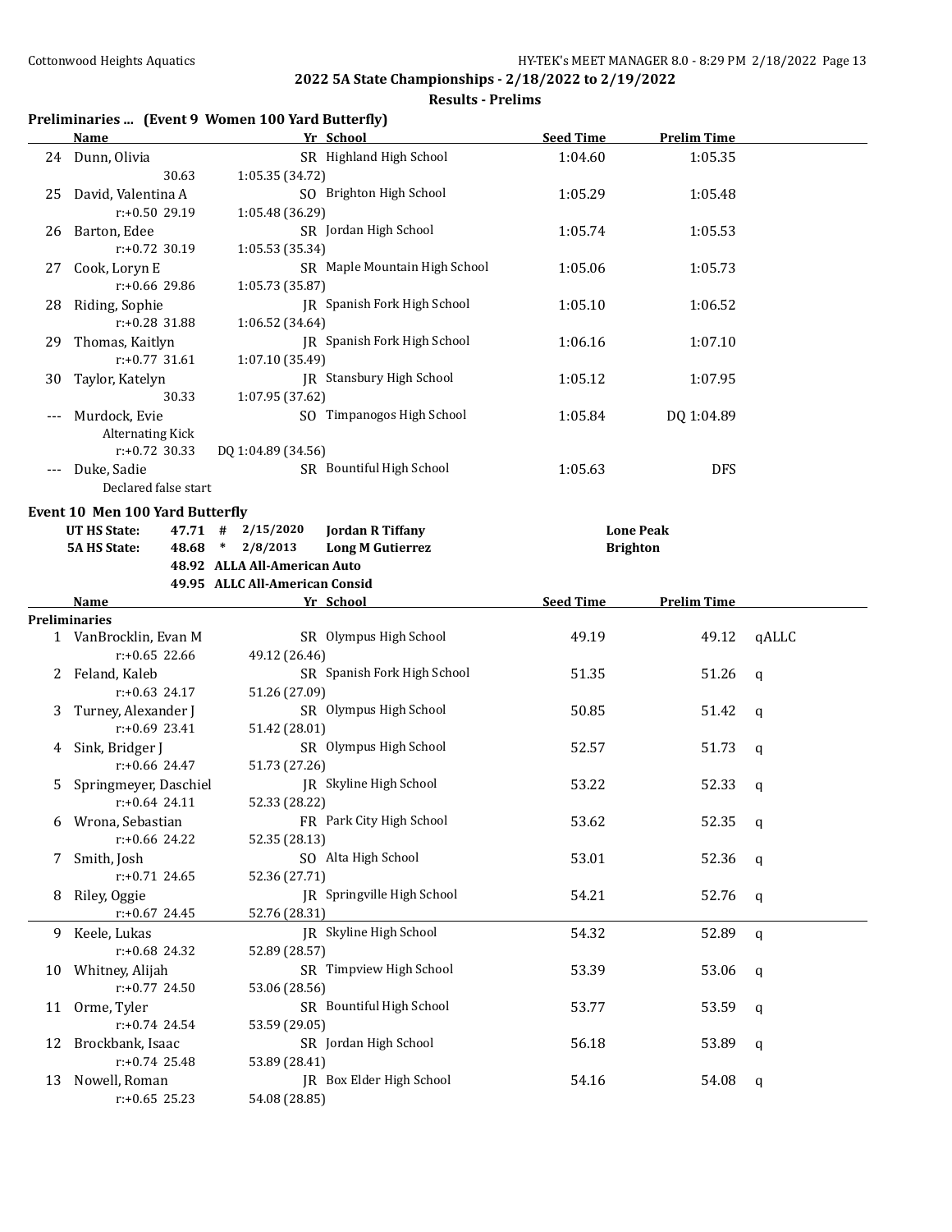**2022 5A State Championships - 2/18/2022 to 2/19/2022**

**Results - Prelims**

### Preliminaries ... (Event 9 Women 100 Yard Butterfly)

| | Name | Yr | School | Seed Time | Prelim Time | |
|---|---|---|---|---|---|---|
| 24 | Dunn, Olivia | SR | Highland High School | 1:04.60 | 1:05.35 | |
| | 30.63 &nbsp; 1:05.35 (34.72) | | | | | |
| 25 | David, Valentina A | SO | Brighton High School | 1:05.29 | 1:05.48 | |
| | r:+0.50 29.19 &nbsp; 1:05.48 (36.29) | | | | | |
| 26 | Barton, Edee | SR | Jordan High School | 1:05.74 | 1:05.53 | |
| | r:+0.72 30.19 &nbsp; 1:05.53 (35.34) | | | | | |
| 27 | Cook, Loryn E | SR | Maple Mountain High School | 1:05.06 | 1:05.73 | |
| | r:+0.66 29.86 &nbsp; 1:05.73 (35.87) | | | | | |
| 28 | Riding, Sophie | JR | Spanish Fork High School | 1:05.10 | 1:06.52 | |
| | r:+0.28 31.88 &nbsp; 1:06.52 (34.64) | | | | | |
| 29 | Thomas, Kaitlyn | JR | Spanish Fork High School | 1:06.16 | 1:07.10 | |
| | r:+0.77 31.61 &nbsp; 1:07.10 (35.49) | | | | | |
| 30 | Taylor, Katelyn | JR | Stansbury High School | 1:05.12 | 1:07.95 | |
| | 30.33 &nbsp; 1:07.95 (37.62) | | | | | |
| --- | Murdock, Evie | SO | Timpanogos High School | 1:05.84 | DQ 1:04.89 | |
| | Alternating Kick | | | | | |
| | r:+0.72 30.33 &nbsp; DQ 1:04.89 (34.56) | | | | | |
| --- | Duke, Sadie | SR | Bountiful High School | 1:05.63 | DFS | |
| | Declared false start | | | | | |

### Event 10 Men 100 Yard Butterfly

| | | | | | |
|---|---|---|---|---|---|
| **UT HS State:** | **47.71** | # | **2/15/2020** | **Jordan R Tiffany** | **Lone Peak** |
| **5A HS State:** | **48.68** | * | **2/8/2013** | **Long M Gutierrez** | **Brighton** |
| | **48.92** | | **ALLA All-American Auto** | | |
| | **49.95** | | **ALLC All-American Consid** | | |

**Preliminaries**

| | Name | Yr | School | Seed Time | Prelim Time | |
|---|---|---|---|---|---|---|
| 1 | VanBrocklin, Evan M | SR | Olympus High School | 49.19 | 49.12 | qALLC |
| | r:+0.65 22.66 &nbsp; 49.12 (26.46) | | | | | |
| 2 | Feland, Kaleb | SR | Spanish Fork High School | 51.35 | 51.26 | q |
| | r:+0.63 24.17 &nbsp; 51.26 (27.09) | | | | | |
| 3 | Turney, Alexander J | SR | Olympus High School | 50.85 | 51.42 | q |
| | r:+0.69 23.41 &nbsp; 51.42 (28.01) | | | | | |
| 4 | Sink, Bridger J | SR | Olympus High School | 52.57 | 51.73 | q |
| | r:+0.66 24.47 &nbsp; 51.73 (27.26) | | | | | |
| 5 | Springmeyer, Daschiel | JR | Skyline High School | 53.22 | 52.33 | q |
| | r:+0.64 24.11 &nbsp; 52.33 (28.22) | | | | | |
| 6 | Wrona, Sebastian | FR | Park City High School | 53.62 | 52.35 | q |
| | r:+0.66 24.22 &nbsp; 52.35 (28.13) | | | | | |
| 7 | Smith, Josh | SO | Alta High School | 53.01 | 52.36 | q |
| | r:+0.71 24.65 &nbsp; 52.36 (27.71) | | | | | |
| 8 | Riley, Oggie | JR | Springville High School | 54.21 | 52.76 | q |
| | r:+0.67 24.45 &nbsp; 52.76 (28.31) | | | | | |
| 9 | Keele, Lukas | JR | Skyline High School | 54.32 | 52.89 | q |
| | r:+0.68 24.32 &nbsp; 52.89 (28.57) | | | | | |
| 10 | Whitney, Alijah | SR | Timpview High School | 53.39 | 53.06 | q |
| | r:+0.77 24.50 &nbsp; 53.06 (28.56) | | | | | |
| 11 | Orme, Tyler | SR | Bountiful High School | 53.77 | 53.59 | q |
| | r:+0.74 24.54 &nbsp; 53.59 (29.05) | | | | | |
| 12 | Brockbank, Isaac | SR | Jordan High School | 56.18 | 53.89 | q |
| | r:+0.74 25.48 &nbsp; 53.89 (28.41) | | | | | |
| 13 | Nowell, Roman | JR | Box Elder High School | 54.16 | 54.08 | q |
| | r:+0.65 25.23 &nbsp; 54.08 (28.85) | | | | | |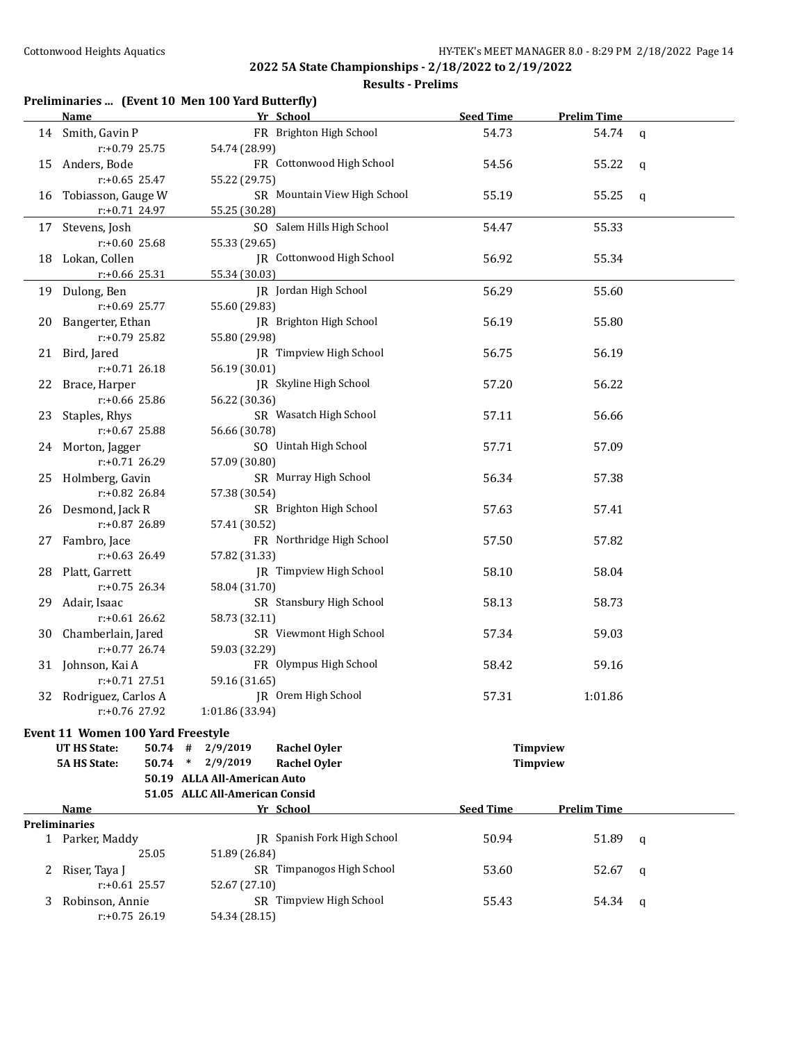## 2022 5A State Championships - 2/18/2022 to 2/19/2022

### Results - Prelims

### Preliminaries ... (Event 10 Men 100 Yard Butterfly)

| | Name | Yr | School | Seed Time | Prelim Time | |
|---|---|---|---|---|---|---|
| 14 | Smith, Gavin P | FR | Brighton High School | 54.73 | 54.74 | q |
| | r:+0.79 25.75 | | 54.74 (28.99) | | | |
| 15 | Anders, Bode | FR | Cottonwood High School | 54.56 | 55.22 | q |
| | r:+0.65 25.47 | | 55.22 (29.75) | | | |
| 16 | Tobiasson, Gauge W | SR | Mountain View High School | 55.19 | 55.25 | q |
| | r:+0.71 24.97 | | 55.25 (30.28) | | | |
| 17 | Stevens, Josh | SO | Salem Hills High School | 54.47 | 55.33 | |
| | r:+0.60 25.68 | | 55.33 (29.65) | | | |
| 18 | Lokan, Collen | JR | Cottonwood High School | 56.92 | 55.34 | |
| | r:+0.66 25.31 | | 55.34 (30.03) | | | |
| 19 | Dulong, Ben | JR | Jordan High School | 56.29 | 55.60 | |
| | r:+0.69 25.77 | | 55.60 (29.83) | | | |
| 20 | Bangerter, Ethan | JR | Brighton High School | 56.19 | 55.80 | |
| | r:+0.79 25.82 | | 55.80 (29.98) | | | |
| 21 | Bird, Jared | JR | Timpview High School | 56.75 | 56.19 | |
| | r:+0.71 26.18 | | 56.19 (30.01) | | | |
| 22 | Brace, Harper | JR | Skyline High School | 57.20 | 56.22 | |
| | r:+0.66 25.86 | | 56.22 (30.36) | | | |
| 23 | Staples, Rhys | SR | Wasatch High School | 57.11 | 56.66 | |
| | r:+0.67 25.88 | | 56.66 (30.78) | | | |
| 24 | Morton, Jagger | SO | Uintah High School | 57.71 | 57.09 | |
| | r:+0.71 26.29 | | 57.09 (30.80) | | | |
| 25 | Holmberg, Gavin | SR | Murray High School | 56.34 | 57.38 | |
| | r:+0.82 26.84 | | 57.38 (30.54) | | | |
| 26 | Desmond, Jack R | SR | Brighton High School | 57.63 | 57.41 | |
| | r:+0.87 26.89 | | 57.41 (30.52) | | | |
| 27 | Fambro, Jace | FR | Northridge High School | 57.50 | 57.82 | |
| | r:+0.63 26.49 | | 57.82 (31.33) | | | |
| 28 | Platt, Garrett | JR | Timpview High School | 58.10 | 58.04 | |
| | r:+0.75 26.34 | | 58.04 (31.70) | | | |
| 29 | Adair, Isaac | SR | Stansbury High School | 58.13 | 58.73 | |
| | r:+0.61 26.62 | | 58.73 (32.11) | | | |
| 30 | Chamberlain, Jared | SR | Viewmont High School | 57.34 | 59.03 | |
| | r:+0.77 26.74 | | 59.03 (32.29) | | | |
| 31 | Johnson, Kai A | FR | Olympus High School | 58.42 | 59.16 | |
| | r:+0.71 27.51 | | 59.16 (31.65) | | | |
| 32 | Rodriguez, Carlos A | JR | Orem High School | 57.31 | 1:01.86 | |
| | r:+0.76 27.92 | | 1:01.86 (33.94) | | | |

### Event 11 Women 100 Yard Freestyle

| | | | | | |
|---|---|---|---|---|---|
| **UT HS State:** | **50.74** | **#** | **2/9/2019** | **Rachel Oyler** | **Timpview** |
| **5A HS State:** | **50.74** | **\*** | **2/9/2019** | **Rachel Oyler** | **Timpview** |
| | **50.19** | | **ALLA All-American Auto** | | |
| | **51.05** | | **ALLC All-American Consid** | | |

| | Name | Yr | School | Seed Time | Prelim Time | |
|---|---|---|---|---|---|---|
| **Preliminaries** | | | | | | |
| 1 | Parker, Maddy | JR | Spanish Fork High School | 50.94 | 51.89 | q |
| | 25.05 | | 51.89 (26.84) | | | |
| 2 | Riser, Taya J | SR | Timpanogos High School | 53.60 | 52.67 | q |
| | r:+0.61 25.57 | | 52.67 (27.10) | | | |
| 3 | Robinson, Annie | SR | Timpview High School | 55.43 | 54.34 | q |
| | r:+0.75 26.19 | | 54.34 (28.15) | | | |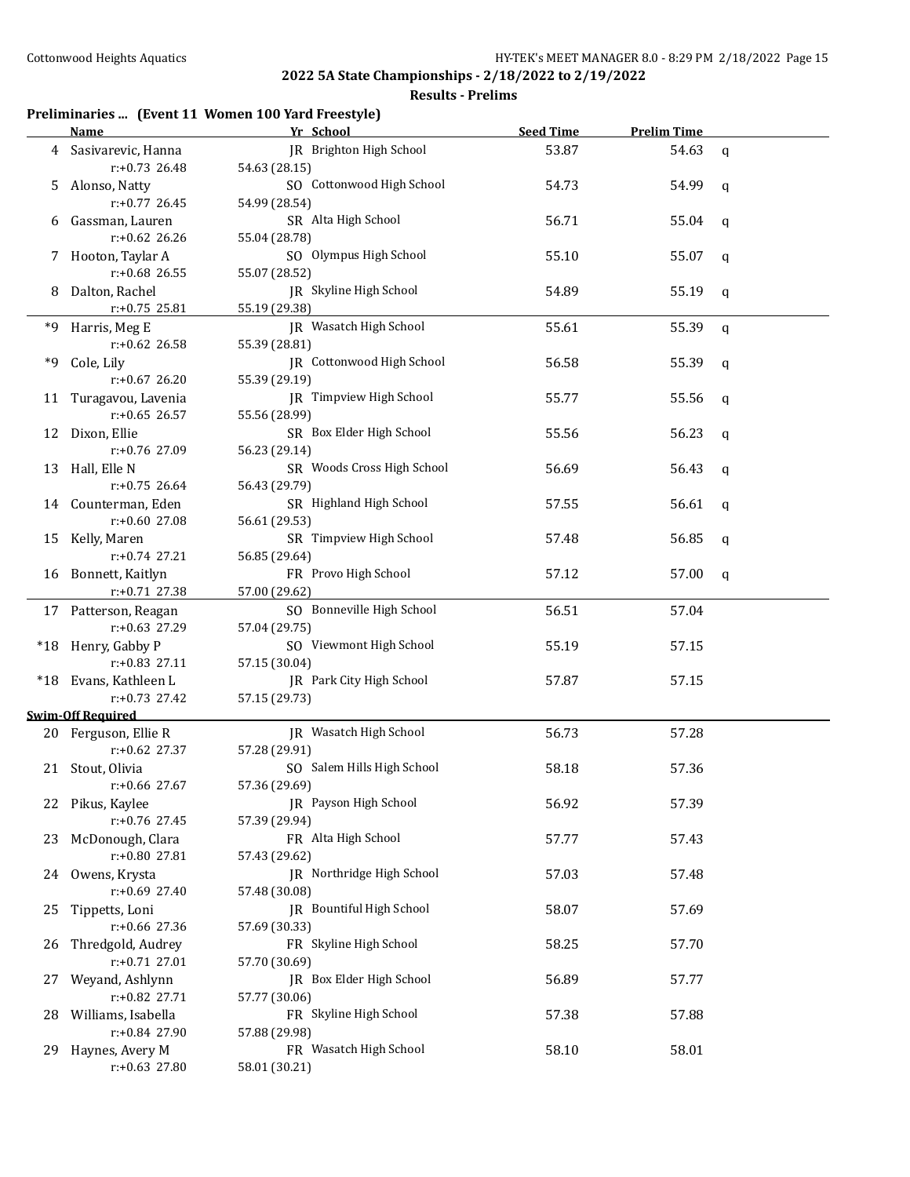## 2022 5A State Championships - 2/18/2022 to 2/19/2022

### Results - Prelims

#### Preliminaries ... (Event 11 Women 100 Yard Freestyle)

| | Name | Yr | School | Seed Time | Prelim Time | |
|---|---|---|---|---|---|---|
| 4 | Sasivarevic, Hanna | JR | Brighton High School | 53.87 | 54.63 | q |
| | r:+0.73 26.48 | | 54.63 (28.15) | | | |
| 5 | Alonso, Natty | SO | Cottonwood High School | 54.73 | 54.99 | q |
| | r:+0.77 26.45 | | 54.99 (28.54) | | | |
| 6 | Gassman, Lauren | SR | Alta High School | 56.71 | 55.04 | q |
| | r:+0.62 26.26 | | 55.04 (28.78) | | | |
| 7 | Hooton, Taylar A | SO | Olympus High School | 55.10 | 55.07 | q |
| | r:+0.68 26.55 | | 55.07 (28.52) | | | |
| 8 | Dalton, Rachel | JR | Skyline High School | 54.89 | 55.19 | q |
| | r:+0.75 25.81 | | 55.19 (29.38) | | | |
| *9 | Harris, Meg E | JR | Wasatch High School | 55.61 | 55.39 | q |
| | r:+0.62 26.58 | | 55.39 (28.81) | | | |
| *9 | Cole, Lily | JR | Cottonwood High School | 56.58 | 55.39 | q |
| | r:+0.67 26.20 | | 55.39 (29.19) | | | |
| 11 | Turagavou, Lavenia | JR | Timpview High School | 55.77 | 55.56 | q |
| | r:+0.65 26.57 | | 55.56 (28.99) | | | |
| 12 | Dixon, Ellie | SR | Box Elder High School | 55.56 | 56.23 | q |
| | r:+0.76 27.09 | | 56.23 (29.14) | | | |
| 13 | Hall, Elle N | SR | Woods Cross High School | 56.69 | 56.43 | q |
| | r:+0.75 26.64 | | 56.43 (29.79) | | | |
| 14 | Counterman, Eden | SR | Highland High School | 57.55 | 56.61 | q |
| | r:+0.60 27.08 | | 56.61 (29.53) | | | |
| 15 | Kelly, Maren | SR | Timpview High School | 57.48 | 56.85 | q |
| | r:+0.74 27.21 | | 56.85 (29.64) | | | |
| 16 | Bonnett, Kaitlyn | FR | Provo High School | 57.12 | 57.00 | q |
| | r:+0.71 27.38 | | 57.00 (29.62) | | | |
| 17 | Patterson, Reagan | SO | Bonneville High School | 56.51 | 57.04 | |
| | r:+0.63 27.29 | | 57.04 (29.75) | | | |
| *18 | Henry, Gabby P | SO | Viewmont High School | 55.19 | 57.15 | |
| | r:+0.83 27.11 | | 57.15 (30.04) | | | |
| *18 | Evans, Kathleen L | JR | Park City High School | 57.87 | 57.15 | |
| | r:+0.73 27.42 | | 57.15 (29.73) | | | |
| **Swim-Off Required** | | | | | | |
| 20 | Ferguson, Ellie R | JR | Wasatch High School | 56.73 | 57.28 | |
| | r:+0.62 27.37 | | 57.28 (29.91) | | | |
| 21 | Stout, Olivia | SO | Salem Hills High School | 58.18 | 57.36 | |
| | r:+0.66 27.67 | | 57.36 (29.69) | | | |
| 22 | Pikus, Kaylee | JR | Payson High School | 56.92 | 57.39 | |
| | r:+0.76 27.45 | | 57.39 (29.94) | | | |
| 23 | McDonough, Clara | FR | Alta High School | 57.77 | 57.43 | |
| | r:+0.80 27.81 | | 57.43 (29.62) | | | |
| 24 | Owens, Krysta | JR | Northridge High School | 57.03 | 57.48 | |
| | r:+0.69 27.40 | | 57.48 (30.08) | | | |
| 25 | Tippetts, Loni | JR | Bountiful High School | 58.07 | 57.69 | |
| | r:+0.66 27.36 | | 57.69 (30.33) | | | |
| 26 | Thredgold, Audrey | FR | Skyline High School | 58.25 | 57.70 | |
| | r:+0.71 27.01 | | 57.70 (30.69) | | | |
| 27 | Weyand, Ashlynn | JR | Box Elder High School | 56.89 | 57.77 | |
| | r:+0.82 27.71 | | 57.77 (30.06) | | | |
| 28 | Williams, Isabella | FR | Skyline High School | 57.38 | 57.88 | |
| | r:+0.84 27.90 | | 57.88 (29.98) | | | |
| 29 | Haynes, Avery M | FR | Wasatch High School | 58.10 | 58.01 | |
| | r:+0.63 27.80 | | 58.01 (30.21) | | | |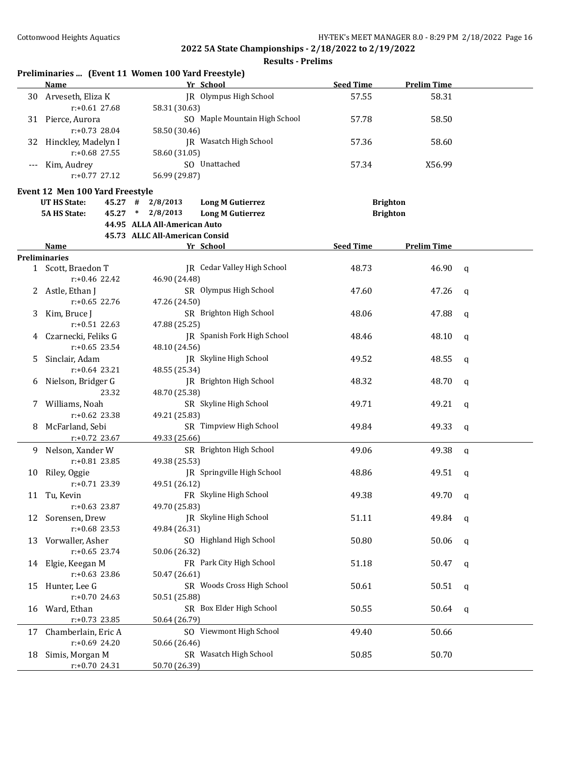**2022 5A State Championships - 2/18/2022 to 2/19/2022**

**Results - Prelims**

### Preliminaries ... (Event 11 Women 100 Yard Freestyle)

| | Name | Yr | School | Seed Time | Prelim Time | |
|---|---|---|---|---|---|---|
| 30 | Arveseth, Eliza K | JR | Olympus High School | 57.55 | 58.31 | |
| | r:+0.61 27.68 | | 58.31 (30.63) | | | |
| 31 | Pierce, Aurora | SO | Maple Mountain High School | 57.78 | 58.50 | |
| | r:+0.73 28.04 | | 58.50 (30.46) | | | |
| 32 | Hinckley, Madelyn I | JR | Wasatch High School | 57.36 | 58.60 | |
| | r:+0.68 27.55 | | 58.60 (31.05) | | | |
| --- | Kim, Audrey | SO | Unattached | 57.34 | X56.99 | |
| | r:+0.77 27.12 | | 56.99 (29.87) | | | |

### Event 12 Men 100 Yard Freestyle

| | | | | |
|---|---|---|---|---|
| UT HS State: | 45.27 # | 2/8/2013 | Long M Gutierrez | Brighton |
| 5A HS State: | 45.27 * | 2/8/2013 | Long M Gutierrez | Brighton |
| | 44.95 | ALLA All-American Auto | | |
| | 45.73 | ALLC All-American Consid | | |

| | Name | Yr | School | Seed Time | Prelim Time | |
|---|---|---|---|---|---|---|
| **Preliminaries** | | | | | | |
| 1 | Scott, Braedon T | JR | Cedar Valley High School | 48.73 | 46.90 | q |
| | r:+0.46 22.42 | | 46.90 (24.48) | | | |
| 2 | Astle, Ethan J | SR | Olympus High School | 47.60 | 47.26 | q |
| | r:+0.65 22.76 | | 47.26 (24.50) | | | |
| 3 | Kim, Bruce J | SR | Brighton High School | 48.06 | 47.88 | q |
| | r:+0.51 22.63 | | 47.88 (25.25) | | | |
| 4 | Czarnecki, Feliks G | JR | Spanish Fork High School | 48.46 | 48.10 | q |
| | r:+0.65 23.54 | | 48.10 (24.56) | | | |
| 5 | Sinclair, Adam | JR | Skyline High School | 49.52 | 48.55 | q |
| | r:+0.64 23.21 | | 48.55 (25.34) | | | |
| 6 | Nielson, Bridger G | JR | Brighton High School | 48.32 | 48.70 | q |
| | 23.32 | | 48.70 (25.38) | | | |
| 7 | Williams, Noah | SR | Skyline High School | 49.71 | 49.21 | q |
| | r:+0.62 23.38 | | 49.21 (25.83) | | | |
| 8 | McFarland, Sebi | SR | Timpview High School | 49.84 | 49.33 | q |
| | r:+0.72 23.67 | | 49.33 (25.66) | | | |
| 9 | Nelson, Xander W | SR | Brighton High School | 49.06 | 49.38 | q |
| | r:+0.81 23.85 | | 49.38 (25.53) | | | |
| 10 | Riley, Oggie | JR | Springville High School | 48.86 | 49.51 | q |
| | r:+0.71 23.39 | | 49.51 (26.12) | | | |
| 11 | Tu, Kevin | FR | Skyline High School | 49.38 | 49.70 | q |
| | r:+0.63 23.87 | | 49.70 (25.83) | | | |
| 12 | Sorensen, Drew | JR | Skyline High School | 51.11 | 49.84 | q |
| | r:+0.68 23.53 | | 49.84 (26.31) | | | |
| 13 | Vorwaller, Asher | SO | Highland High School | 50.80 | 50.06 | q |
| | r:+0.65 23.74 | | 50.06 (26.32) | | | |
| 14 | Elgie, Keegan M | FR | Park City High School | 51.18 | 50.47 | q |
| | r:+0.63 23.86 | | 50.47 (26.61) | | | |
| 15 | Hunter, Lee G | SR | Woods Cross High School | 50.61 | 50.51 | q |
| | r:+0.70 24.63 | | 50.51 (25.88) | | | |
| 16 | Ward, Ethan | SR | Box Elder High School | 50.55 | 50.64 | q |
| | r:+0.73 23.85 | | 50.64 (26.79) | | | |
| 17 | Chamberlain, Eric A | SO | Viewmont High School | 49.40 | 50.66 | |
| | r:+0.69 24.20 | | 50.66 (26.46) | | | |
| 18 | Simis, Morgan M | SR | Wasatch High School | 50.85 | 50.70 | |
| | r:+0.70 24.31 | | 50.70 (26.39) | | | |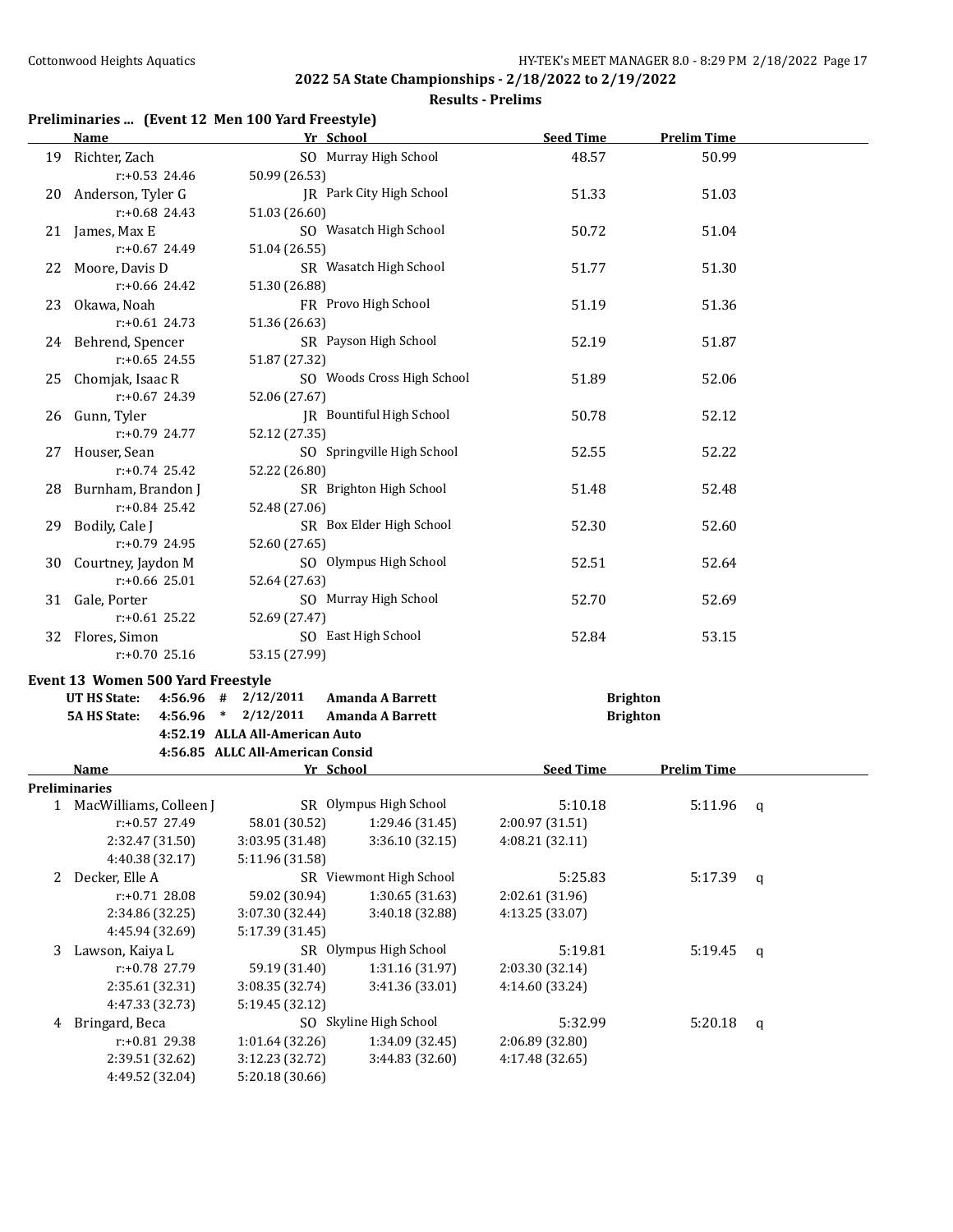## 2022 5A State Championships - 2/18/2022 to 2/19/2022

### Results - Prelims

### Preliminaries ... (Event 12 Men 100 Yard Freestyle)

| | Name | Yr | School | Seed Time | Prelim Time |
|---|---|---|---|---|---|
| 19 | Richter, Zach | SO | Murray High School | 48.57 | 50.99 |
| | r:+0.53 24.46 | 50.99 (26.53) | | | |
| 20 | Anderson, Tyler G | JR | Park City High School | 51.33 | 51.03 |
| | r:+0.68 24.43 | 51.03 (26.60) | | | |
| 21 | James, Max E | SO | Wasatch High School | 50.72 | 51.04 |
| | r:+0.67 24.49 | 51.04 (26.55) | | | |
| 22 | Moore, Davis D | SR | Wasatch High School | 51.77 | 51.30 |
| | r:+0.66 24.42 | 51.30 (26.88) | | | |
| 23 | Okawa, Noah | FR | Provo High School | 51.19 | 51.36 |
| | r:+0.61 24.73 | 51.36 (26.63) | | | |
| 24 | Behrend, Spencer | SR | Payson High School | 52.19 | 51.87 |
| | r:+0.65 24.55 | 51.87 (27.32) | | | |
| 25 | Chomjak, Isaac R | SO | Woods Cross High School | 51.89 | 52.06 |
| | r:+0.67 24.39 | 52.06 (27.67) | | | |
| 26 | Gunn, Tyler | JR | Bountiful High School | 50.78 | 52.12 |
| | r:+0.79 24.77 | 52.12 (27.35) | | | |
| 27 | Houser, Sean | SO | Springville High School | 52.55 | 52.22 |
| | r:+0.74 25.42 | 52.22 (26.80) | | | |
| 28 | Burnham, Brandon J | SR | Brighton High School | 51.48 | 52.48 |
| | r:+0.84 25.42 | 52.48 (27.06) | | | |
| 29 | Bodily, Cale J | SR | Box Elder High School | 52.30 | 52.60 |
| | r:+0.79 24.95 | 52.60 (27.65) | | | |
| 30 | Courtney, Jaydon M | SO | Olympus High School | 52.51 | 52.64 |
| | r:+0.66 25.01 | 52.64 (27.63) | | | |
| 31 | Gale, Porter | SO | Murray High School | 52.70 | 52.69 |
| | r:+0.61 25.22 | 52.69 (27.47) | | | |
| 32 | Flores, Simon | SO | East High School | 52.84 | 53.15 |
| | r:+0.70 25.16 | 53.15 (27.99) | | | |

### Event 13 Women 500 Yard Freestyle

| | | | | | |
|---|---|---|---|---|---|
| UT HS State: | 4:56.96 | # | 2/12/2011 | Amanda A Barrett | Brighton |
| 5A HS State: | 4:56.96 | * | 2/12/2011 | Amanda A Barrett | Brighton |
| | 4:52.19 | | ALLA All-American Auto | | |
| | 4:56.85 | | ALLC All-American Consid | | |

**Preliminaries**

| | Name | Yr | School | Seed Time | Prelim Time | |
|---|---|---|---|---|---|---|
| 1 | MacWilliams, Colleen J | SR | Olympus High School | 5:10.18 | 5:11.96 | q |
| | r:+0.57 27.49 | 58.01 (30.52) | 1:29.46 (31.45) | 2:00.97 (31.51) | | |
| | 2:32.47 (31.50) | 3:03.95 (31.48) | 3:36.10 (32.15) | 4:08.21 (32.11) | | |
| | 4:40.38 (32.17) | 5:11.96 (31.58) | | | | |
| 2 | Decker, Elle A | SR | Viewmont High School | 5:25.83 | 5:17.39 | q |
| | r:+0.71 28.08 | 59.02 (30.94) | 1:30.65 (31.63) | 2:02.61 (31.96) | | |
| | 2:34.86 (32.25) | 3:07.30 (32.44) | 3:40.18 (32.88) | 4:13.25 (33.07) | | |
| | 4:45.94 (32.69) | 5:17.39 (31.45) | | | | |
| 3 | Lawson, Kaiya L | SR | Olympus High School | 5:19.81 | 5:19.45 | q |
| | r:+0.78 27.79 | 59.19 (31.40) | 1:31.16 (31.97) | 2:03.30 (32.14) | | |
| | 2:35.61 (32.31) | 3:08.35 (32.74) | 3:41.36 (33.01) | 4:14.60 (33.24) | | |
| | 4:47.33 (32.73) | 5:19.45 (32.12) | | | | |
| 4 | Bringard, Beca | SO | Skyline High School | 5:32.99 | 5:20.18 | q |
| | r:+0.81 29.38 | 1:01.64 (32.26) | 1:34.09 (32.45) | 2:06.89 (32.80) | | |
| | 2:39.51 (32.62) | 3:12.23 (32.72) | 3:44.83 (32.60) | 4:17.48 (32.65) | | |
| | 4:49.52 (32.04) | 5:20.18 (30.66) | | | | |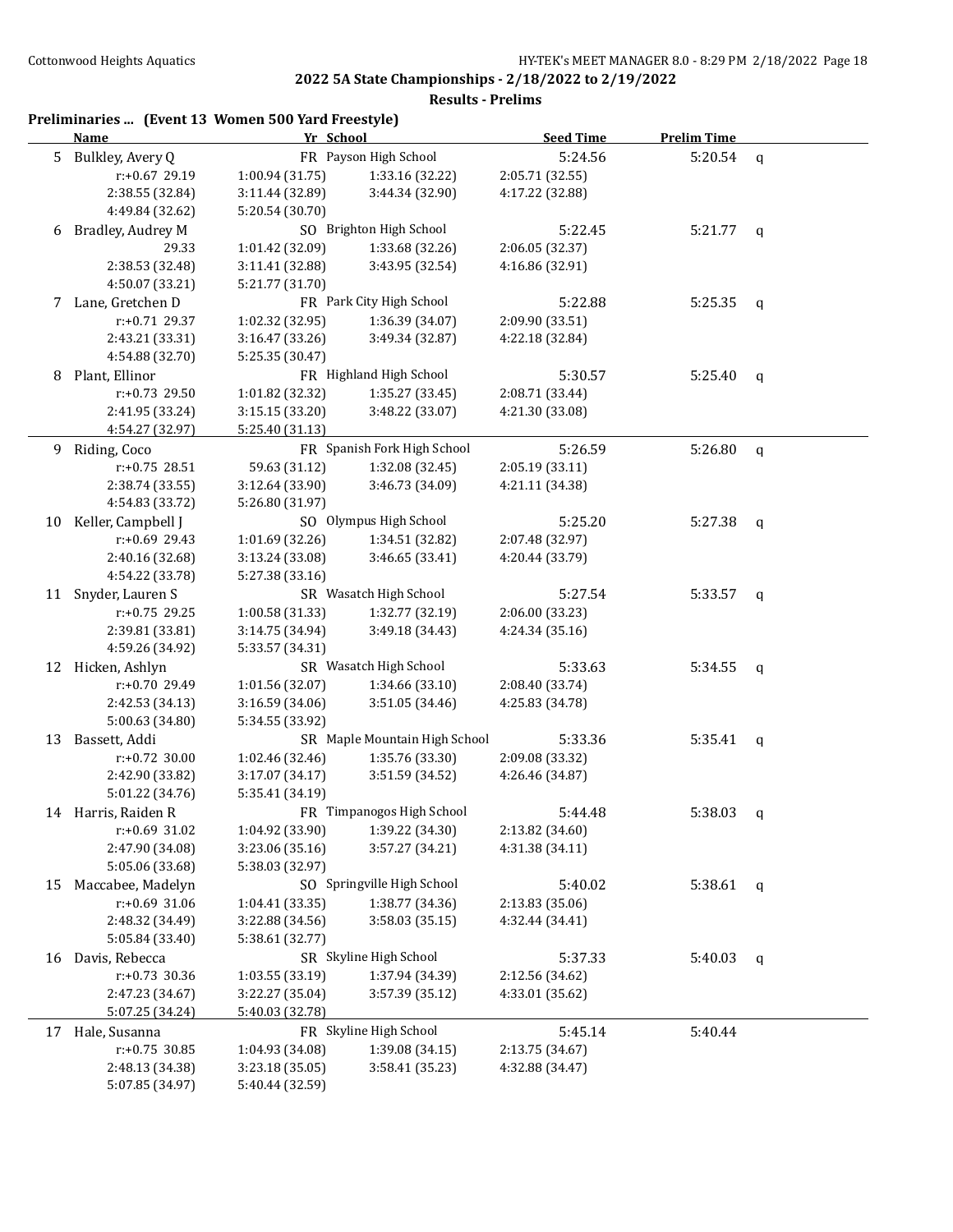## 2022 5A State Championships - 2/18/2022 to 2/19/2022

### Results - Prelims

### Preliminaries ... (Event 13 Women 500 Yard Freestyle)

| | Name | Yr | School | Seed Time | Prelim Time | |
|---|---|---|---|---|---|---|
| 5 | Bulkley, Avery Q | FR | Payson High School | 5:24.56 | 5:20.54 | q |
| | r:+0.67 29.19 | 1:00.94 (31.75) | 1:33.16 (32.22) | 2:05.71 (32.55) | | |
| | 2:38.55 (32.84) | 3:11.44 (32.89) | 3:44.34 (32.90) | 4:17.22 (32.88) | | |
| | 4:49.84 (32.62) | 5:20.54 (30.70) | | | | |
| 6 | Bradley, Audrey M | SO | Brighton High School | 5:22.45 | 5:21.77 | q |
| | 29.33 | 1:01.42 (32.09) | 1:33.68 (32.26) | 2:06.05 (32.37) | | |
| | 2:38.53 (32.48) | 3:11.41 (32.88) | 3:43.95 (32.54) | 4:16.86 (32.91) | | |
| | 4:50.07 (33.21) | 5:21.77 (31.70) | | | | |
| 7 | Lane, Gretchen D | FR | Park City High School | 5:22.88 | 5:25.35 | q |
| | r:+0.71 29.37 | 1:02.32 (32.95) | 1:36.39 (34.07) | 2:09.90 (33.51) | | |
| | 2:43.21 (33.31) | 3:16.47 (33.26) | 3:49.34 (32.87) | 4:22.18 (32.84) | | |
| | 4:54.88 (32.70) | 5:25.35 (30.47) | | | | |
| 8 | Plant, Ellinor | FR | Highland High School | 5:30.57 | 5:25.40 | q |
| | r:+0.73 29.50 | 1:01.82 (32.32) | 1:35.27 (33.45) | 2:08.71 (33.44) | | |
| | 2:41.95 (33.24) | 3:15.15 (33.20) | 3:48.22 (33.07) | 4:21.30 (33.08) | | |
| | 4:54.27 (32.97) | 5:25.40 (31.13) | | | | |
| 9 | Riding, Coco | FR | Spanish Fork High School | 5:26.59 | 5:26.80 | q |
| | r:+0.75 28.51 | 59.63 (31.12) | 1:32.08 (32.45) | 2:05.19 (33.11) | | |
| | 2:38.74 (33.55) | 3:12.64 (33.90) | 3:46.73 (34.09) | 4:21.11 (34.38) | | |
| | 4:54.83 (33.72) | 5:26.80 (31.97) | | | | |
| 10 | Keller, Campbell J | SO | Olympus High School | 5:25.20 | 5:27.38 | q |
| | r:+0.69 29.43 | 1:01.69 (32.26) | 1:34.51 (32.82) | 2:07.48 (32.97) | | |
| | 2:40.16 (32.68) | 3:13.24 (33.08) | 3:46.65 (33.41) | 4:20.44 (33.79) | | |
| | 4:54.22 (33.78) | 5:27.38 (33.16) | | | | |
| 11 | Snyder, Lauren S | SR | Wasatch High School | 5:27.54 | 5:33.57 | q |
| | r:+0.75 29.25 | 1:00.58 (31.33) | 1:32.77 (32.19) | 2:06.00 (33.23) | | |
| | 2:39.81 (33.81) | 3:14.75 (34.94) | 3:49.18 (34.43) | 4:24.34 (35.16) | | |
| | 4:59.26 (34.92) | 5:33.57 (34.31) | | | | |
| 12 | Hicken, Ashlyn | SR | Wasatch High School | 5:33.63 | 5:34.55 | q |
| | r:+0.70 29.49 | 1:01.56 (32.07) | 1:34.66 (33.10) | 2:08.40 (33.74) | | |
| | 2:42.53 (34.13) | 3:16.59 (34.06) | 3:51.05 (34.46) | 4:25.83 (34.78) | | |
| | 5:00.63 (34.80) | 5:34.55 (33.92) | | | | |
| 13 | Bassett, Addi | SR | Maple Mountain High School | 5:33.36 | 5:35.41 | q |
| | r:+0.72 30.00 | 1:02.46 (32.46) | 1:35.76 (33.30) | 2:09.08 (33.32) | | |
| | 2:42.90 (33.82) | 3:17.07 (34.17) | 3:51.59 (34.52) | 4:26.46 (34.87) | | |
| | 5:01.22 (34.76) | 5:35.41 (34.19) | | | | |
| 14 | Harris, Raiden R | FR | Timpanogos High School | 5:44.48 | 5:38.03 | q |
| | r:+0.69 31.02 | 1:04.92 (33.90) | 1:39.22 (34.30) | 2:13.82 (34.60) | | |
| | 2:47.90 (34.08) | 3:23.06 (35.16) | 3:57.27 (34.21) | 4:31.38 (34.11) | | |
| | 5:05.06 (33.68) | 5:38.03 (32.97) | | | | |
| 15 | Maccabee, Madelyn | SO | Springville High School | 5:40.02 | 5:38.61 | q |
| | r:+0.69 31.06 | 1:04.41 (33.35) | 1:38.77 (34.36) | 2:13.83 (35.06) | | |
| | 2:48.32 (34.49) | 3:22.88 (34.56) | 3:58.03 (35.15) | 4:32.44 (34.41) | | |
| | 5:05.84 (33.40) | 5:38.61 (32.77) | | | | |
| 16 | Davis, Rebecca | SR | Skyline High School | 5:37.33 | 5:40.03 | q |
| | r:+0.73 30.36 | 1:03.55 (33.19) | 1:37.94 (34.39) | 2:12.56 (34.62) | | |
| | 2:47.23 (34.67) | 3:22.27 (35.04) | 3:57.39 (35.12) | 4:33.01 (35.62) | | |
| | 5:07.25 (34.24) | 5:40.03 (32.78) | | | | |
| 17 | Hale, Susanna | FR | Skyline High School | 5:45.14 | 5:40.44 | |
| | r:+0.75 30.85 | 1:04.93 (34.08) | 1:39.08 (34.15) | 2:13.75 (34.67) | | |
| | 2:48.13 (34.38) | 3:23.18 (35.05) | 3:58.41 (35.23) | 4:32.88 (34.47) | | |
| | 5:07.85 (34.97) | 5:40.44 (32.59) | | | | |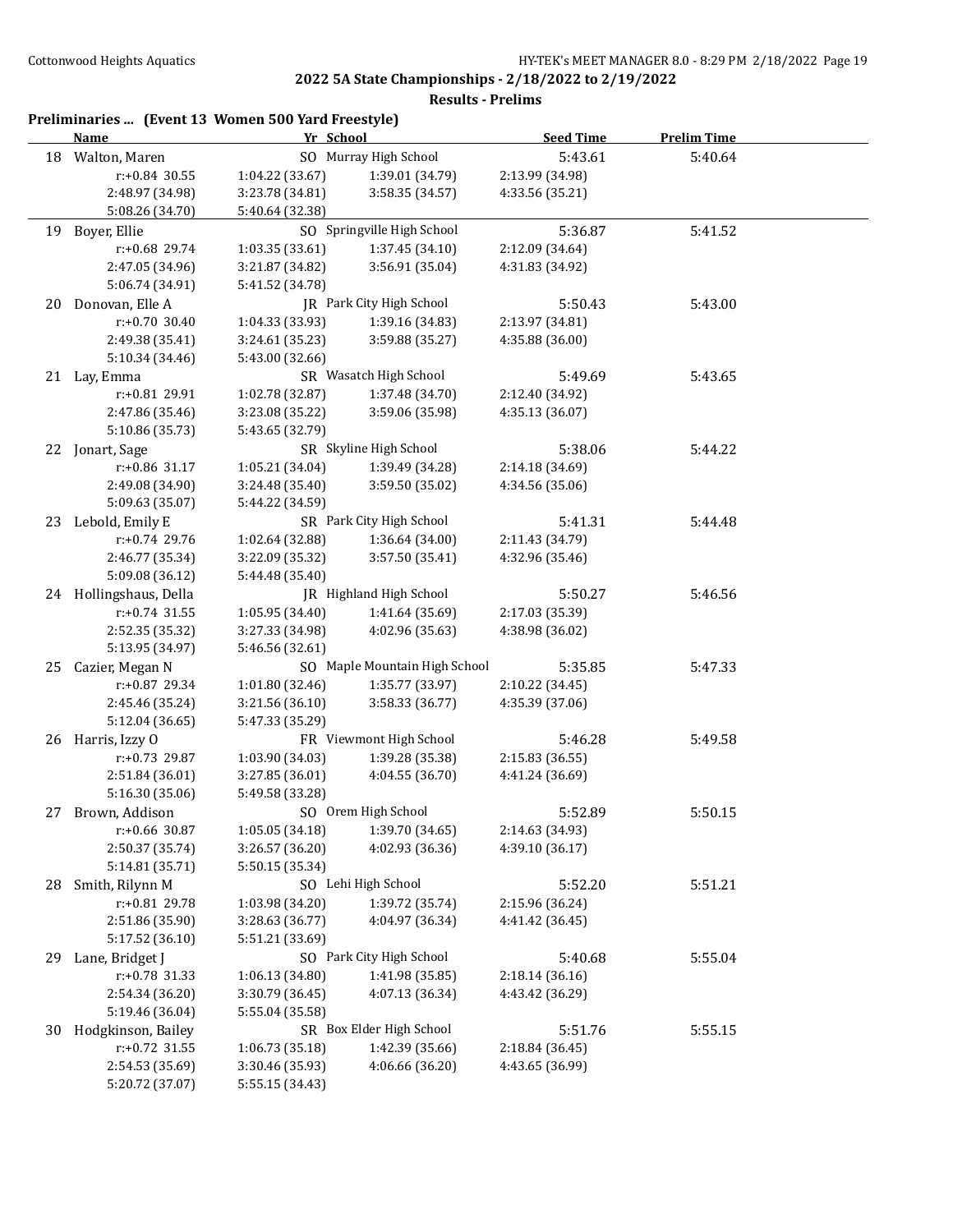## 2022 5A State Championships - 2/18/2022 to 2/19/2022

### Results - Prelims

### Preliminaries ... (Event 13 Women 500 Yard Freestyle)

| | Name | Yr | School | Seed Time | Prelim Time |
|---|---|---|---|---|---|
| 18 | Walton, Maren | SO | Murray High School | 5:43.61 | 5:40.64 |
| | r:+0.84 30.55 | 1:04.22 (33.67) | 1:39.01 (34.79) | 2:13.99 (34.98) | |
| | 2:48.97 (34.98) | 3:23.78 (34.81) | 3:58.35 (34.57) | 4:33.56 (35.21) | |
| | 5:08.26 (34.70) | 5:40.64 (32.38) | | | |
| 19 | Boyer, Ellie | SO | Springville High School | 5:36.87 | 5:41.52 |
| | r:+0.68 29.74 | 1:03.35 (33.61) | 1:37.45 (34.10) | 2:12.09 (34.64) | |
| | 2:47.05 (34.96) | 3:21.87 (34.82) | 3:56.91 (35.04) | 4:31.83 (34.92) | |
| | 5:06.74 (34.91) | 5:41.52 (34.78) | | | |
| 20 | Donovan, Elle A | JR | Park City High School | 5:50.43 | 5:43.00 |
| | r:+0.70 30.40 | 1:04.33 (33.93) | 1:39.16 (34.83) | 2:13.97 (34.81) | |
| | 2:49.38 (35.41) | 3:24.61 (35.23) | 3:59.88 (35.27) | 4:35.88 (36.00) | |
| | 5:10.34 (34.46) | 5:43.00 (32.66) | | | |
| 21 | Lay, Emma | SR | Wasatch High School | 5:49.69 | 5:43.65 |
| | r:+0.81 29.91 | 1:02.78 (32.87) | 1:37.48 (34.70) | 2:12.40 (34.92) | |
| | 2:47.86 (35.46) | 3:23.08 (35.22) | 3:59.06 (35.98) | 4:35.13 (36.07) | |
| | 5:10.86 (35.73) | 5:43.65 (32.79) | | | |
| 22 | Jonart, Sage | SR | Skyline High School | 5:38.06 | 5:44.22 |
| | r:+0.86 31.17 | 1:05.21 (34.04) | 1:39.49 (34.28) | 2:14.18 (34.69) | |
| | 2:49.08 (34.90) | 3:24.48 (35.40) | 3:59.50 (35.02) | 4:34.56 (35.06) | |
| | 5:09.63 (35.07) | 5:44.22 (34.59) | | | |
| 23 | Lebold, Emily E | SR | Park City High School | 5:41.31 | 5:44.48 |
| | r:+0.74 29.76 | 1:02.64 (32.88) | 1:36.64 (34.00) | 2:11.43 (34.79) | |
| | 2:46.77 (35.34) | 3:22.09 (35.32) | 3:57.50 (35.41) | 4:32.96 (35.46) | |
| | 5:09.08 (36.12) | 5:44.48 (35.40) | | | |
| 24 | Hollingshaus, Della | JR | Highland High School | 5:50.27 | 5:46.56 |
| | r:+0.74 31.55 | 1:05.95 (34.40) | 1:41.64 (35.69) | 2:17.03 (35.39) | |
| | 2:52.35 (35.32) | 3:27.33 (34.98) | 4:02.96 (35.63) | 4:38.98 (36.02) | |
| | 5:13.95 (34.97) | 5:46.56 (32.61) | | | |
| 25 | Cazier, Megan N | SO | Maple Mountain High School | 5:35.85 | 5:47.33 |
| | r:+0.87 29.34 | 1:01.80 (32.46) | 1:35.77 (33.97) | 2:10.22 (34.45) | |
| | 2:45.46 (35.24) | 3:21.56 (36.10) | 3:58.33 (36.77) | 4:35.39 (37.06) | |
| | 5:12.04 (36.65) | 5:47.33 (35.29) | | | |
| 26 | Harris, Izzy O | FR | Viewmont High School | 5:46.28 | 5:49.58 |
| | r:+0.73 29.87 | 1:03.90 (34.03) | 1:39.28 (35.38) | 2:15.83 (36.55) | |
| | 2:51.84 (36.01) | 3:27.85 (36.01) | 4:04.55 (36.70) | 4:41.24 (36.69) | |
| | 5:16.30 (35.06) | 5:49.58 (33.28) | | | |
| 27 | Brown, Addison | SO | Orem High School | 5:52.89 | 5:50.15 |
| | r:+0.66 30.87 | 1:05.05 (34.18) | 1:39.70 (34.65) | 2:14.63 (34.93) | |
| | 2:50.37 (35.74) | 3:26.57 (36.20) | 4:02.93 (36.36) | 4:39.10 (36.17) | |
| | 5:14.81 (35.71) | 5:50.15 (35.34) | | | |
| 28 | Smith, Rilynn M | SO | Lehi High School | 5:52.20 | 5:51.21 |
| | r:+0.81 29.78 | 1:03.98 (34.20) | 1:39.72 (35.74) | 2:15.96 (36.24) | |
| | 2:51.86 (35.90) | 3:28.63 (36.77) | 4:04.97 (36.34) | 4:41.42 (36.45) | |
| | 5:17.52 (36.10) | 5:51.21 (33.69) | | | |
| 29 | Lane, Bridget J | SO | Park City High School | 5:40.68 | 5:55.04 |
| | r:+0.78 31.33 | 1:06.13 (34.80) | 1:41.98 (35.85) | 2:18.14 (36.16) | |
| | 2:54.34 (36.20) | 3:30.79 (36.45) | 4:07.13 (36.34) | 4:43.42 (36.29) | |
| | 5:19.46 (36.04) | 5:55.04 (35.58) | | | |
| 30 | Hodgkinson, Bailey | SR | Box Elder High School | 5:51.76 | 5:55.15 |
| | r:+0.72 31.55 | 1:06.73 (35.18) | 1:42.39 (35.66) | 2:18.84 (36.45) | |
| | 2:54.53 (35.69) | 3:30.46 (35.93) | 4:06.66 (36.20) | 4:43.65 (36.99) | |
| | 5:20.72 (37.07) | 5:55.15 (34.43) | | | |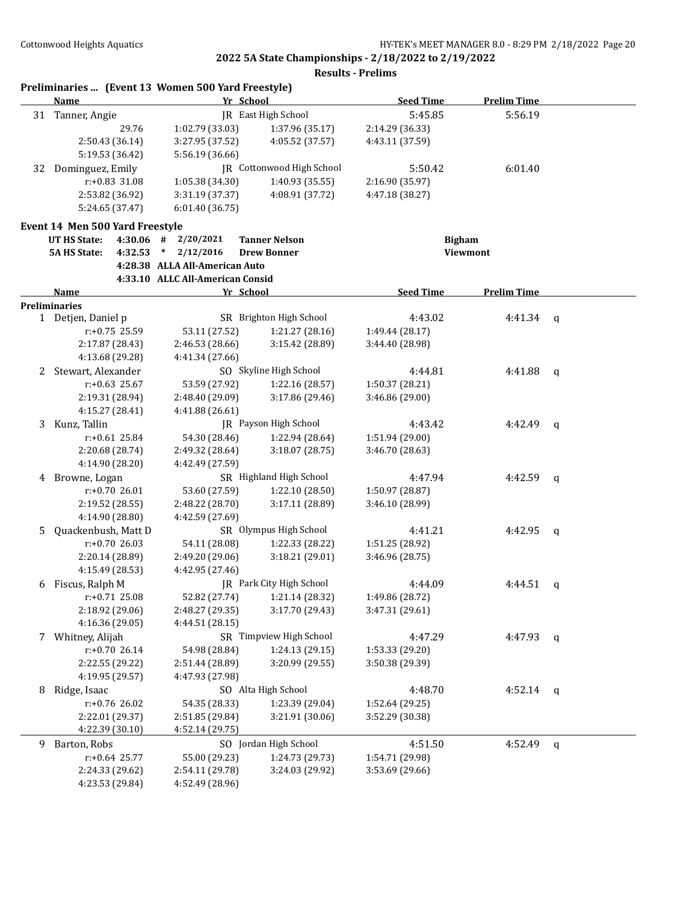## 2022 5A State Championships - 2/18/2022 to 2/19/2022

### Results - Prelims

**Preliminaries ... (Event 13 Women 500 Yard Freestyle)**

| | Name | Yr | School | Seed Time | Prelim Time | |
|---|---|---|---|---|---|---|
| 31 | Tanner, Angie | JR | East High School | 5:45.85 | 5:56.19 | |
| | 29.76 | 1:02.79 (33.03) | 1:37.96 (35.17) | 2:14.29 (36.33) | | |
| | 2:50.43 (36.14) | 3:27.95 (37.52) | 4:05.52 (37.57) | 4:43.11 (37.59) | | |
| | 5:19.53 (36.42) | 5:56.19 (36.66) | | | | |
| 32 | Dominguez, Emily | JR | Cottonwood High School | 5:50.42 | 6:01.40 | |
| | r:+0.83 31.08 | 1:05.38 (34.30) | 1:40.93 (35.55) | 2:16.90 (35.97) | | |
| | 2:53.82 (36.92) | 3:31.19 (37.37) | 4:08.91 (37.72) | 4:47.18 (38.27) | | |
| | 5:24.65 (37.47) | 6:01.40 (36.75) | | | | |

**Event 14 Men 500 Yard Freestyle**

| | | | | |
|---|---|---|---|---|
| **UT HS State:** | **4:30.06** | # 2/20/2021 | **Tanner Nelson** | **Bigham** |
| **5A HS State:** | **4:32.53** | * 2/12/2016 | **Drew Bonner** | **Viewmont** |
| | 4:28.38 | ALLA All-American Auto | | |
| | 4:33.10 | ALLC All-American Consid | | |

| | Name | Yr | School | Seed Time | Prelim Time | |
|---|---|---|---|---|---|---|
| **Preliminaries** | | | | | | |
| 1 | Detjen, Daniel p | SR | Brighton High School | 4:43.02 | 4:41.34 | q |
| | r:+0.75 25.59 | 53.11 (27.52) | 1:21.27 (28.16) | 1:49.44 (28.17) | | |
| | 2:17.87 (28.43) | 2:46.53 (28.66) | 3:15.42 (28.89) | 3:44.40 (28.98) | | |
| | 4:13.68 (29.28) | 4:41.34 (27.66) | | | | |
| 2 | Stewart, Alexander | SO | Skyline High School | 4:44.81 | 4:41.88 | q |
| | r:+0.63 25.67 | 53.59 (27.92) | 1:22.16 (28.57) | 1:50.37 (28.21) | | |
| | 2:19.31 (28.94) | 2:48.40 (29.09) | 3:17.86 (29.46) | 3:46.86 (29.00) | | |
| | 4:15.27 (28.41) | 4:41.88 (26.61) | | | | |
| 3 | Kunz, Tallin | JR | Payson High School | 4:43.42 | 4:42.49 | q |
| | r:+0.61 25.84 | 54.30 (28.46) | 1:22.94 (28.64) | 1:51.94 (29.00) | | |
| | 2:20.68 (28.74) | 2:49.32 (28.64) | 3:18.07 (28.75) | 3:46.70 (28.63) | | |
| | 4:14.90 (28.20) | 4:42.49 (27.59) | | | | |
| 4 | Browne, Logan | SR | Highland High School | 4:47.94 | 4:42.59 | q |
| | r:+0.70 26.01 | 53.60 (27.59) | 1:22.10 (28.50) | 1:50.97 (28.87) | | |
| | 2:19.52 (28.55) | 2:48.22 (28.70) | 3:17.11 (28.89) | 3:46.10 (28.99) | | |
| | 4:14.90 (28.80) | 4:42.59 (27.69) | | | | |
| 5 | Quackenbush, Matt D | SR | Olympus High School | 4:41.21 | 4:42.95 | q |
| | r:+0.70 26.03 | 54.11 (28.08) | 1:22.33 (28.22) | 1:51.25 (28.92) | | |
| | 2:20.14 (28.89) | 2:49.20 (29.06) | 3:18.21 (29.01) | 3:46.96 (28.75) | | |
| | 4:15.49 (28.53) | 4:42.95 (27.46) | | | | |
| 6 | Fiscus, Ralph M | JR | Park City High School | 4:44.09 | 4:44.51 | q |
| | r:+0.71 25.08 | 52.82 (27.74) | 1:21.14 (28.32) | 1:49.86 (28.72) | | |
| | 2:18.92 (29.06) | 2:48.27 (29.35) | 3:17.70 (29.43) | 3:47.31 (29.61) | | |
| | 4:16.36 (29.05) | 4:44.51 (28.15) | | | | |
| 7 | Whitney, Alijah | SR | Timpview High School | 4:47.29 | 4:47.93 | q |
| | r:+0.70 26.14 | 54.98 (28.84) | 1:24.13 (29.15) | 1:53.33 (29.20) | | |
| | 2:22.55 (29.22) | 2:51.44 (28.89) | 3:20.99 (29.55) | 3:50.38 (29.39) | | |
| | 4:19.95 (29.57) | 4:47.93 (27.98) | | | | |
| 8 | Ridge, Isaac | SO | Alta High School | 4:48.70 | 4:52.14 | q |
| | r:+0.76 26.02 | 54.35 (28.33) | 1:23.39 (29.04) | 1:52.64 (29.25) | | |
| | 2:22.01 (29.37) | 2:51.85 (29.84) | 3:21.91 (30.06) | 3:52.29 (30.38) | | |
| | 4:22.39 (30.10) | 4:52.14 (29.75) | | | | |
| 9 | Barton, Robs | SO | Jordan High School | 4:51.50 | 4:52.49 | q |
| | r:+0.64 25.77 | 55.00 (29.23) | 1:24.73 (29.73) | 1:54.71 (29.98) | | |
| | 2:24.33 (29.62) | 2:54.11 (29.78) | 3:24.03 (29.92) | 3:53.69 (29.66) | | |
| | 4:23.53 (29.84) | 4:52.49 (28.96) | | | | |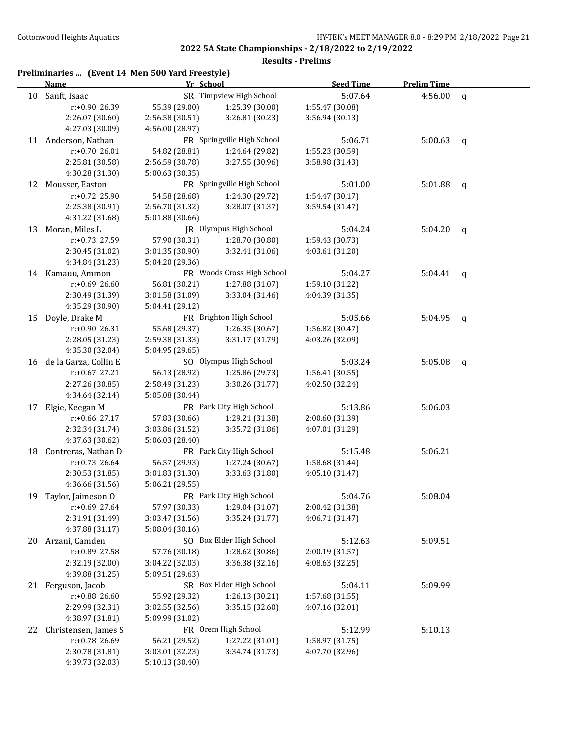## 2022 5A State Championships - 2/18/2022 to 2/19/2022

### Results - Prelims

**Preliminaries ... (Event 14 Men 500 Yard Freestyle)**

| | Name | Yr | School | Seed Time | Prelim Time | |
|---|---|---|---|---|---|---|
| 10 | Sanft, Isaac | SR | Timpview High School | 5:07.64 | 4:56.00 | q |
| | r:+0.90 26.39 | 55.39 (29.00) | 1:25.39 (30.00) | 1:55.47 (30.08) | | |
| | 2:26.07 (30.60) | 2:56.58 (30.51) | 3:26.81 (30.23) | 3:56.94 (30.13) | | |
| | 4:27.03 (30.09) | 4:56.00 (28.97) | | | | |
| 11 | Anderson, Nathan | FR | Springville High School | 5:06.71 | 5:00.63 | q |
| | r:+0.70 26.01 | 54.82 (28.81) | 1:24.64 (29.82) | 1:55.23 (30.59) | | |
| | 2:25.81 (30.58) | 2:56.59 (30.78) | 3:27.55 (30.96) | 3:58.98 (31.43) | | |
| | 4:30.28 (31.30) | 5:00.63 (30.35) | | | | |
| 12 | Mousser, Easton | FR | Springville High School | 5:01.00 | 5:01.88 | q |
| | r:+0.72 25.90 | 54.58 (28.68) | 1:24.30 (29.72) | 1:54.47 (30.17) | | |
| | 2:25.38 (30.91) | 2:56.70 (31.32) | 3:28.07 (31.37) | 3:59.54 (31.47) | | |
| | 4:31.22 (31.68) | 5:01.88 (30.66) | | | | |
| 13 | Moran, Miles L | JR | Olympus High School | 5:04.24 | 5:04.20 | q |
| | r:+0.73 27.59 | 57.90 (30.31) | 1:28.70 (30.80) | 1:59.43 (30.73) | | |
| | 2:30.45 (31.02) | 3:01.35 (30.90) | 3:32.41 (31.06) | 4:03.61 (31.20) | | |
| | 4:34.84 (31.23) | 5:04.20 (29.36) | | | | |
| 14 | Kamauu, Ammon | FR | Woods Cross High School | 5:04.27 | 5:04.41 | q |
| | r:+0.69 26.60 | 56.81 (30.21) | 1:27.88 (31.07) | 1:59.10 (31.22) | | |
| | 2:30.49 (31.39) | 3:01.58 (31.09) | 3:33.04 (31.46) | 4:04.39 (31.35) | | |
| | 4:35.29 (30.90) | 5:04.41 (29.12) | | | | |
| 15 | Doyle, Drake M | FR | Brighton High School | 5:05.66 | 5:04.95 | q |
| | r:+0.90 26.31 | 55.68 (29.37) | 1:26.35 (30.67) | 1:56.82 (30.47) | | |
| | 2:28.05 (31.23) | 2:59.38 (31.33) | 3:31.17 (31.79) | 4:03.26 (32.09) | | |
| | 4:35.30 (32.04) | 5:04.95 (29.65) | | | | |
| 16 | de la Garza, Collin E | SO | Olympus High School | 5:03.24 | 5:05.08 | q |
| | r:+0.67 27.21 | 56.13 (28.92) | 1:25.86 (29.73) | 1:56.41 (30.55) | | |
| | 2:27.26 (30.85) | 2:58.49 (31.23) | 3:30.26 (31.77) | 4:02.50 (32.24) | | |
| | 4:34.64 (32.14) | 5:05.08 (30.44) | | | | |
| 17 | Elgie, Keegan M | FR | Park City High School | 5:13.86 | 5:06.03 | |
| | r:+0.66 27.17 | 57.83 (30.66) | 1:29.21 (31.38) | 2:00.60 (31.39) | | |
| | 2:32.34 (31.74) | 3:03.86 (31.52) | 3:35.72 (31.86) | 4:07.01 (31.29) | | |
| | 4:37.63 (30.62) | 5:06.03 (28.40) | | | | |
| 18 | Contreras, Nathan D | FR | Park City High School | 5:15.48 | 5:06.21 | |
| | r:+0.73 26.64 | 56.57 (29.93) | 1:27.24 (30.67) | 1:58.68 (31.44) | | |
| | 2:30.53 (31.85) | 3:01.83 (31.30) | 3:33.63 (31.80) | 4:05.10 (31.47) | | |
| | 4:36.66 (31.56) | 5:06.21 (29.55) | | | | |
| 19 | Taylor, Jaimeson O | FR | Park City High School | 5:04.76 | 5:08.04 | |
| | r:+0.69 27.64 | 57.97 (30.33) | 1:29.04 (31.07) | 2:00.42 (31.38) | | |
| | 2:31.91 (31.49) | 3:03.47 (31.56) | 3:35.24 (31.77) | 4:06.71 (31.47) | | |
| | 4:37.88 (31.17) | 5:08.04 (30.16) | | | | |
| 20 | Arzani, Camden | SO | Box Elder High School | 5:12.63 | 5:09.51 | |
| | r:+0.89 27.58 | 57.76 (30.18) | 1:28.62 (30.86) | 2:00.19 (31.57) | | |
| | 2:32.19 (32.00) | 3:04.22 (32.03) | 3:36.38 (32.16) | 4:08.63 (32.25) | | |
| | 4:39.88 (31.25) | 5:09.51 (29.63) | | | | |
| 21 | Ferguson, Jacob | SR | Box Elder High School | 5:04.11 | 5:09.99 | |
| | r:+0.88 26.60 | 55.92 (29.32) | 1:26.13 (30.21) | 1:57.68 (31.55) | | |
| | 2:29.99 (32.31) | 3:02.55 (32.56) | 3:35.15 (32.60) | 4:07.16 (32.01) | | |
| | 4:38.97 (31.81) | 5:09.99 (31.02) | | | | |
| 22 | Christensen, James S | FR | Orem High School | 5:12.99 | 5:10.13 | |
| | r:+0.78 26.69 | 56.21 (29.52) | 1:27.22 (31.01) | 1:58.97 (31.75) | | |
| | 2:30.78 (31.81) | 3:03.01 (32.23) | 3:34.74 (31.73) | 4:07.70 (32.96) | | |
| | 4:39.73 (32.03) | 5:10.13 (30.40) | | | | |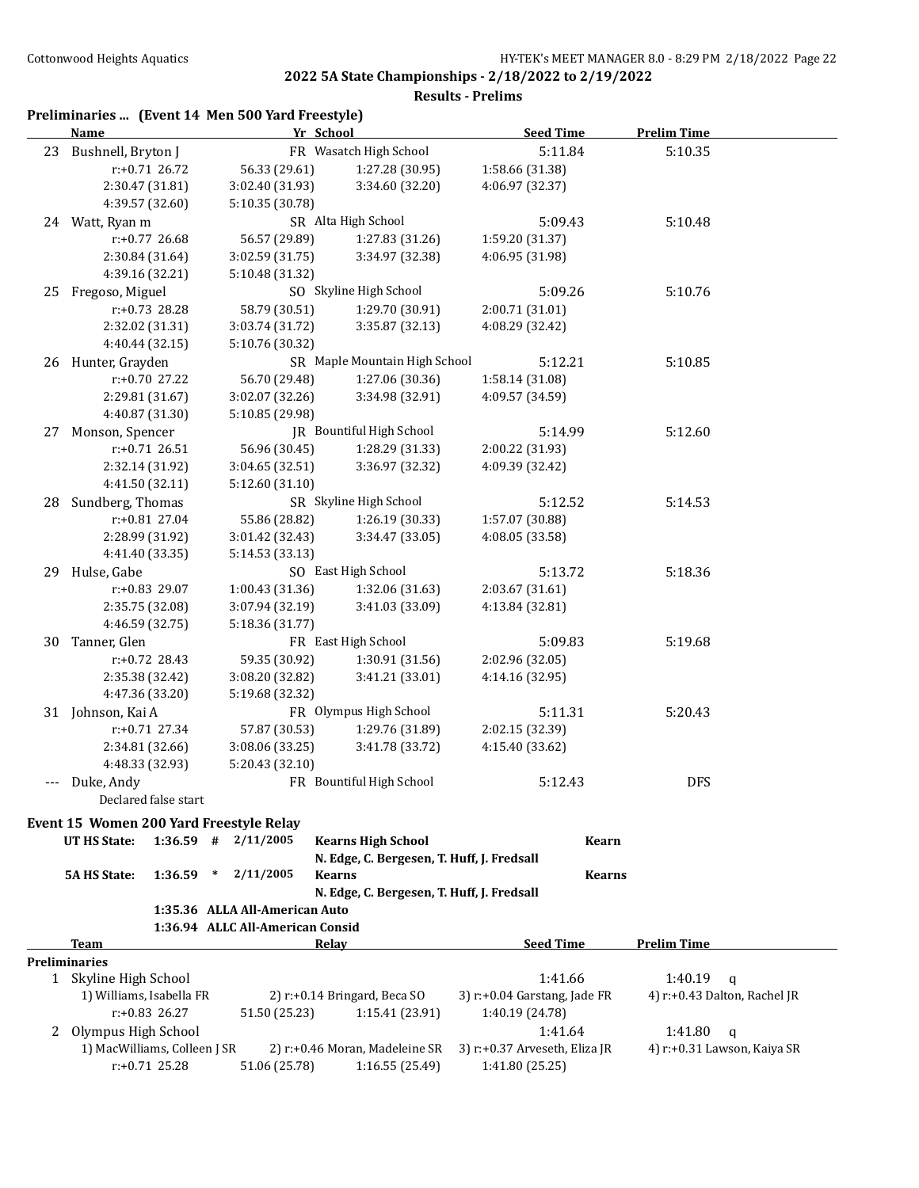**2022 5A State Championships - 2/18/2022 to 2/19/2022**

**Results - Prelims**

## Preliminaries ... (Event 14 Men 500 Yard Freestyle)

| | Name | Yr | School | Seed Time | Prelim Time |
|---|---|---|---|---|---|
| 23 | Bushnell, Bryton J | FR | Wasatch High School | 5:11.84 | 5:10.35 |
| | r:+0.71 26.72 | 56.33 (29.61) | 1:27.28 (30.95) | 1:58.66 (31.38) | |
| | 2:30.47 (31.81) | 3:02.40 (31.93) | 3:34.60 (32.20) | 4:06.97 (32.37) | |
| | 4:39.57 (32.60) | 5:10.35 (30.78) | | | |
| 24 | Watt, Ryan m | SR | Alta High School | 5:09.43 | 5:10.48 |
| | r:+0.77 26.68 | 56.57 (29.89) | 1:27.83 (31.26) | 1:59.20 (31.37) | |
| | 2:30.84 (31.64) | 3:02.59 (31.75) | 3:34.97 (32.38) | 4:06.95 (31.98) | |
| | 4:39.16 (32.21) | 5:10.48 (31.32) | | | |
| 25 | Fregoso, Miguel | SO | Skyline High School | 5:09.26 | 5:10.76 |
| | r:+0.73 28.28 | 58.79 (30.51) | 1:29.70 (30.91) | 2:00.71 (31.01) | |
| | 2:32.02 (31.31) | 3:03.74 (31.72) | 3:35.87 (32.13) | 4:08.29 (32.42) | |
| | 4:40.44 (32.15) | 5:10.76 (30.32) | | | |
| 26 | Hunter, Grayden | SR | Maple Mountain High School | 5:12.21 | 5:10.85 |
| | r:+0.70 27.22 | 56.70 (29.48) | 1:27.06 (30.36) | 1:58.14 (31.08) | |
| | 2:29.81 (31.67) | 3:02.07 (32.26) | 3:34.98 (32.91) | 4:09.57 (34.59) | |
| | 4:40.87 (31.30) | 5:10.85 (29.98) | | | |
| 27 | Monson, Spencer | JR | Bountiful High School | 5:14.99 | 5:12.60 |
| | r:+0.71 26.51 | 56.96 (30.45) | 1:28.29 (31.33) | 2:00.22 (31.93) | |
| | 2:32.14 (31.92) | 3:04.65 (32.51) | 3:36.97 (32.32) | 4:09.39 (32.42) | |
| | 4:41.50 (32.11) | 5:12.60 (31.10) | | | |
| 28 | Sundberg, Thomas | SR | Skyline High School | 5:12.52 | 5:14.53 |
| | r:+0.81 27.04 | 55.86 (28.82) | 1:26.19 (30.33) | 1:57.07 (30.88) | |
| | 2:28.99 (31.92) | 3:01.42 (32.43) | 3:34.47 (33.05) | 4:08.05 (33.58) | |
| | 4:41.40 (33.35) | 5:14.53 (33.13) | | | |
| 29 | Hulse, Gabe | SO | East High School | 5:13.72 | 5:18.36 |
| | r:+0.83 29.07 | 1:00.43 (31.36) | 1:32.06 (31.63) | 2:03.67 (31.61) | |
| | 2:35.75 (32.08) | 3:07.94 (32.19) | 3:41.03 (33.09) | 4:13.84 (32.81) | |
| | 4:46.59 (32.75) | 5:18.36 (31.77) | | | |
| 30 | Tanner, Glen | FR | East High School | 5:09.83 | 5:19.68 |
| | r:+0.72 28.43 | 59.35 (30.92) | 1:30.91 (31.56) | 2:02.96 (32.05) | |
| | 2:35.38 (32.42) | 3:08.20 (32.82) | 3:41.21 (33.01) | 4:14.16 (32.95) | |
| | 4:47.36 (33.20) | 5:19.68 (32.32) | | | |
| 31 | Johnson, Kai A | FR | Olympus High School | 5:11.31 | 5:20.43 |
| | r:+0.71 27.34 | 57.87 (30.53) | 1:29.76 (31.89) | 2:02.15 (32.39) | |
| | 2:34.81 (32.66) | 3:08.06 (33.25) | 3:41.78 (33.72) | 4:15.40 (33.62) | |
| | 4:48.33 (32.93) | 5:20.43 (32.10) | | | |
| --- | Duke, Andy | FR | Bountiful High School | 5:12.43 | DFS |
| | Declared false start | | | | |

## Event 15 Women 200 Yard Freestyle Relay

| | | | | | |
|---|---|---|---|---|---|
| UT HS State: | 1:36.59 # | 2/11/2005 | Kearns High School | Kearn |
| | | | N. Edge, C. Bergesen, T. Huff, J. Fredsall | |
| 5A HS State: | 1:36.59 * | 2/11/2005 | Kearns | Kearns |
| | | | N. Edge, C. Bergesen, T. Huff, J. Fredsall | |
| | 1:35.36 | ALLA All-American Auto | | |
| | 1:36.94 | ALLC All-American Consid | | |

| | Team | Relay | | Seed Time | Prelim Time |
|---|---|---|---|---|---|
| **Preliminaries** | | | | | |
| 1 | Skyline High School | | | 1:41.66 | 1:40.19 q |
| | 1) Williams, Isabella FR | 2) r:+0.14 Bringard, Beca SO | 3) r:+0.04 Garstang, Jade FR | 4) r:+0.43 Dalton, Rachel JR | |
| | r:+0.83 26.27 | 51.50 (25.23) | 1:15.41 (23.91) | 1:40.19 (24.78) | |
| 2 | Olympus High School | | | 1:41.64 | 1:41.80 q |
| | 1) MacWilliams, Colleen J SR | 2) r:+0.46 Moran, Madeleine SR | 3) r:+0.37 Arveseth, Eliza JR | 4) r:+0.31 Lawson, Kaiya SR | |
| | r:+0.71 25.28 | 51.06 (25.78) | 1:16.55 (25.49) | 1:41.80 (25.25) | |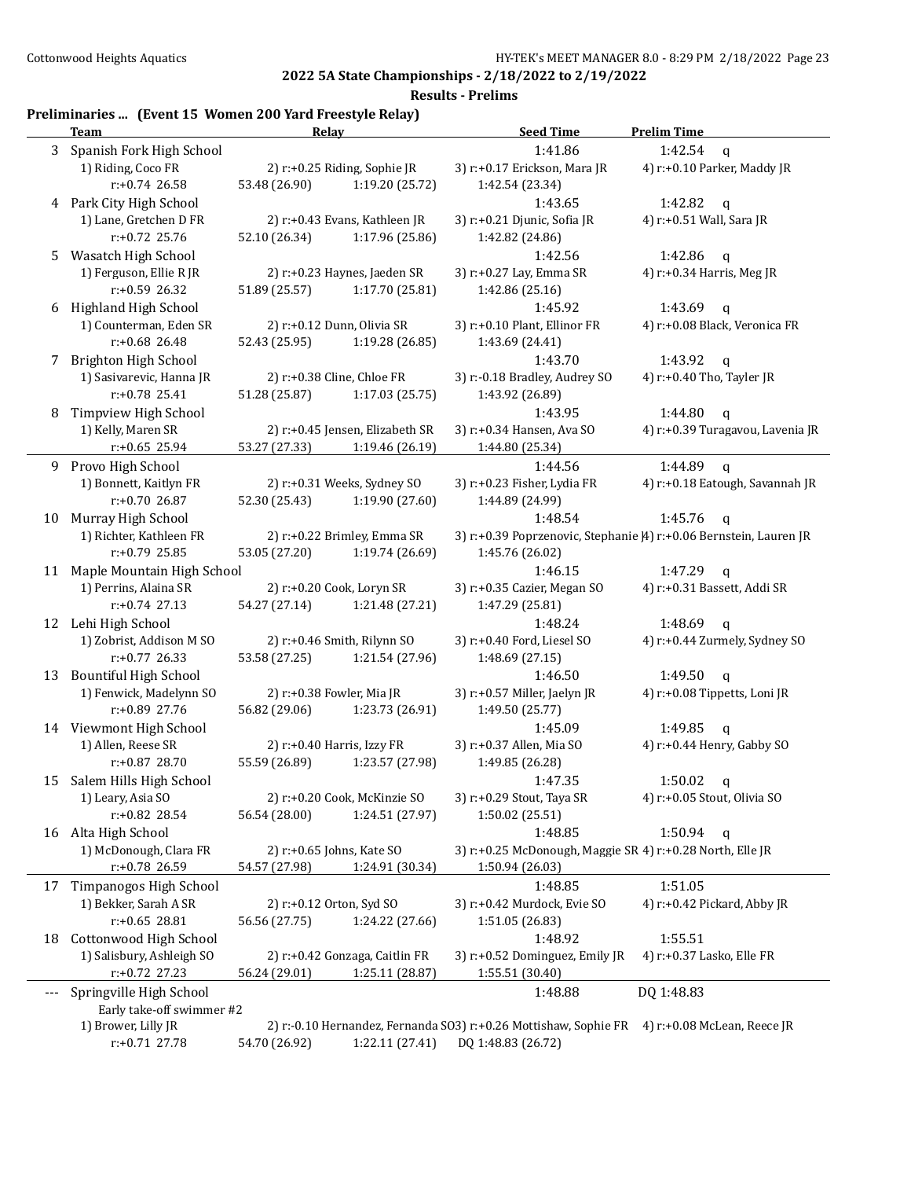## 2022 5A State Championships - 2/18/2022 to 2/19/2022

### Results - Prelims

**Preliminaries ... (Event 15 Women 200 Yard Freestyle Relay)**

| | Team | Relay | | Seed Time | Prelim Time |
|---|---|---|---|---|---|
| 3 | Spanish Fork High School | | | 1:41.86 | 1:42.54 q |
| | 1) Riding, Coco FR | 2) r:+0.25 Riding, Sophie JR | | 3) r:+0.17 Erickson, Mara JR | 4) r:+0.10 Parker, Maddy JR |
| | r:+0.74 26.58 | 53.48 (26.90) | 1:19.20 (25.72) | 1:42.54 (23.34) | |
| 4 | Park City High School | | | 1:43.65 | 1:42.82 q |
| | 1) Lane, Gretchen D FR | 2) r:+0.43 Evans, Kathleen JR | | 3) r:+0.21 Djunic, Sofia JR | 4) r:+0.51 Wall, Sara JR |
| | r:+0.72 25.76 | 52.10 (26.34) | 1:17.96 (25.86) | 1:42.82 (24.86) | |
| 5 | Wasatch High School | | | 1:42.56 | 1:42.86 q |
| | 1) Ferguson, Ellie R JR | 2) r:+0.23 Haynes, Jaeden SR | | 3) r:+0.27 Lay, Emma SR | 4) r:+0.34 Harris, Meg JR |
| | r:+0.59 26.32 | 51.89 (25.57) | 1:17.70 (25.81) | 1:42.86 (25.16) | |
| 6 | Highland High School | | | 1:45.92 | 1:43.69 q |
| | 1) Counterman, Eden SR | 2) r:+0.12 Dunn, Olivia SR | | 3) r:+0.10 Plant, Ellinor FR | 4) r:+0.08 Black, Veronica FR |
| | r:+0.68 26.48 | 52.43 (25.95) | 1:19.28 (26.85) | 1:43.69 (24.41) | |
| 7 | Brighton High School | | | 1:43.70 | 1:43.92 q |
| | 1) Sasivarevic, Hanna JR | 2) r:+0.38 Cline, Chloe FR | | 3) r:-0.18 Bradley, Audrey SO | 4) r:+0.40 Tho, Tayler JR |
| | r:+0.78 25.41 | 51.28 (25.87) | 1:17.03 (25.75) | 1:43.92 (26.89) | |
| 8 | Timpview High School | | | 1:43.95 | 1:44.80 q |
| | 1) Kelly, Maren SR | 2) r:+0.45 Jensen, Elizabeth SR | | 3) r:+0.34 Hansen, Ava SO | 4) r:+0.39 Turagavou, Lavenia JR |
| | r:+0.65 25.94 | 53.27 (27.33) | 1:19.46 (26.19) | 1:44.80 (25.34) | |
| 9 | Provo High School | | | 1:44.56 | 1:44.89 q |
| | 1) Bonnett, Kaitlyn FR | 2) r:+0.31 Weeks, Sydney SO | | 3) r:+0.23 Fisher, Lydia FR | 4) r:+0.18 Eatough, Savannah JR |
| | r:+0.70 26.87 | 52.30 (25.43) | 1:19.90 (27.60) | 1:44.89 (24.99) | |
| 10 | Murray High School | | | 1:48.54 | 1:45.76 q |
| | 1) Richter, Kathleen FR | 2) r:+0.22 Brimley, Emma SR | | 3) r:+0.39 Poprzenovic, Stephanie JR | 4) r:+0.06 Bernstein, Lauren JR |
| | r:+0.79 25.85 | 53.05 (27.20) | 1:19.74 (26.69) | 1:45.76 (26.02) | |
| 11 | Maple Mountain High School | | | 1:46.15 | 1:47.29 q |
| | 1) Perrins, Alaina SR | 2) r:+0.20 Cook, Loryn SR | | 3) r:+0.35 Cazier, Megan SO | 4) r:+0.31 Bassett, Addi SR |
| | r:+0.74 27.13 | 54.27 (27.14) | 1:21.48 (27.21) | 1:47.29 (25.81) | |
| 12 | Lehi High School | | | 1:48.24 | 1:48.69 q |
| | 1) Zobrist, Addison M SO | 2) r:+0.46 Smith, Rilynn SO | | 3) r:+0.40 Ford, Liesel SO | 4) r:+0.44 Zurmely, Sydney SO |
| | r:+0.77 26.33 | 53.58 (27.25) | 1:21.54 (27.96) | 1:48.69 (27.15) | |
| 13 | Bountiful High School | | | 1:46.50 | 1:49.50 q |
| | 1) Fenwick, Madelynn SO | 2) r:+0.38 Fowler, Mia JR | | 3) r:+0.57 Miller, Jaelyn JR | 4) r:+0.08 Tippetts, Loni JR |
| | r:+0.89 27.76 | 56.82 (29.06) | 1:23.73 (26.91) | 1:49.50 (25.77) | |
| 14 | Viewmont High School | | | 1:45.09 | 1:49.85 q |
| | 1) Allen, Reese SR | 2) r:+0.40 Harris, Izzy FR | | 3) r:+0.37 Allen, Mia SO | 4) r:+0.44 Henry, Gabby SO |
| | r:+0.87 28.70 | 55.59 (26.89) | 1:23.57 (27.98) | 1:49.85 (26.28) | |
| 15 | Salem Hills High School | | | 1:47.35 | 1:50.02 q |
| | 1) Leary, Asia SO | 2) r:+0.20 Cook, McKinzie SO | | 3) r:+0.29 Stout, Taya SR | 4) r:+0.05 Stout, Olivia SO |
| | r:+0.82 28.54 | 56.54 (28.00) | 1:24.51 (27.97) | 1:50.02 (25.51) | |
| 16 | Alta High School | | | 1:48.85 | 1:50.94 q |
| | 1) McDonough, Clara FR | 2) r:+0.65 Johns, Kate SO | | 3) r:+0.25 McDonough, Maggie SR | 4) r:+0.28 North, Elle JR |
| | r:+0.78 26.59 | 54.57 (27.98) | 1:24.91 (30.34) | 1:50.94 (26.03) | |
| 17 | Timpanogos High School | | | 1:48.85 | 1:51.05 |
| | 1) Bekker, Sarah A SR | 2) r:+0.12 Orton, Syd SO | | 3) r:+0.42 Murdock, Evie SO | 4) r:+0.42 Pickard, Abby JR |
| | r:+0.65 28.81 | 56.56 (27.75) | 1:24.22 (27.66) | 1:51.05 (26.83) | |
| 18 | Cottonwood High School | | | 1:48.92 | 1:55.51 |
| | 1) Salisbury, Ashleigh SO | 2) r:+0.42 Gonzaga, Caitlin FR | | 3) r:+0.52 Dominguez, Emily JR | 4) r:+0.37 Lasko, Elle FR |
| | r:+0.72 27.23 | 56.24 (29.01) | 1:25.11 (28.87) | 1:55.51 (30.40) | |
| --- | Springville High School | | | 1:48.88 | DQ 1:48.83 |
| | Early take-off swimmer #2 | | | | |
| | 1) Brower, Lilly JR | 2) r:-0.10 Hernandez, Fernanda SO | | 3) r:+0.26 Mottishaw, Sophie FR | 4) r:+0.08 McLean, Reece JR |
| | r:+0.71 27.78 | 54.70 (26.92) | 1:22.11 (27.41) | DQ 1:48.83 (26.72) | |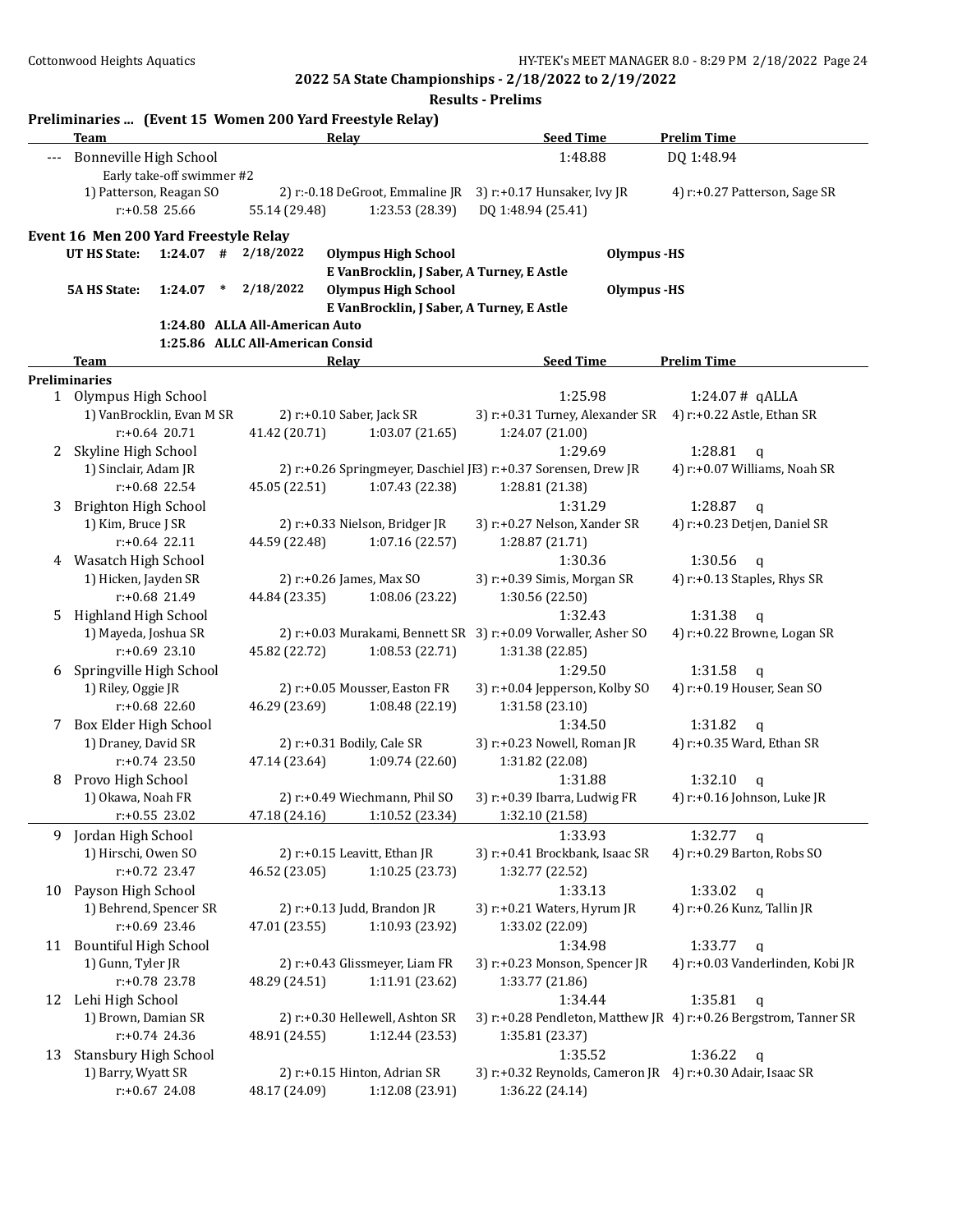## 2022 5A State Championships - 2/18/2022 to 2/19/2022

### Results - Prelims

**Preliminaries ... (Event 15 Women 200 Yard Freestyle Relay)**

| | Team | Relay | | Seed Time | Prelim Time |
|---|---|---|---|---|---|
| --- | Bonneville High School | | | 1:48.88 | DQ 1:48.94 |

Early take-off swimmer #2

1) Patterson, Reagan SO — 2) r:-0.18 DeGroot, Emmaline JR — 3) r:+0.17 Hunsaker, Ivy JR — 4) r:+0.27 Patterson, Sage SR

r:+0.58 25.66 — 55.14 (29.48) — 1:23.53 (28.39) — DQ 1:48.94 (25.41)

### Event 16 Men 200 Yard Freestyle Relay

| | | | | | |
|---|---|---|---|---|---|
| UT HS State: | 1:24.07 # | 2/18/2022 | Olympus High School | Olympus -HS | |
| | | | E VanBrocklin, J Saber, A Turney, E Astle | | |
| 5A HS State: | 1:24.07 * | 2/18/2022 | Olympus High School | Olympus -HS | |
| | | | E VanBrocklin, J Saber, A Turney, E Astle | | |
| | 1:24.80 | ALLA All-American Auto | | | |
| | 1:25.86 | ALLC All-American Consid | | | |

| | Team | Relay | | Seed Time | Prelim Time |
|---|---|---|---|---|---|

**Preliminaries**

**1 Olympus High School** — Seed 1:25.98 — Prelim 1:24.07 # qALLA
1) VanBrocklin, Evan M SR — 2) r:+0.10 Saber, Jack SR — 3) r:+0.31 Turney, Alexander SR — 4) r:+0.22 Astle, Ethan SR
r:+0.64 20.71 — 41.42 (20.71) — 1:03.07 (21.65) — 1:24.07 (21.00)

**2 Skyline High School** — Seed 1:29.69 — Prelim 1:28.81 q
1) Sinclair, Adam JR — 2) r:+0.26 Springmeyer, Daschiel JR — 3) r:+0.37 Sorensen, Drew JR — 4) r:+0.07 Williams, Noah SR
r:+0.68 22.54 — 45.05 (22.51) — 1:07.43 (22.38) — 1:28.81 (21.38)

**3 Brighton High School** — Seed 1:31.29 — Prelim 1:28.87 q
1) Kim, Bruce J SR — 2) r:+0.33 Nielson, Bridger JR — 3) r:+0.27 Nelson, Xander SR — 4) r:+0.23 Detjen, Daniel SR
r:+0.64 22.11 — 44.59 (22.48) — 1:07.16 (22.57) — 1:28.87 (21.71)

**4 Wasatch High School** — Seed 1:30.36 — Prelim 1:30.56 q
1) Hicken, Jayden SR — 2) r:+0.26 James, Max SO — 3) r:+0.39 Simis, Morgan SR — 4) r:+0.13 Staples, Rhys SR
r:+0.68 21.49 — 44.84 (23.35) — 1:08.06 (23.22) — 1:30.56 (22.50)

**5 Highland High School** — Seed 1:32.43 — Prelim 1:31.38 q
1) Mayeda, Joshua SR — 2) r:+0.03 Murakami, Bennett SR — 3) r:+0.09 Vorwaller, Asher SO — 4) r:+0.22 Browne, Logan SR
r:+0.69 23.10 — 45.82 (22.72) — 1:08.53 (22.71) — 1:31.38 (22.85)

**6 Springville High School** — Seed 1:29.50 — Prelim 1:31.58 q
1) Riley, Oggie JR — 2) r:+0.05 Mousser, Easton FR — 3) r:+0.04 Jepperson, Kolby SO — 4) r:+0.19 Houser, Sean SO
r:+0.68 22.60 — 46.29 (23.69) — 1:08.48 (22.19) — 1:31.58 (23.10)

**7 Box Elder High School** — Seed 1:34.50 — Prelim 1:31.82 q
1) Draney, David SR — 2) r:+0.31 Bodily, Cale SR — 3) r:+0.23 Nowell, Roman JR — 4) r:+0.35 Ward, Ethan SR
r:+0.74 23.50 — 47.14 (23.64) — 1:09.74 (22.60) — 1:31.82 (22.08)

**8 Provo High School** — Seed 1:31.88 — Prelim 1:32.10 q
1) Okawa, Noah FR — 2) r:+0.49 Wiechmann, Phil SO — 3) r:+0.39 Ibarra, Ludwig FR — 4) r:+0.16 Johnson, Luke JR
r:+0.55 23.02 — 47.18 (24.16) — 1:10.52 (23.34) — 1:32.10 (21.58)

---

**9 Jordan High School** — Seed 1:33.93 — Prelim 1:32.77 q
1) Hirschi, Owen SO — 2) r:+0.15 Leavitt, Ethan JR — 3) r:+0.41 Brockbank, Isaac SR — 4) r:+0.29 Barton, Robs SO
r:+0.72 23.47 — 46.52 (23.05) — 1:10.25 (23.73) — 1:32.77 (22.52)

**10 Payson High School** — Seed 1:33.13 — Prelim 1:33.02 q
1) Behrend, Spencer SR — 2) r:+0.13 Judd, Brandon JR — 3) r:+0.21 Waters, Hyrum JR — 4) r:+0.26 Kunz, Tallin JR
r:+0.69 23.46 — 47.01 (23.55) — 1:10.93 (23.92) — 1:33.02 (22.09)

**11 Bountiful High School** — Seed 1:34.98 — Prelim 1:33.77 q
1) Gunn, Tyler JR — 2) r:+0.43 Glissmeyer, Liam FR — 3) r:+0.23 Monson, Spencer JR — 4) r:+0.03 Vanderlinden, Kobi JR
r:+0.78 23.78 — 48.29 (24.51) — 1:11.91 (23.62) — 1:33.77 (21.86)

**12 Lehi High School** — Seed 1:34.44 — Prelim 1:35.81 q
1) Brown, Damian SR — 2) r:+0.30 Hellewell, Ashton SR — 3) r:+0.28 Pendleton, Matthew JR — 4) r:+0.26 Bergstrom, Tanner SR
r:+0.74 24.36 — 48.91 (24.55) — 1:12.44 (23.53) — 1:35.81 (23.37)

**13 Stansbury High School** — Seed 1:35.52 — Prelim 1:36.22 q
1) Barry, Wyatt SR — 2) r:+0.15 Hinton, Adrian SR — 3) r:+0.32 Reynolds, Cameron JR — 4) r:+0.30 Adair, Isaac SR
r:+0.67 24.08 — 48.17 (24.09) — 1:12.08 (23.91) — 1:36.22 (24.14)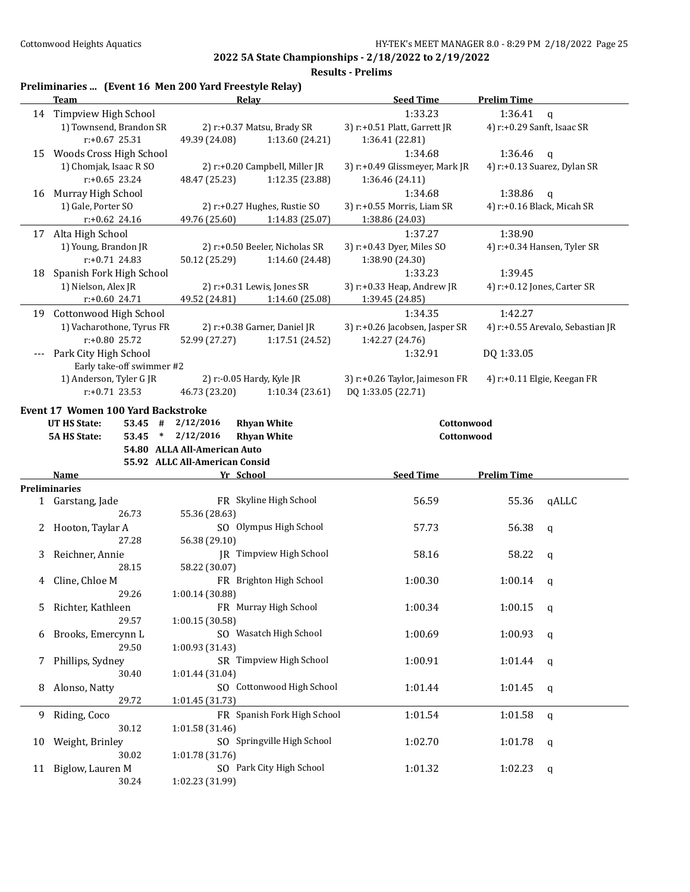## 2022 5A State Championships - 2/18/2022 to 2/19/2022

### Results - Prelims

**Preliminaries ... (Event 16 Men 200 Yard Freestyle Relay)**

| | Team | Relay | | Seed Time | Prelim Time | |
|---|---|---|---|---|---|---|
| 14 | Timpview High School | | | 1:33.23 | 1:36.41 | q |
| | 1) Townsend, Brandon SR | 2) r:+0.37 Matsu, Brady SR | | 3) r:+0.51 Platt, Garrett JR | 4) r:+0.29 Sanft, Isaac SR | |
| | r:+0.67 25.31 | 49.39 (24.08) | 1:13.60 (24.21) | 1:36.41 (22.81) | | |
| 15 | Woods Cross High School | | | 1:34.68 | 1:36.46 | q |
| | 1) Chomjak, Isaac R SO | 2) r:+0.20 Campbell, Miller JR | | 3) r:+0.49 Glissmeyer, Mark JR | 4) r:+0.13 Suarez, Dylan SR | |
| | r:+0.65 23.24 | 48.47 (25.23) | 1:12.35 (23.88) | 1:36.46 (24.11) | | |
| 16 | Murray High School | | | 1:34.68 | 1:38.86 | q |
| | 1) Gale, Porter SO | 2) r:+0.27 Hughes, Rustie SO | | 3) r:+0.55 Morris, Liam SR | 4) r:+0.16 Black, Micah SR | |
| | r:+0.62 24.16 | 49.76 (25.60) | 1:14.83 (25.07) | 1:38.86 (24.03) | | |
| 17 | Alta High School | | | 1:37.27 | 1:38.90 | |
| | 1) Young, Brandon JR | 2) r:+0.50 Beeler, Nicholas SR | | 3) r:+0.43 Dyer, Miles SO | 4) r:+0.34 Hansen, Tyler SR | |
| | r:+0.71 24.83 | 50.12 (25.29) | 1:14.60 (24.48) | 1:38.90 (24.30) | | |
| 18 | Spanish Fork High School | | | 1:33.23 | 1:39.45 | |
| | 1) Nielson, Alex JR | 2) r:+0.31 Lewis, Jones SR | | 3) r:+0.33 Heap, Andrew JR | 4) r:+0.12 Jones, Carter SR | |
| | r:+0.60 24.71 | 49.52 (24.81) | 1:14.60 (25.08) | 1:39.45 (24.85) | | |
| 19 | Cottonwood High School | | | 1:34.35 | 1:42.27 | |
| | 1) Vacharothone, Tyrus FR | 2) r:+0.38 Garner, Daniel JR | | 3) r:+0.26 Jacobsen, Jasper SR | 4) r:+0.55 Arevalo, Sebastian JR | |
| | r:+0.80 25.72 | 52.99 (27.27) | 1:17.51 (24.52) | 1:42.27 (24.76) | | |
| --- | Park City High School | | | 1:32.91 | DQ 1:33.05 | |
| | Early take-off swimmer #2 | | | | | |
| | 1) Anderson, Tyler G JR | 2) r:-0.05 Hardy, Kyle JR | | 3) r:+0.26 Taylor, Jaimeson FR | 4) r:+0.11 Elgie, Keegan FR | |
| | r:+0.71 23.53 | 46.73 (23.20) | 1:10.34 (23.61) | DQ 1:33.05 (22.71) | | |

**Event 17 Women 100 Yard Backstroke**

| | | | | | |
|---|---|---|---|---|---|
| UT HS State: | 53.45 | # | 2/12/2016 | Rhyan White | Cottonwood |
| 5A HS State: | 53.45 | * | 2/12/2016 | Rhyan White | Cottonwood |
| | 54.80 | | ALLA All-American Auto | | |
| | 55.92 | | ALLC All-American Consid | | |

| | Name | Yr | School | Seed Time | Prelim Time | |
|---|---|---|---|---|---|---|
| **Preliminaries** | | | | | | |
| 1 | Garstang, Jade | FR | Skyline High School | 56.59 | 55.36 | qALLC |
| | 26.73 | | 55.36 (28.63) | | | |
| 2 | Hooton, Taylar A | SO | Olympus High School | 57.73 | 56.38 | q |
| | 27.28 | | 56.38 (29.10) | | | |
| 3 | Reichner, Annie | JR | Timpview High School | 58.16 | 58.22 | q |
| | 28.15 | | 58.22 (30.07) | | | |
| 4 | Cline, Chloe M | FR | Brighton High School | 1:00.30 | 1:00.14 | q |
| | 29.26 | | 1:00.14 (30.88) | | | |
| 5 | Richter, Kathleen | FR | Murray High School | 1:00.34 | 1:00.15 | q |
| | 29.57 | | 1:00.15 (30.58) | | | |
| 6 | Brooks, Emercynn L | SO | Wasatch High School | 1:00.69 | 1:00.93 | q |
| | 29.50 | | 1:00.93 (31.43) | | | |
| 7 | Phillips, Sydney | SR | Timpview High School | 1:00.91 | 1:01.44 | q |
| | 30.40 | | 1:01.44 (31.04) | | | |
| 8 | Alonso, Natty | SO | Cottonwood High School | 1:01.44 | 1:01.45 | q |
| | 29.72 | | 1:01.45 (31.73) | | | |
| 9 | Riding, Coco | FR | Spanish Fork High School | 1:01.54 | 1:01.58 | q |
| | 30.12 | | 1:01.58 (31.46) | | | |
| 10 | Weight, Brinley | SO | Springville High School | 1:02.70 | 1:01.78 | q |
| | 30.02 | | 1:01.78 (31.76) | | | |
| 11 | Biglow, Lauren M | SO | Park City High School | 1:01.32 | 1:02.23 | q |
| | 30.24 | | 1:02.23 (31.99) | | | |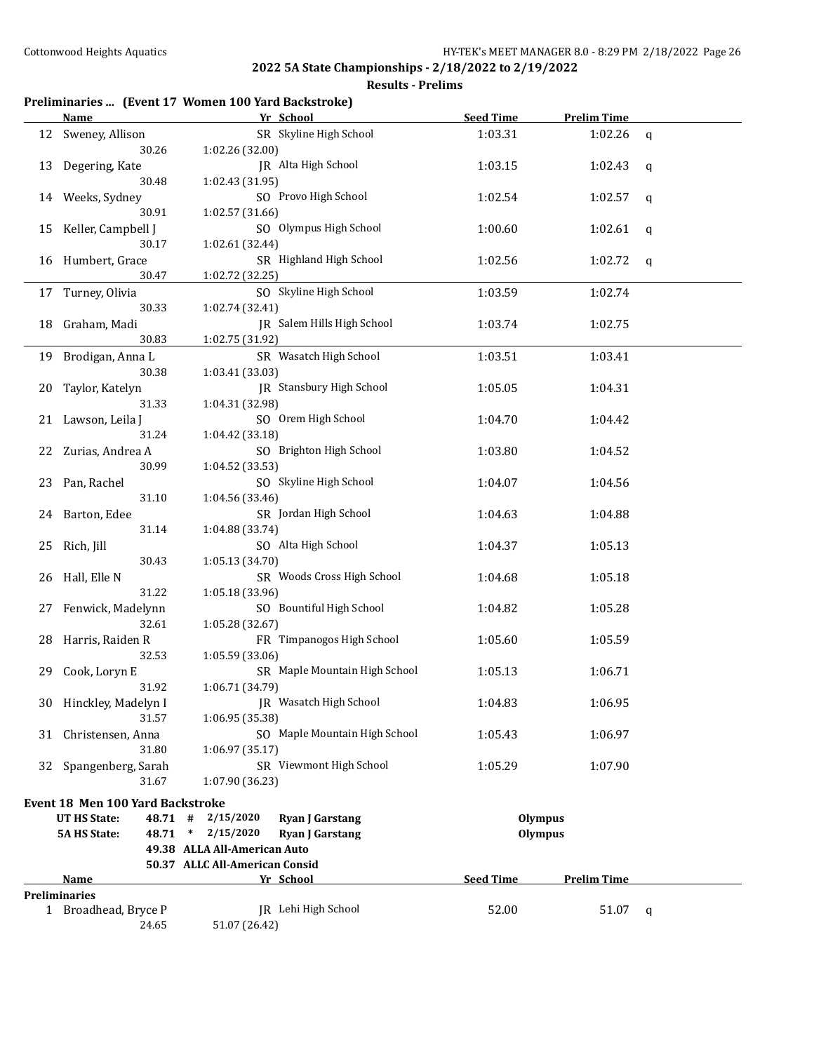## 2022 5A State Championships - 2/18/2022 to 2/19/2022

### Results - Prelims

### Preliminaries ... (Event 17 Women 100 Yard Backstroke)

| | Name | Yr | School | Seed Time | Prelim Time | |
|---|---|---|---|---|---|---|
| 12 | Sweney, Allison | SR | Skyline High School | 1:03.31 | 1:02.26 | q |
| | 30.26 | 1:02.26 (32.00) | | | | |
| 13 | Degering, Kate | JR | Alta High School | 1:03.15 | 1:02.43 | q |
| | 30.48 | 1:02.43 (31.95) | | | | |
| 14 | Weeks, Sydney | SO | Provo High School | 1:02.54 | 1:02.57 | q |
| | 30.91 | 1:02.57 (31.66) | | | | |
| 15 | Keller, Campbell J | SO | Olympus High School | 1:00.60 | 1:02.61 | q |
| | 30.17 | 1:02.61 (32.44) | | | | |
| 16 | Humbert, Grace | SR | Highland High School | 1:02.56 | 1:02.72 | q |
| | 30.47 | 1:02.72 (32.25) | | | | |
| 17 | Turney, Olivia | SO | Skyline High School | 1:03.59 | 1:02.74 | |
| | 30.33 | 1:02.74 (32.41) | | | | |
| 18 | Graham, Madi | JR | Salem Hills High School | 1:03.74 | 1:02.75 | |
| | 30.83 | 1:02.75 (31.92) | | | | |
| 19 | Brodigan, Anna L | SR | Wasatch High School | 1:03.51 | 1:03.41 | |
| | 30.38 | 1:03.41 (33.03) | | | | |
| 20 | Taylor, Katelyn | JR | Stansbury High School | 1:05.05 | 1:04.31 | |
| | 31.33 | 1:04.31 (32.98) | | | | |
| 21 | Lawson, Leila J | SO | Orem High School | 1:04.70 | 1:04.42 | |
| | 31.24 | 1:04.42 (33.18) | | | | |
| 22 | Zurias, Andrea A | SO | Brighton High School | 1:03.80 | 1:04.52 | |
| | 30.99 | 1:04.52 (33.53) | | | | |
| 23 | Pan, Rachel | SO | Skyline High School | 1:04.07 | 1:04.56 | |
| | 31.10 | 1:04.56 (33.46) | | | | |
| 24 | Barton, Edee | SR | Jordan High School | 1:04.63 | 1:04.88 | |
| | 31.14 | 1:04.88 (33.74) | | | | |
| 25 | Rich, Jill | SO | Alta High School | 1:04.37 | 1:05.13 | |
| | 30.43 | 1:05.13 (34.70) | | | | |
| 26 | Hall, Elle N | SR | Woods Cross High School | 1:04.68 | 1:05.18 | |
| | 31.22 | 1:05.18 (33.96) | | | | |
| 27 | Fenwick, Madelynn | SO | Bountiful High School | 1:04.82 | 1:05.28 | |
| | 32.61 | 1:05.28 (32.67) | | | | |
| 28 | Harris, Raiden R | FR | Timpanogos High School | 1:05.60 | 1:05.59 | |
| | 32.53 | 1:05.59 (33.06) | | | | |
| 29 | Cook, Loryn E | SR | Maple Mountain High School | 1:05.13 | 1:06.71 | |
| | 31.92 | 1:06.71 (34.79) | | | | |
| 30 | Hinckley, Madelyn I | JR | Wasatch High School | 1:04.83 | 1:06.95 | |
| | 31.57 | 1:06.95 (35.38) | | | | |
| 31 | Christensen, Anna | SO | Maple Mountain High School | 1:05.43 | 1:06.97 | |
| | 31.80 | 1:06.97 (35.17) | | | | |
| 32 | Spangenberg, Sarah | SR | Viewmont High School | 1:05.29 | 1:07.90 | |
| | 31.67 | 1:07.90 (36.23) | | | | |

### Event 18 Men 100 Yard Backstroke

| | | | | | |
|---|---|---|---|---|---|
| **UT HS State:** | **48.71** | **#** | **2/15/2020** | **Ryan J Garstang** | **Olympus** |
| **5A HS State:** | **48.71** | ***** | **2/15/2020** | **Ryan J Garstang** | **Olympus** |
| | **49.38** | | **ALLA All-American Auto** | | |
| | **50.37** | | **ALLC All-American Consid** | | |

| | Name | Yr | School | Seed Time | Prelim Time | |
|---|---|---|---|---|---|---|
| **Preliminaries** | | | | | | |
| 1 | Broadhead, Bryce P | JR | Lehi High School | 52.00 | 51.07 | q |
| | 24.65 | 51.07 (26.42) | | | | |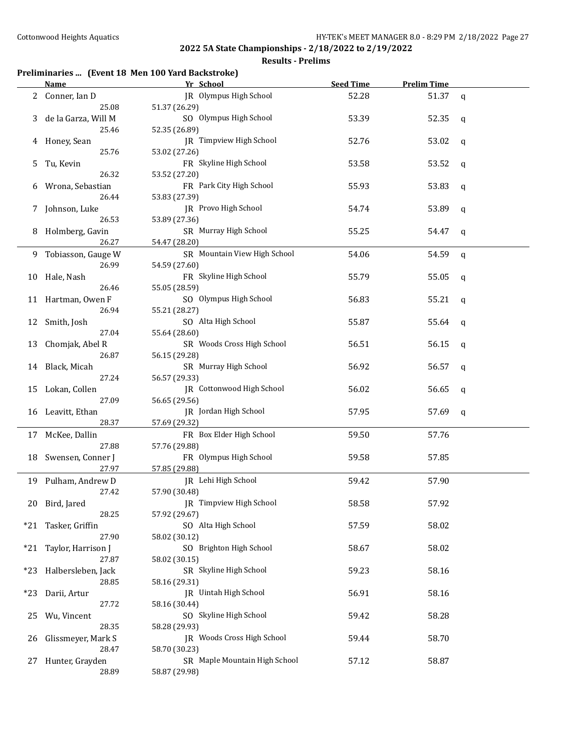# 2022 5A State Championships - 2/18/2022 to 2/19/2022

## Results - Prelims

### Preliminaries ... (Event 18 Men 100 Yard Backstroke)

| | Name | Yr | School | Seed Time | Prelim Time | |
|---|---|---|---|---|---|---|
| 2 | Conner, Ian D | JR | Olympus High School | 52.28 | 51.37 | q |
| | 25.08 | | 51.37 (26.29) | | | |
| 3 | de la Garza, Will M | SO | Olympus High School | 53.39 | 52.35 | q |
| | 25.46 | | 52.35 (26.89) | | | |
| 4 | Honey, Sean | JR | Timpview High School | 52.76 | 53.02 | q |
| | 25.76 | | 53.02 (27.26) | | | |
| 5 | Tu, Kevin | FR | Skyline High School | 53.58 | 53.52 | q |
| | 26.32 | | 53.52 (27.20) | | | |
| 6 | Wrona, Sebastian | FR | Park City High School | 55.93 | 53.83 | q |
| | 26.44 | | 53.83 (27.39) | | | |
| 7 | Johnson, Luke | JR | Provo High School | 54.74 | 53.89 | q |
| | 26.53 | | 53.89 (27.36) | | | |
| 8 | Holmberg, Gavin | SR | Murray High School | 55.25 | 54.47 | q |
| | 26.27 | | 54.47 (28.20) | | | |
| 9 | Tobiasson, Gauge W | SR | Mountain View High School | 54.06 | 54.59 | q |
| | 26.99 | | 54.59 (27.60) | | | |
| 10 | Hale, Nash | FR | Skyline High School | 55.79 | 55.05 | q |
| | 26.46 | | 55.05 (28.59) | | | |
| 11 | Hartman, Owen F | SO | Olympus High School | 56.83 | 55.21 | q |
| | 26.94 | | 55.21 (28.27) | | | |
| 12 | Smith, Josh | SO | Alta High School | 55.87 | 55.64 | q |
| | 27.04 | | 55.64 (28.60) | | | |
| 13 | Chomjak, Abel R | SR | Woods Cross High School | 56.51 | 56.15 | q |
| | 26.87 | | 56.15 (29.28) | | | |
| 14 | Black, Micah | SR | Murray High School | 56.92 | 56.57 | q |
| | 27.24 | | 56.57 (29.33) | | | |
| 15 | Lokan, Collen | JR | Cottonwood High School | 56.02 | 56.65 | q |
| | 27.09 | | 56.65 (29.56) | | | |
| 16 | Leavitt, Ethan | JR | Jordan High School | 57.95 | 57.69 | q |
| | 28.37 | | 57.69 (29.32) | | | |
| 17 | McKee, Dallin | FR | Box Elder High School | 59.50 | 57.76 | |
| | 27.88 | | 57.76 (29.88) | | | |
| 18 | Swensen, Conner J | FR | Olympus High School | 59.58 | 57.85 | |
| | 27.97 | | 57.85 (29.88) | | | |
| 19 | Pulham, Andrew D | JR | Lehi High School | 59.42 | 57.90 | |
| | 27.42 | | 57.90 (30.48) | | | |
| 20 | Bird, Jared | JR | Timpview High School | 58.58 | 57.92 | |
| | 28.25 | | 57.92 (29.67) | | | |
| *21 | Tasker, Griffin | SO | Alta High School | 57.59 | 58.02 | |
| | 27.90 | | 58.02 (30.12) | | | |
| *21 | Taylor, Harrison J | SO | Brighton High School | 58.67 | 58.02 | |
| | 27.87 | | 58.02 (30.15) | | | |
| *23 | Halbersleben, Jack | SR | Skyline High School | 59.23 | 58.16 | |
| | 28.85 | | 58.16 (29.31) | | | |
| *23 | Darii, Artur | JR | Uintah High School | 56.91 | 58.16 | |
| | 27.72 | | 58.16 (30.44) | | | |
| 25 | Wu, Vincent | SO | Skyline High School | 59.42 | 58.28 | |
| | 28.35 | | 58.28 (29.93) | | | |
| 26 | Glissmeyer, Mark S | JR | Woods Cross High School | 59.44 | 58.70 | |
| | 28.47 | | 58.70 (30.23) | | | |
| 27 | Hunter, Grayden | SR | Maple Mountain High School | 57.12 | 58.87 | |
| | 28.89 | | 58.87 (29.98) | | | |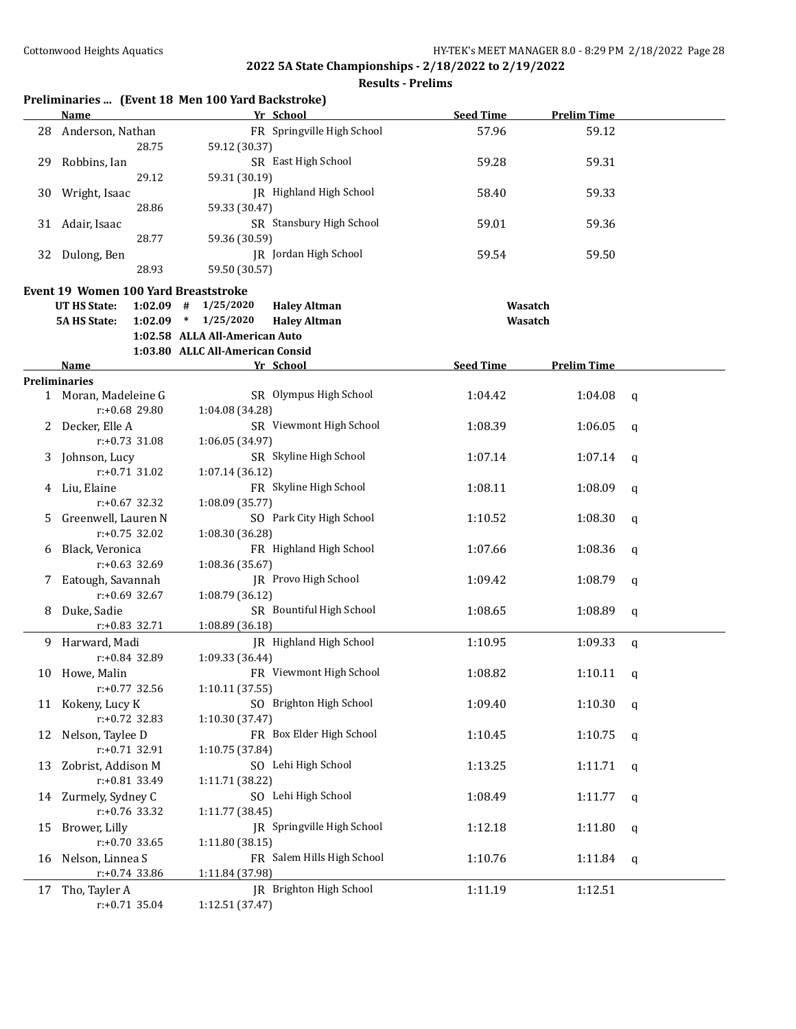## 2022 5A State Championships - 2/18/2022 to 2/19/2022

### Results - Prelims

**Preliminaries ... (Event 18 Men 100 Yard Backstroke)**

| | Name | Yr | School | Seed Time | Prelim Time | |
|---|---|---|---|---|---|---|
| 28 | Anderson, Nathan | FR | Springville High School | 57.96 | 59.12 | |
| | 28.75 | 59.12 (30.37) | | | | |
| 29 | Robbins, Ian | SR | East High School | 59.28 | 59.31 | |
| | 29.12 | 59.31 (30.19) | | | | |
| 30 | Wright, Isaac | JR | Highland High School | 58.40 | 59.33 | |
| | 28.86 | 59.33 (30.47) | | | | |
| 31 | Adair, Isaac | SR | Stansbury High School | 59.01 | 59.36 | |
| | 28.77 | 59.36 (30.59) | | | | |
| 32 | Dulong, Ben | JR | Jordan High School | 59.54 | 59.50 | |
| | 28.93 | 59.50 (30.57) | | | | |

**Event 19 Women 100 Yard Breaststroke**

| | | | | | |
|---|---|---|---|---|---|
| UT HS State: | 1:02.09 | # | 1/25/2020 | Haley Altman | Wasatch |
| 5A HS State: | 1:02.09 | * | 1/25/2020 | Haley Altman | Wasatch |
| | 1:02.58 | ALLA All-American Auto | | | |
| | 1:03.80 | ALLC All-American Consid | | | |

| | Name | Yr | School | Seed Time | Prelim Time | |
|---|---|---|---|---|---|---|
| **Preliminaries** | | | | | | |
| 1 | Moran, Madeleine G | SR | Olympus High School | 1:04.42 | 1:04.08 | q |
| | r:+0.68 29.80 | 1:04.08 (34.28) | | | | |
| 2 | Decker, Elle A | SR | Viewmont High School | 1:08.39 | 1:06.05 | q |
| | r:+0.73 31.08 | 1:06.05 (34.97) | | | | |
| 3 | Johnson, Lucy | SR | Skyline High School | 1:07.14 | 1:07.14 | q |
| | r:+0.71 31.02 | 1:07.14 (36.12) | | | | |
| 4 | Liu, Elaine | FR | Skyline High School | 1:08.11 | 1:08.09 | q |
| | r:+0.67 32.32 | 1:08.09 (35.77) | | | | |
| 5 | Greenwell, Lauren N | SO | Park City High School | 1:10.52 | 1:08.30 | q |
| | r:+0.75 32.02 | 1:08.30 (36.28) | | | | |
| 6 | Black, Veronica | FR | Highland High School | 1:07.66 | 1:08.36 | q |
| | r:+0.63 32.69 | 1:08.36 (35.67) | | | | |
| 7 | Eatough, Savannah | JR | Provo High School | 1:09.42 | 1:08.79 | q |
| | r:+0.69 32.67 | 1:08.79 (36.12) | | | | |
| 8 | Duke, Sadie | SR | Bountiful High School | 1:08.65 | 1:08.89 | q |
| | r:+0.83 32.71 | 1:08.89 (36.18) | | | | |
| 9 | Harward, Madi | JR | Highland High School | 1:10.95 | 1:09.33 | q |
| | r:+0.84 32.89 | 1:09.33 (36.44) | | | | |
| 10 | Howe, Malin | FR | Viewmont High School | 1:08.82 | 1:10.11 | q |
| | r:+0.77 32.56 | 1:10.11 (37.55) | | | | |
| 11 | Kokeny, Lucy K | SO | Brighton High School | 1:09.40 | 1:10.30 | q |
| | r:+0.72 32.83 | 1:10.30 (37.47) | | | | |
| 12 | Nelson, Taylee D | FR | Box Elder High School | 1:10.45 | 1:10.75 | q |
| | r:+0.71 32.91 | 1:10.75 (37.84) | | | | |
| 13 | Zobrist, Addison M | SO | Lehi High School | 1:13.25 | 1:11.71 | q |
| | r:+0.81 33.49 | 1:11.71 (38.22) | | | | |
| 14 | Zurmely, Sydney C | SO | Lehi High School | 1:08.49 | 1:11.77 | q |
| | r:+0.76 33.32 | 1:11.77 (38.45) | | | | |
| 15 | Brower, Lilly | JR | Springville High School | 1:12.18 | 1:11.80 | q |
| | r:+0.70 33.65 | 1:11.80 (38.15) | | | | |
| 16 | Nelson, Linnea S | FR | Salem Hills High School | 1:10.76 | 1:11.84 | q |
| | r:+0.74 33.86 | 1:11.84 (37.98) | | | | |
| 17 | Tho, Tayler A | JR | Brighton High School | 1:11.19 | 1:12.51 | |
| | r:+0.71 35.04 | 1:12.51 (37.47) | | | | |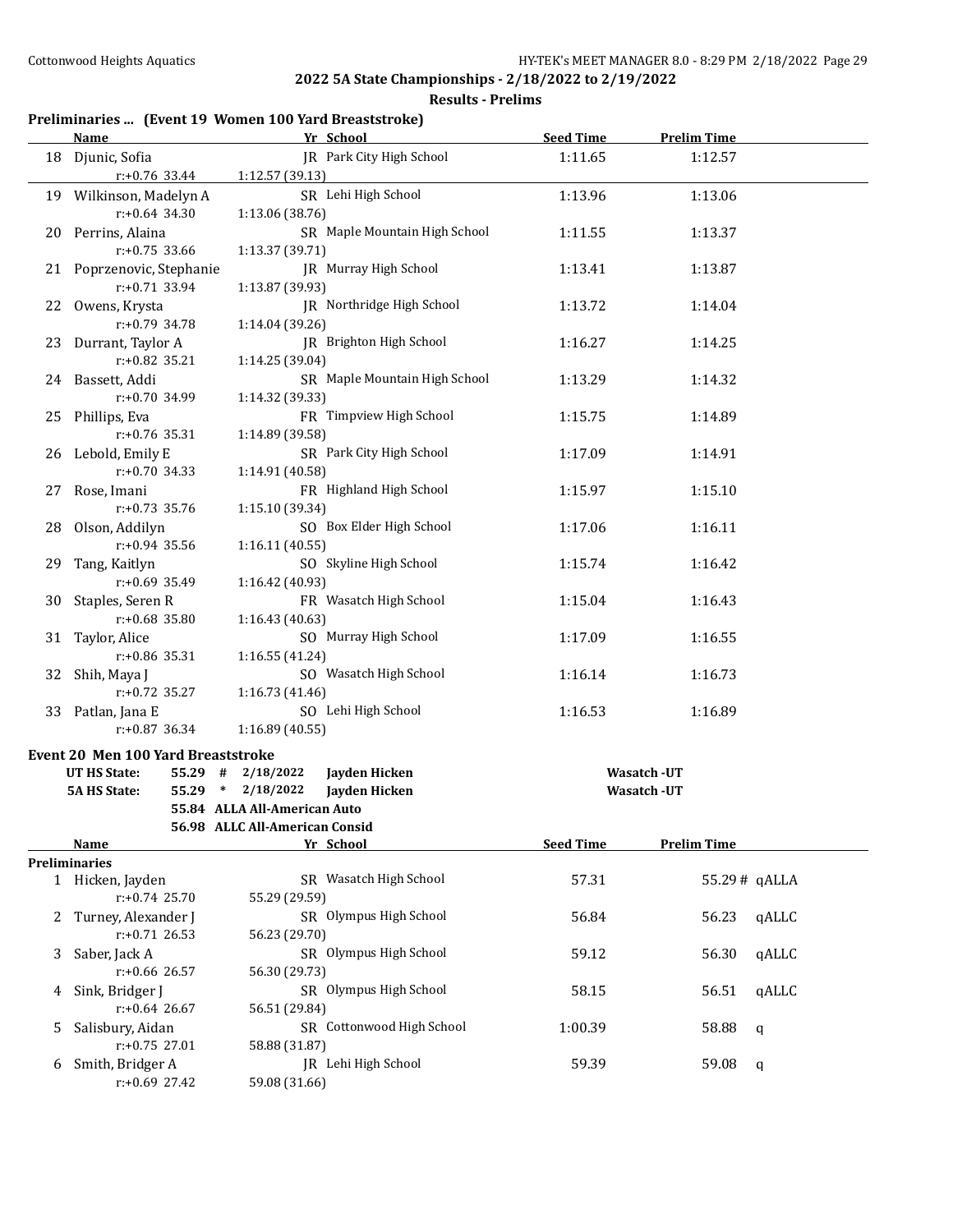**2022 5A State Championships - 2/18/2022 to 2/19/2022**

**Results - Prelims**

### Preliminaries ... (Event 19 Women 100 Yard Breaststroke)

| | Name | Yr | School | Seed Time | Prelim Time | |
|---|---|---|---|---|---|---|
| 18 | Djunic, Sofia | JR | Park City High School | 1:11.65 | 1:12.57 | |
| | r:+0.76 33.44 | 1:12.57 (39.13) | | | | |
| 19 | Wilkinson, Madelyn A | SR | Lehi High School | 1:13.96 | 1:13.06 | |
| | r:+0.64 34.30 | 1:13.06 (38.76) | | | | |
| 20 | Perrins, Alaina | SR | Maple Mountain High School | 1:11.55 | 1:13.37 | |
| | r:+0.75 33.66 | 1:13.37 (39.71) | | | | |
| 21 | Poprzenovic, Stephanie | JR | Murray High School | 1:13.41 | 1:13.87 | |
| | r:+0.71 33.94 | 1:13.87 (39.93) | | | | |
| 22 | Owens, Krysta | JR | Northridge High School | 1:13.72 | 1:14.04 | |
| | r:+0.79 34.78 | 1:14.04 (39.26) | | | | |
| 23 | Durrant, Taylor A | JR | Brighton High School | 1:16.27 | 1:14.25 | |
| | r:+0.82 35.21 | 1:14.25 (39.04) | | | | |
| 24 | Bassett, Addi | SR | Maple Mountain High School | 1:13.29 | 1:14.32 | |
| | r:+0.70 34.99 | 1:14.32 (39.33) | | | | |
| 25 | Phillips, Eva | FR | Timpview High School | 1:15.75 | 1:14.89 | |
| | r:+0.76 35.31 | 1:14.89 (39.58) | | | | |
| 26 | Lebold, Emily E | SR | Park City High School | 1:17.09 | 1:14.91 | |
| | r:+0.70 34.33 | 1:14.91 (40.58) | | | | |
| 27 | Rose, Imani | FR | Highland High School | 1:15.97 | 1:15.10 | |
| | r:+0.73 35.76 | 1:15.10 (39.34) | | | | |
| 28 | Olson, Addilyn | SO | Box Elder High School | 1:17.06 | 1:16.11 | |
| | r:+0.94 35.56 | 1:16.11 (40.55) | | | | |
| 29 | Tang, Kaitlyn | SO | Skyline High School | 1:15.74 | 1:16.42 | |
| | r:+0.69 35.49 | 1:16.42 (40.93) | | | | |
| 30 | Staples, Seren R | FR | Wasatch High School | 1:15.04 | 1:16.43 | |
| | r:+0.68 35.80 | 1:16.43 (40.63) | | | | |
| 31 | Taylor, Alice | SO | Murray High School | 1:17.09 | 1:16.55 | |
| | r:+0.86 35.31 | 1:16.55 (41.24) | | | | |
| 32 | Shih, Maya J | SO | Wasatch High School | 1:16.14 | 1:16.73 | |
| | r:+0.72 35.27 | 1:16.73 (41.46) | | | | |
| 33 | Patlan, Jana E | SO | Lehi High School | 1:16.53 | 1:16.89 | |
| | r:+0.87 36.34 | 1:16.89 (40.55) | | | | |

### Event 20 Men 100 Yard Breaststroke

| | | | | | |
|---|---|---|---|---|---|
| **UT HS State:** | **55.29** | **#** | **2/18/2022** | **Jayden Hicken** | **Wasatch -UT** |
| **5A HS State:** | **55.29** | **\*** | **2/18/2022** | **Jayden Hicken** | **Wasatch -UT** |
| | **55.84** | **ALLA** | **All-American Auto** | | |
| | **56.98** | **ALLC** | **All-American Consid** | | |

| | Name | Yr | School | Seed Time | Prelim Time | |
|---|---|---|---|---|---|---|
| **Preliminaries** | | | | | | |
| 1 | Hicken, Jayden | SR | Wasatch High School | 57.31 | 55.29 # | qALLA |
| | r:+0.74 25.70 | 55.29 (29.59) | | | | |
| 2 | Turney, Alexander J | SR | Olympus High School | 56.84 | 56.23 | qALLC |
| | r:+0.71 26.53 | 56.23 (29.70) | | | | |
| 3 | Saber, Jack A | SR | Olympus High School | 59.12 | 56.30 | qALLC |
| | r:+0.66 26.57 | 56.30 (29.73) | | | | |
| 4 | Sink, Bridger J | SR | Olympus High School | 58.15 | 56.51 | qALLC |
| | r:+0.64 26.67 | 56.51 (29.84) | | | | |
| 5 | Salisbury, Aidan | SR | Cottonwood High School | 1:00.39 | 58.88 | q |
| | r:+0.75 27.01 | 58.88 (31.87) | | | | |
| 6 | Smith, Bridger A | JR | Lehi High School | 59.39 | 59.08 | q |
| | r:+0.69 27.42 | 59.08 (31.66) | | | | |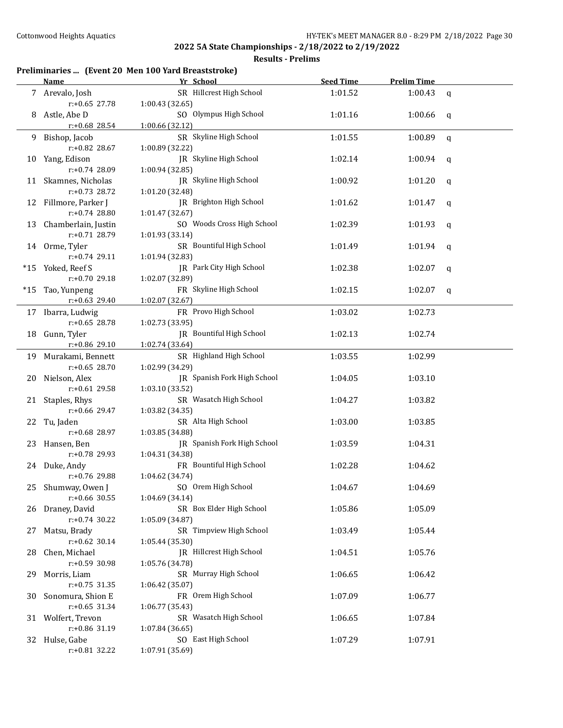2022 5A State Championships - 2/18/2022 to 2/19/2022

Results - Prelims

### Preliminaries ... (Event 20 Men 100 Yard Breaststroke)

| | Name | Yr | School | Seed Time | Prelim Time | |
|---|---|---|---|---|---|---|
| 7 | Arevalo, Josh | SR | Hillcrest High School | 1:01.52 | 1:00.43 | q |
| | r:+0.65 27.78 | 1:00.43 (32.65) | | | | |
| 8 | Astle, Abe D | SO | Olympus High School | 1:01.16 | 1:00.66 | q |
| | r:+0.68 28.54 | 1:00.66 (32.12) | | | | |
| 9 | Bishop, Jacob | SR | Skyline High School | 1:01.55 | 1:00.89 | q |
| | r:+0.82 28.67 | 1:00.89 (32.22) | | | | |
| 10 | Yang, Edison | JR | Skyline High School | 1:02.14 | 1:00.94 | q |
| | r:+0.74 28.09 | 1:00.94 (32.85) | | | | |
| 11 | Skamnes, Nicholas | JR | Skyline High School | 1:00.92 | 1:01.20 | q |
| | r:+0.73 28.72 | 1:01.20 (32.48) | | | | |
| 12 | Fillmore, Parker J | JR | Brighton High School | 1:01.62 | 1:01.47 | q |
| | r:+0.74 28.80 | 1:01.47 (32.67) | | | | |
| 13 | Chamberlain, Justin | SO | Woods Cross High School | 1:02.39 | 1:01.93 | q |
| | r:+0.71 28.79 | 1:01.93 (33.14) | | | | |
| 14 | Orme, Tyler | SR | Bountiful High School | 1:01.49 | 1:01.94 | q |
| | r:+0.74 29.11 | 1:01.94 (32.83) | | | | |
| *15 | Yoked, Reef S | JR | Park City High School | 1:02.38 | 1:02.07 | q |
| | r:+0.70 29.18 | 1:02.07 (32.89) | | | | |
| *15 | Tao, Yunpeng | FR | Skyline High School | 1:02.15 | 1:02.07 | q |
| | r:+0.63 29.40 | 1:02.07 (32.67) | | | | |
| 17 | Ibarra, Ludwig | FR | Provo High School | 1:03.02 | 1:02.73 | |
| | r:+0.65 28.78 | 1:02.73 (33.95) | | | | |
| 18 | Gunn, Tyler | JR | Bountiful High School | 1:02.13 | 1:02.74 | |
| | r:+0.86 29.10 | 1:02.74 (33.64) | | | | |
| 19 | Murakami, Bennett | SR | Highland High School | 1:03.55 | 1:02.99 | |
| | r:+0.65 28.70 | 1:02.99 (34.29) | | | | |
| 20 | Nielson, Alex | JR | Spanish Fork High School | 1:04.05 | 1:03.10 | |
| | r:+0.61 29.58 | 1:03.10 (33.52) | | | | |
| 21 | Staples, Rhys | SR | Wasatch High School | 1:04.27 | 1:03.82 | |
| | r:+0.66 29.47 | 1:03.82 (34.35) | | | | |
| 22 | Tu, Jaden | SR | Alta High School | 1:03.00 | 1:03.85 | |
| | r:+0.68 28.97 | 1:03.85 (34.88) | | | | |
| 23 | Hansen, Ben | JR | Spanish Fork High School | 1:03.59 | 1:04.31 | |
| | r:+0.78 29.93 | 1:04.31 (34.38) | | | | |
| 24 | Duke, Andy | FR | Bountiful High School | 1:02.28 | 1:04.62 | |
| | r:+0.76 29.88 | 1:04.62 (34.74) | | | | |
| 25 | Shumway, Owen J | SO | Orem High School | 1:04.67 | 1:04.69 | |
| | r:+0.66 30.55 | 1:04.69 (34.14) | | | | |
| 26 | Draney, David | SR | Box Elder High School | 1:05.86 | 1:05.09 | |
| | r:+0.74 30.22 | 1:05.09 (34.87) | | | | |
| 27 | Matsu, Brady | SR | Timpview High School | 1:03.49 | 1:05.44 | |
| | r:+0.62 30.14 | 1:05.44 (35.30) | | | | |
| 28 | Chen, Michael | JR | Hillcrest High School | 1:04.51 | 1:05.76 | |
| | r:+0.59 30.98 | 1:05.76 (34.78) | | | | |
| 29 | Morris, Liam | SR | Murray High School | 1:06.65 | 1:06.42 | |
| | r:+0.75 31.35 | 1:06.42 (35.07) | | | | |
| 30 | Sonomura, Shion E | FR | Orem High School | 1:07.09 | 1:06.77 | |
| | r:+0.65 31.34 | 1:06.77 (35.43) | | | | |
| 31 | Wolfert, Trevon | SR | Wasatch High School | 1:06.65 | 1:07.84 | |
| | r:+0.86 31.19 | 1:07.84 (36.65) | | | | |
| 32 | Hulse, Gabe | SO | East High School | 1:07.29 | 1:07.91 | |
| | r:+0.81 32.22 | 1:07.91 (35.69) | | | | |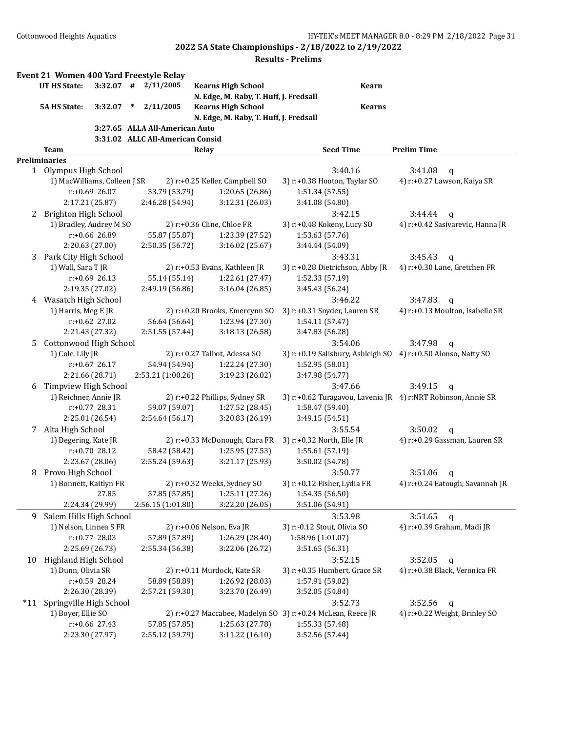## 2022 5A State Championships - 2/18/2022 to 2/19/2022

### Results - Prelims

#### Event 21 Women 400 Yard Freestyle Relay

| | | | | | |
|---|---|---|---|---|---|
| UT HS State: | 3:32.07 | # | 2/11/2005 | Kearns High School<br>N. Edge, M. Raby, T. Huff, J. Fredsall | Kearn |
| 5A HS State: | 3:32.07 | * | 2/11/2005 | Kearns High School<br>N. Edge, M. Raby, T. Huff, J. Fredsall | Kearns |
| | 3:27.65 | ALLA All-American Auto | | | |
| | 3:31.02 | ALLC All-American Consid | | | |

| | Team | Relay | | Seed Time | Prelim Time |
|---|---|---|---|---|---|
| **Preliminaries** | | | | | |
| 1 | Olympus High School | | | 3:40.16 | 3:41.08 q |
| | 1) MacWilliams, Colleen J SR | 2) r:+0.25 Keller, Campbell SO | 3) r:+0.38 Hooton, Taylar SO | 4) r:+0.27 Lawson, Kaiya SR | |
| | r:+0.69 26.07 | 53.79 (53.79) | 1:20.65 (26.86) | 1:51.34 (57.55) | |
| | 2:17.21 (25.87) | 2:46.28 (54.94) | 3:12.31 (26.03) | 3:41.08 (54.80) | |
| 2 | Brighton High School | | | 3:42.15 | 3:44.44 q |
| | 1) Bradley, Audrey M SO | 2) r:+0.36 Cline, Chloe FR | 3) r:+0.48 Kokeny, Lucy SO | 4) r:+0.42 Sasivarevic, Hanna JR | |
| | r:+0.66 26.89 | 55.87 (55.87) | 1:23.39 (27.52) | 1:53.63 (57.76) | |
| | 2:20.63 (27.00) | 2:50.35 (56.72) | 3:16.02 (25.67) | 3:44.44 (54.09) | |
| 3 | Park City High School | | | 3:43.31 | 3:45.43 q |
| | 1) Wall, Sara T JR | 2) r:+0.53 Evans, Kathleen JR | 3) r:+0.28 Dietrichson, Abby JR | 4) r:+0.30 Lane, Gretchen FR | |
| | r:+0.69 26.13 | 55.14 (55.14) | 1:22.61 (27.47) | 1:52.33 (57.19) | |
| | 2:19.35 (27.02) | 2:49.19 (56.86) | 3:16.04 (26.85) | 3:45.43 (56.24) | |
| 4 | Wasatch High School | | | 3:46.22 | 3:47.83 q |
| | 1) Harris, Meg E JR | 2) r:+0.20 Brooks, Emercynn SO | 3) r:+0.31 Snyder, Lauren SR | 4) r:+0.13 Moulton, Isabelle SR | |
| | r:+0.62 27.02 | 56.64 (56.64) | 1:23.94 (27.30) | 1:54.11 (57.47) | |
| | 2:21.43 (27.32) | 2:51.55 (57.44) | 3:18.13 (26.58) | 3:47.83 (56.28) | |
| 5 | Cottonwood High School | | | 3:54.06 | 3:47.98 q |
| | 1) Cole, Lily JR | 2) r:+0.27 Talbot, Adessa SO | 3) r:+0.19 Salisbury, Ashleigh SO | 4) r:+0.50 Alonso, Natty SO | |
| | r:+0.67 26.17 | 54.94 (54.94) | 1:22.24 (27.30) | 1:52.95 (58.01) | |
| | 2:21.66 (28.71) | 2:53.21 (1:00.26) | 3:19.23 (26.02) | 3:47.98 (54.77) | |
| 6 | Timpview High School | | | 3:47.66 | 3:49.15 q |
| | 1) Reichner, Annie JR | 2) r:+0.22 Phillips, Sydney SR | 3) r:+0.62 Turagavou, Lavenia JR | 4) r:NRT Robinson, Annie SR | |
| | r:+0.77 28.31 | 59.07 (59.07) | 1:27.52 (28.45) | 1:58.47 (59.40) | |
| | 2:25.01 (26.54) | 2:54.64 (56.17) | 3:20.83 (26.19) | 3:49.15 (54.51) | |
| 7 | Alta High School | | | 3:55.54 | 3:50.02 q |
| | 1) Degering, Kate JR | 2) r:+0.33 McDonough, Clara FR | 3) r:+0.32 North, Elle JR | 4) r:+0.29 Gassman, Lauren SR | |
| | r:+0.70 28.12 | 58.42 (58.42) | 1:25.95 (27.53) | 1:55.61 (57.19) | |
| | 2:23.67 (28.06) | 2:55.24 (59.63) | 3:21.17 (25.93) | 3:50.02 (54.78) | |
| 8 | Provo High School | | | 3:50.77 | 3:51.06 q |
| | 1) Bonnett, Kaitlyn FR | 2) r:+0.32 Weeks, Sydney SO | 3) r:+0.12 Fisher, Lydia FR | 4) r:+0.24 Eatough, Savannah JR | |
| | 27.85 | 57.85 (57.85) | 1:25.11 (27.26) | 1:54.35 (56.50) | |
| | 2:24.34 (29.99) | 2:56.15 (1:01.80) | 3:22.20 (26.05) | 3:51.06 (54.91) | |
| 9 | Salem Hills High School | | | 3:53.98 | 3:51.65 q |
| | 1) Nelson, Linnea S FR | 2) r:+0.06 Nelson, Eva JR | 3) r:-0.12 Stout, Olivia SO | 4) r:+0.39 Graham, Madi JR | |
| | r:+0.77 28.03 | 57.89 (57.89) | 1:26.29 (28.40) | 1:58.96 (1:01.07) | |
| | 2:25.69 (26.73) | 2:55.34 (56.38) | 3:22.06 (26.72) | 3:51.65 (56.31) | |
| 10 | Highland High School | | | 3:52.15 | 3:52.05 q |
| | 1) Dunn, Olivia SR | 2) r:+0.11 Murdock, Kate SR | 3) r:+0.35 Humbert, Grace SR | 4) r:+0.38 Black, Veronica FR | |
| | r:+0.59 28.24 | 58.89 (58.89) | 1:26.92 (28.03) | 1:57.91 (59.02) | |
| | 2:26.30 (28.39) | 2:57.21 (59.30) | 3:23.70 (26.49) | 3:52.05 (54.84) | |
| *11 | Springville High School | | | 3:52.73 | 3:52.56 q |
| | 1) Boyer, Ellie SO | 2) r:+0.27 Maccabee, Madelyn SO | 3) r:+0.24 McLean, Reece JR | 4) r:+0.22 Weight, Brinley SO | |
| | r:+0.66 27.43 | 57.85 (57.85) | 1:25.63 (27.78) | 1:55.33 (57.48) | |
| | 2:23.30 (27.97) | 2:55.12 (59.79) | 3:11.22 (16.10) | 3:52.56 (57.44) | |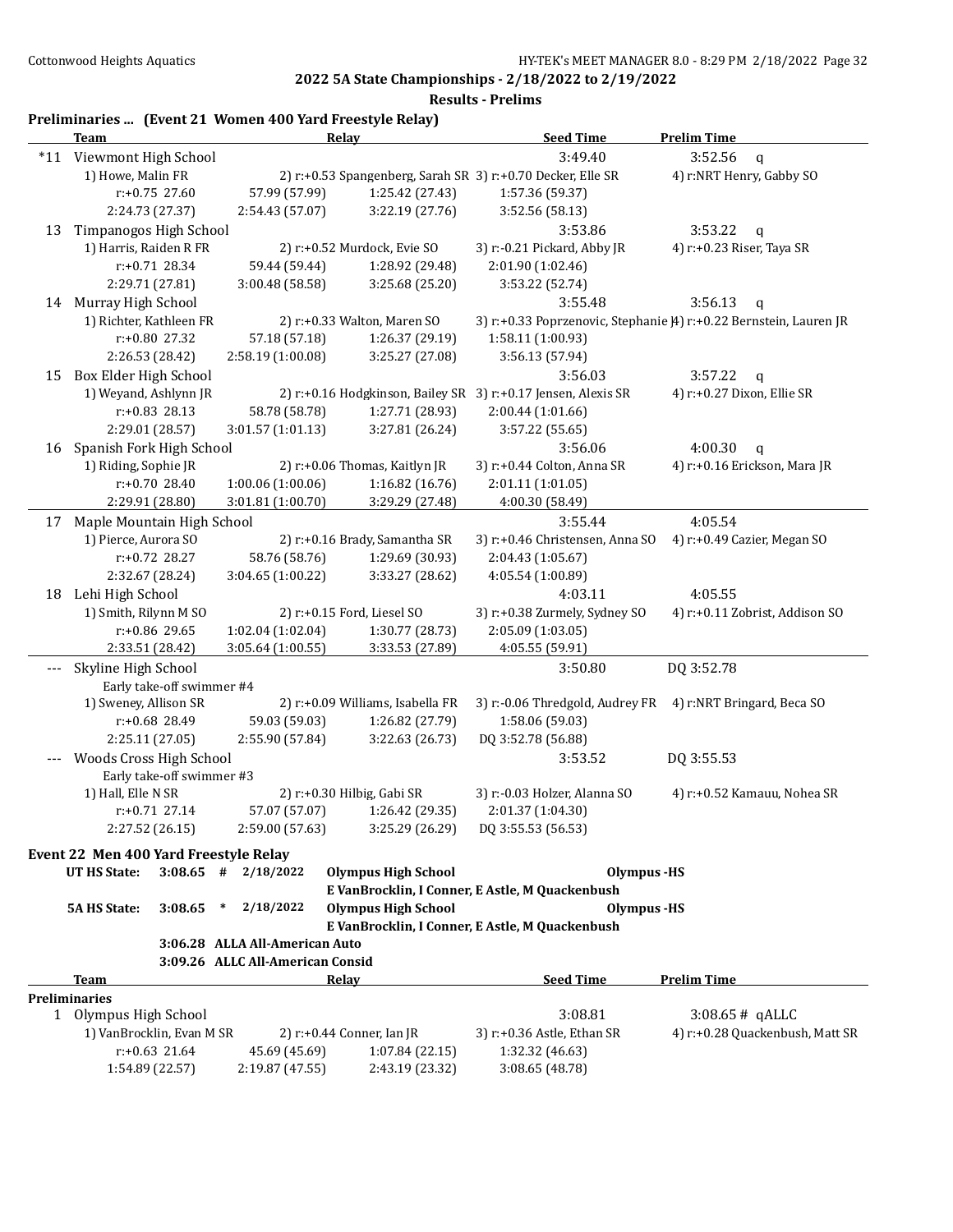## 2022 5A State Championships - 2/18/2022 to 2/19/2022

### Results - Prelims

**Preliminaries ... (Event 21 Women 400 Yard Freestyle Relay)**

| | Team | Relay | | Seed Time | Prelim Time |
|---|---|---|---|---|---|
| *11 | Viewmont High School | | | 3:49.40 | 3:52.56 q |
| | 1) Howe, Malin FR | 2) r:+0.53 Spangenberg, Sarah SR | 3) r:+0.70 Decker, Elle SR | 4) r:NRT Henry, Gabby SO | |
| | r:+0.75 27.60 | 57.99 (57.99) | 1:25.42 (27.43) | 1:57.36 (59.37) | |
| | 2:24.73 (27.37) | 2:54.43 (57.07) | 3:22.19 (27.76) | 3:52.56 (58.13) | |
| 13 | Timpanogos High School | | | 3:53.86 | 3:53.22 q |
| | 1) Harris, Raiden R FR | 2) r:+0.52 Murdock, Evie SO | 3) r:-0.21 Pickard, Abby JR | 4) r:+0.23 Riser, Taya SR | |
| | r:+0.71 28.34 | 59.44 (59.44) | 1:28.92 (29.48) | 2:01.90 (1:02.46) | |
| | 2:29.71 (27.81) | 3:00.48 (58.58) | 3:25.68 (25.20) | 3:53.22 (52.74) | |
| 14 | Murray High School | | | 3:55.48 | 3:56.13 q |
| | 1) Richter, Kathleen FR | 2) r:+0.33 Walton, Maren SO | 3) r:+0.33 Poprzenovic, Stephanie JR | 4) r:+0.22 Bernstein, Lauren JR | |
| | r:+0.80 27.32 | 57.18 (57.18) | 1:26.37 (29.19) | 1:58.11 (1:00.93) | |
| | 2:26.53 (28.42) | 2:58.19 (1:00.08) | 3:25.27 (27.08) | 3:56.13 (57.94) | |
| 15 | Box Elder High School | | | 3:56.03 | 3:57.22 q |
| | 1) Weyand, Ashlynn JR | 2) r:+0.16 Hodgkinson, Bailey SR | 3) r:+0.17 Jensen, Alexis SR | 4) r:+0.27 Dixon, Ellie SR | |
| | r:+0.83 28.13 | 58.78 (58.78) | 1:27.71 (28.93) | 2:00.44 (1:01.66) | |
| | 2:29.01 (28.57) | 3:01.57 (1:01.13) | 3:27.81 (26.24) | 3:57.22 (55.65) | |
| 16 | Spanish Fork High School | | | 3:56.06 | 4:00.30 q |
| | 1) Riding, Sophie JR | 2) r:+0.06 Thomas, Kaitlyn JR | 3) r:+0.44 Colton, Anna SR | 4) r:+0.16 Erickson, Mara JR | |
| | r:+0.70 28.40 | 1:00.06 (1:00.06) | 1:16.82 (16.76) | 2:01.11 (1:01.05) | |
| | 2:29.91 (28.80) | 3:01.81 (1:00.70) | 3:29.29 (27.48) | 4:00.30 (58.49) | |
| 17 | Maple Mountain High School | | | 3:55.44 | 4:05.54 |
| | 1) Pierce, Aurora SO | 2) r:+0.16 Brady, Samantha SR | 3) r:+0.46 Christensen, Anna SO | 4) r:+0.49 Cazier, Megan SO | |
| | r:+0.72 28.27 | 58.76 (58.76) | 1:29.69 (30.93) | 2:04.43 (1:05.67) | |
| | 2:32.67 (28.24) | 3:04.65 (1:00.22) | 3:33.27 (28.62) | 4:05.54 (1:00.89) | |
| 18 | Lehi High School | | | 4:03.11 | 4:05.55 |
| | 1) Smith, Rilynn M SO | 2) r:+0.15 Ford, Liesel SO | 3) r:+0.38 Zurmely, Sydney SO | 4) r:+0.11 Zobrist, Addison SO | |
| | r:+0.86 29.65 | 1:02.04 (1:02.04) | 1:30.77 (28.73) | 2:05.09 (1:03.05) | |
| | 2:33.51 (28.42) | 3:05.64 (1:00.55) | 3:33.53 (27.89) | 4:05.55 (59.91) | |
| --- | Skyline High School | | | 3:50.80 | DQ 3:52.78 |
| | Early take-off swimmer #4 | | | | |
| | 1) Sweney, Allison SR | 2) r:+0.09 Williams, Isabella FR | 3) r:-0.06 Thredgold, Audrey FR | 4) r:NRT Bringard, Beca SO | |
| | r:+0.68 28.49 | 59.03 (59.03) | 1:26.82 (27.79) | 1:58.06 (59.03) | |
| | 2:25.11 (27.05) | 2:55.90 (57.84) | 3:22.63 (26.73) | DQ 3:52.78 (56.88) | |
| --- | Woods Cross High School | | | 3:53.52 | DQ 3:55.53 |
| | Early take-off swimmer #3 | | | | |
| | 1) Hall, Elle N SR | 2) r:+0.30 Hilbig, Gabi SR | 3) r:-0.03 Holzer, Alanna SO | 4) r:+0.52 Kamauu, Nohea SR | |
| | r:+0.71 27.14 | 57.07 (57.07) | 1:26.42 (29.35) | 2:01.37 (1:04.30) | |
| | 2:27.52 (26.15) | 2:59.00 (57.63) | 3:25.29 (26.29) | DQ 3:55.53 (56.53) | |

### Event 22 Men 400 Yard Freestyle Relay

| | | | | | |
|---|---|---|---|---|---|
| UT HS State: | 3:08.65 # | 2/18/2022 | Olympus High School | Olympus -HS | E VanBrocklin, I Conner, E Astle, M Quackenbush |
| 5A HS State: | 3:08.65 * | 2/18/2022 | Olympus High School | Olympus -HS | E VanBrocklin, I Conner, E Astle, M Quackenbush |
| | 3:06.28 | ALLA All-American Auto | | | |
| | 3:09.26 | ALLC All-American Consid | | | |

| | Team | Relay | | Seed Time | Prelim Time |
|---|---|---|---|---|---|
| **Preliminaries** | | | | | |
| 1 | Olympus High School | | | 3:08.81 | 3:08.65 # qALLC |
| | 1) VanBrocklin, Evan M SR | 2) r:+0.44 Conner, Ian JR | 3) r:+0.36 Astle, Ethan SR | 4) r:+0.28 Quackenbush, Matt SR | |
| | r:+0.63 21.64 | 45.69 (45.69) | 1:07.84 (22.15) | 1:32.32 (46.63) | |
| | 1:54.89 (22.57) | 2:19.87 (47.55) | 2:43.19 (23.32) | 3:08.65 (48.78) | |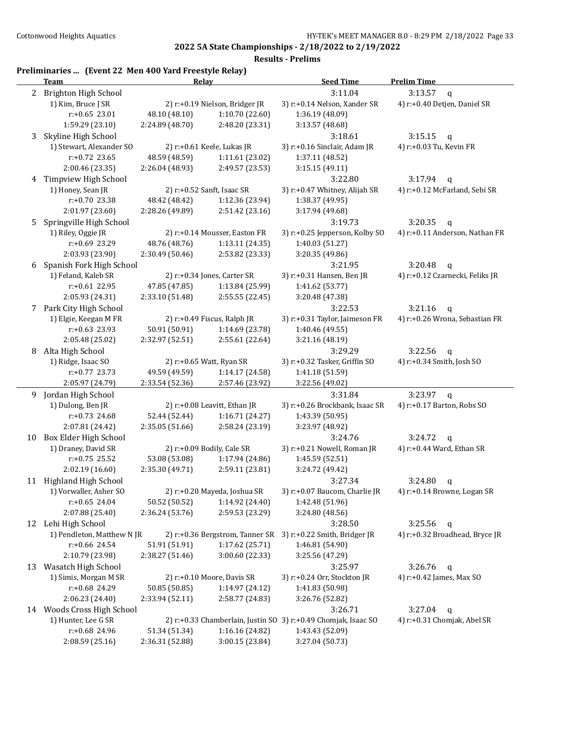## 2022 5A State Championships - 2/18/2022 to 2/19/2022

### Results - Prelims

**Preliminaries ... (Event 22 Men 400 Yard Freestyle Relay)**

| | Team | Relay | | Seed Time | Prelim Time |
|---|---|---|---|---|---|
| 2 | Brighton High School | | | 3:11.04 | 3:13.57 q |
| | 1) Kim, Bruce J SR | 2) r:+0.19 Nielson, Bridger JR | | 3) r:+0.14 Nelson, Xander SR | 4) r:+0.40 Detjen, Daniel SR |
| | r:+0.65 23.01 | 48.10 (48.10) | 1:10.70 (22.60) | 1:36.19 (48.09) | |
| | 1:59.29 (23.10) | 2:24.89 (48.70) | 2:48.20 (23.31) | 3:13.57 (48.68) | |
| 3 | Skyline High School | | | 3:18.61 | 3:15.15 q |
| | 1) Stewart, Alexander SO | 2) r:+0.61 Keele, Lukas JR | | 3) r:+0.16 Sinclair, Adam JR | 4) r:+0.03 Tu, Kevin FR |
| | r:+0.72 23.65 | 48.59 (48.59) | 1:11.61 (23.02) | 1:37.11 (48.52) | |
| | 2:00.46 (23.35) | 2:26.04 (48.93) | 2:49.57 (23.53) | 3:15.15 (49.11) | |
| 4 | Timpview High School | | | 3:22.80 | 3:17.94 q |
| | 1) Honey, Sean JR | 2) r:+0.52 Sanft, Isaac SR | | 3) r:+0.47 Whitney, Alijah SR | 4) r:+0.12 McFarland, Sebi SR |
| | r:+0.70 23.38 | 48.42 (48.42) | 1:12.36 (23.94) | 1:38.37 (49.95) | |
| | 2:01.97 (23.60) | 2:28.26 (49.89) | 2:51.42 (23.16) | 3:17.94 (49.68) | |
| 5 | Springville High School | | | 3:19.73 | 3:20.35 q |
| | 1) Riley, Oggie JR | 2) r:+0.14 Mousser, Easton FR | | 3) r:+0.25 Jepperson, Kolby SO | 4) r:+0.11 Anderson, Nathan FR |
| | r:+0.69 23.29 | 48.76 (48.76) | 1:13.11 (24.35) | 1:40.03 (51.27) | |
| | 2:03.93 (23.90) | 2:30.49 (50.46) | 2:53.82 (23.33) | 3:20.35 (49.86) | |
| 6 | Spanish Fork High School | | | 3:21.95 | 3:20.48 q |
| | 1) Feland, Kaleb SR | 2) r:+0.34 Jones, Carter SR | | 3) r:+0.31 Hansen, Ben JR | 4) r:+0.12 Czarnecki, Feliks JR |
| | r:+0.61 22.95 | 47.85 (47.85) | 1:13.84 (25.99) | 1:41.62 (53.77) | |
| | 2:05.93 (24.31) | 2:33.10 (51.48) | 2:55.55 (22.45) | 3:20.48 (47.38) | |
| 7 | Park City High School | | | 3:22.53 | 3:21.16 q |
| | 1) Elgie, Keegan M FR | 2) r:+0.49 Fiscus, Ralph JR | | 3) r:+0.31 Taylor, Jaimeson FR | 4) r:+0.26 Wrona, Sebastian FR |
| | r:+0.63 23.93 | 50.91 (50.91) | 1:14.69 (23.78) | 1:40.46 (49.55) | |
| | 2:05.48 (25.02) | 2:32.97 (52.51) | 2:55.61 (22.64) | 3:21.16 (48.19) | |
| 8 | Alta High School | | | 3:29.29 | 3:22.56 q |
| | 1) Ridge, Isaac SO | 2) r:+0.65 Watt, Ryan SR | | 3) r:+0.32 Tasker, Griffin SO | 4) r:+0.34 Smith, Josh SO |
| | r:+0.77 23.73 | 49.59 (49.59) | 1:14.17 (24.58) | 1:41.18 (51.59) | |
| | 2:05.97 (24.79) | 2:33.54 (52.36) | 2:57.46 (23.92) | 3:22.56 (49.02) | |
| 9 | Jordan High School | | | 3:31.84 | 3:23.97 q |
| | 1) Dulong, Ben JR | 2) r:+0.08 Leavitt, Ethan JR | | 3) r:+0.26 Brockbank, Isaac SR | 4) r:+0.17 Barton, Robs SO |
| | r:+0.73 24.68 | 52.44 (52.44) | 1:16.71 (24.27) | 1:43.39 (50.95) | |
| | 2:07.81 (24.42) | 2:35.05 (51.66) | 2:58.24 (23.19) | 3:23.97 (48.92) | |
| 10 | Box Elder High School | | | 3:24.76 | 3:24.72 q |
| | 1) Draney, David SR | 2) r:+0.09 Bodily, Cale SR | | 3) r:+0.21 Nowell, Roman JR | 4) r:+0.44 Ward, Ethan SR |
| | r:+0.75 25.52 | 53.08 (53.08) | 1:17.94 (24.86) | 1:45.59 (52.51) | |
| | 2:02.19 (16.60) | 2:35.30 (49.71) | 2:59.11 (23.81) | 3:24.72 (49.42) | |
| 11 | Highland High School | | | 3:27.34 | 3:24.80 q |
| | 1) Vorwaller, Asher SO | 2) r:+0.20 Mayeda, Joshua SR | | 3) r:+0.07 Baucom, Charlie JR | 4) r:+0.14 Browne, Logan SR |
| | r:+0.65 24.04 | 50.52 (50.52) | 1:14.92 (24.40) | 1:42.48 (51.96) | |
| | 2:07.88 (25.40) | 2:36.24 (53.76) | 2:59.53 (23.29) | 3:24.80 (48.56) | |
| 12 | Lehi High School | | | 3:28.50 | 3:25.56 q |
| | 1) Pendleton, Matthew N JR | 2) r:+0.36 Bergstrom, Tanner SR | | 3) r:+0.22 Smith, Bridger JR | 4) r:+0.32 Broadhead, Bryce JR |
| | r:+0.66 24.54 | 51.91 (51.91) | 1:17.62 (25.71) | 1:46.81 (54.90) | |
| | 2:10.79 (23.98) | 2:38.27 (51.46) | 3:00.60 (22.33) | 3:25.56 (47.29) | |
| 13 | Wasatch High School | | | 3:25.97 | 3:26.76 q |
| | 1) Simis, Morgan M SR | 2) r:+0.10 Moore, Davis SR | | 3) r:+0.24 Orr, Stockton JR | 4) r:+0.42 James, Max SO |
| | r:+0.68 24.29 | 50.85 (50.85) | 1:14.97 (24.12) | 1:41.83 (50.98) | |
| | 2:06.23 (24.40) | 2:33.94 (52.11) | 2:58.77 (24.83) | 3:26.76 (52.82) | |
| 14 | Woods Cross High School | | | 3:26.71 | 3:27.04 q |
| | 1) Hunter, Lee G SR | 2) r:+0.33 Chamberlain, Justin SO | | 3) r:+0.49 Chomjak, Isaac SO | 4) r:+0.31 Chomjak, Abel SR |
| | r:+0.68 24.96 | 51.34 (51.34) | 1:16.16 (24.82) | 1:43.43 (52.09) | |
| | 2:08.59 (25.16) | 2:36.31 (52.88) | 3:00.15 (23.84) | 3:27.04 (50.73) | |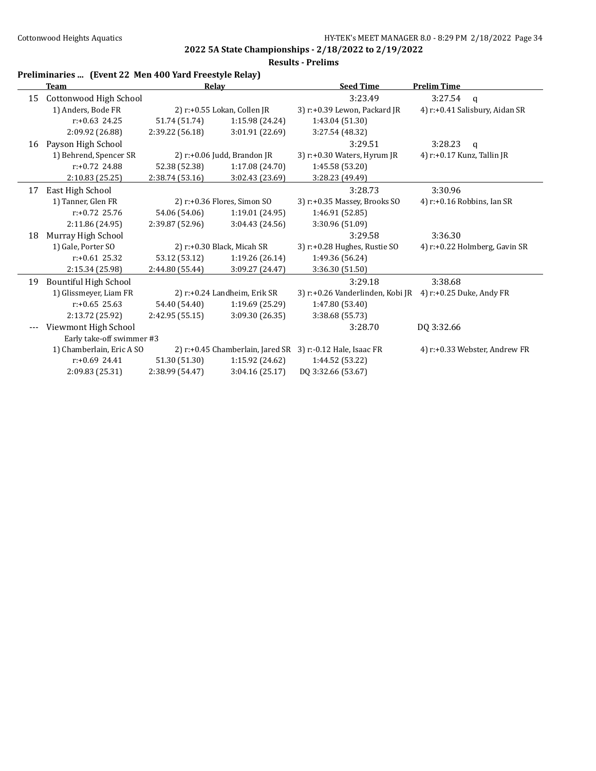**2022 5A State Championships - 2/18/2022 to 2/19/2022**

**Results - Prelims**

### Preliminaries ... (Event 22 Men 400 Yard Freestyle Relay)

| | Team | Relay | | Seed Time | Prelim Time |
|---|---|---|---|---|---|
| 15 | Cottonwood High School | | | 3:23.49 | 3:27.54 q |
| | 1) Anders, Bode FR | 2) r:+0.55 Lokan, Collen JR | | 3) r:+0.39 Lewon, Packard JR | 4) r:+0.41 Salisbury, Aidan SR |
| | r:+0.63 24.25 | 51.74 (51.74) | 1:15.98 (24.24) | 1:43.04 (51.30) | |
| | 2:09.92 (26.88) | 2:39.22 (56.18) | 3:01.91 (22.69) | 3:27.54 (48.32) | |
| 16 | Payson High School | | | 3:29.51 | 3:28.23 q |
| | 1) Behrend, Spencer SR | 2) r:+0.06 Judd, Brandon JR | | 3) r:+0.30 Waters, Hyrum JR | 4) r:+0.17 Kunz, Tallin JR |
| | r:+0.72 24.88 | 52.38 (52.38) | 1:17.08 (24.70) | 1:45.58 (53.20) | |
| | 2:10.83 (25.25) | 2:38.74 (53.16) | 3:02.43 (23.69) | 3:28.23 (49.49) | |
| 17 | East High School | | | 3:28.73 | 3:30.96 |
| | 1) Tanner, Glen FR | 2) r:+0.36 Flores, Simon SO | | 3) r:+0.35 Massey, Brooks SO | 4) r:+0.16 Robbins, Ian SR |
| | r:+0.72 25.76 | 54.06 (54.06) | 1:19.01 (24.95) | 1:46.91 (52.85) | |
| | 2:11.86 (24.95) | 2:39.87 (52.96) | 3:04.43 (24.56) | 3:30.96 (51.09) | |
| 18 | Murray High School | | | 3:29.58 | 3:36.30 |
| | 1) Gale, Porter SO | 2) r:+0.30 Black, Micah SR | | 3) r:+0.28 Hughes, Rustie SO | 4) r:+0.22 Holmberg, Gavin SR |
| | r:+0.61 25.32 | 53.12 (53.12) | 1:19.26 (26.14) | 1:49.36 (56.24) | |
| | 2:15.34 (25.98) | 2:44.80 (55.44) | 3:09.27 (24.47) | 3:36.30 (51.50) | |
| 19 | Bountiful High School | | | 3:29.18 | 3:38.68 |
| | 1) Glissmeyer, Liam FR | 2) r:+0.24 Landheim, Erik SR | | 3) r:+0.26 Vanderlinden, Kobi JR | 4) r:+0.25 Duke, Andy FR |
| | r:+0.65 25.63 | 54.40 (54.40) | 1:19.69 (25.29) | 1:47.80 (53.40) | |
| | 2:13.72 (25.92) | 2:42.95 (55.15) | 3:09.30 (26.35) | 3:38.68 (55.73) | |
| --- | Viewmont High School | | | 3:28.70 | DQ 3:32.66 |
| | Early take-off swimmer #3 | | | | |
| | 1) Chamberlain, Eric A SO | 2) r:+0.45 Chamberlain, Jared SR | | 3) r:-0.12 Hale, Isaac FR | 4) r:+0.33 Webster, Andrew FR |
| | r:+0.69 24.41 | 51.30 (51.30) | 1:15.92 (24.62) | 1:44.52 (53.22) | |
| | 2:09.83 (25.31) | 2:38.99 (54.47) | 3:04.16 (25.17) | DQ 3:32.66 (53.67) | |